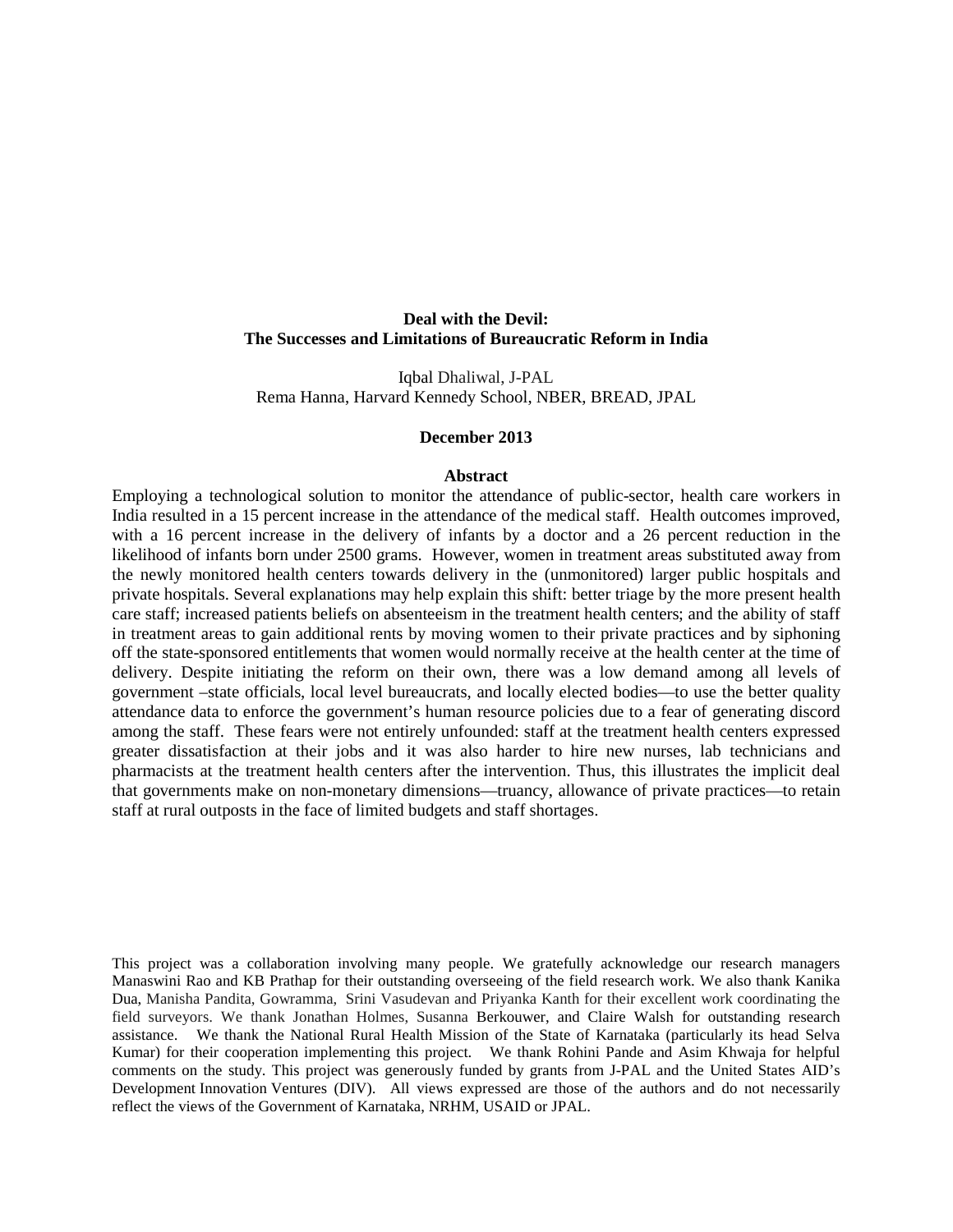**Deal with the Devil:**
**The Successes and Limitations of Bureaucratic Reform in India**

Iqbal Dhaliwal, J-PAL
Rema Hanna, Harvard Kennedy School, NBER, BREAD, JPAL

**December 2013**

**Abstract**

Employing a technological solution to monitor the attendance of public-sector, health care workers in India resulted in a 15 percent increase in the attendance of the medical staff. Health outcomes improved, with a 16 percent increase in the delivery of infants by a doctor and a 26 percent reduction in the likelihood of infants born under 2500 grams. However, women in treatment areas substituted away from the newly monitored health centers towards delivery in the (unmonitored) larger public hospitals and private hospitals. Several explanations may help explain this shift: better triage by the more present health care staff; increased patients beliefs on absenteeism in the treatment health centers; and the ability of staff in treatment areas to gain additional rents by moving women to their private practices and by siphoning off the state-sponsored entitlements that women would normally receive at the health center at the time of delivery. Despite initiating the reform on their own, there was a low demand among all levels of government –state officials, local level bureaucrats, and locally elected bodies—to use the better quality attendance data to enforce the government's human resource policies due to a fear of generating discord among the staff. These fears were not entirely unfounded: staff at the treatment health centers expressed greater dissatisfaction at their jobs and it was also harder to hire new nurses, lab technicians and pharmacists at the treatment health centers after the intervention. Thus, this illustrates the implicit deal that governments make on non-monetary dimensions—truancy, allowance of private practices—to retain staff at rural outposts in the face of limited budgets and staff shortages.

This project was a collaboration involving many people. We gratefully acknowledge our research managers Manaswini Rao and KB Prathap for their outstanding overseeing of the field research work. We also thank Kanika Dua, Manisha Pandita, Gowramma, Srini Vasudevan and Priyanka Kanth for their excellent work coordinating the field surveyors. We thank Jonathan Holmes, Susanna Berkouwer, and Claire Walsh for outstanding research assistance. We thank the National Rural Health Mission of the State of Karnataka (particularly its head Selva Kumar) for their cooperation implementing this project. We thank Rohini Pande and Asim Khwaja for helpful comments on the study. This project was generously funded by grants from J-PAL and the United States AID's Development Innovation Ventures (DIV). All views expressed are those of the authors and do not necessarily reflect the views of the Government of Karnataka, NRHM, USAID or JPAL.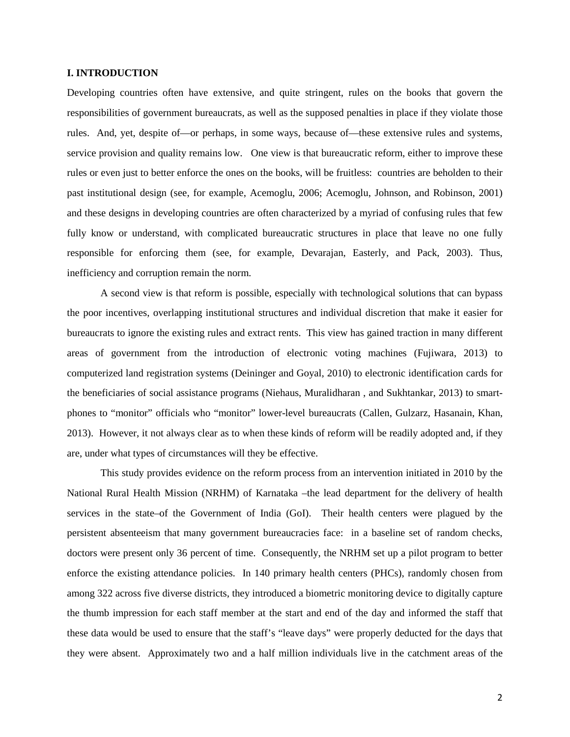**I. INTRODUCTION**

Developing countries often have extensive, and quite stringent, rules on the books that govern the responsibilities of government bureaucrats, as well as the supposed penalties in place if they violate those rules. And, yet, despite of—or perhaps, in some ways, because of—these extensive rules and systems, service provision and quality remains low. One view is that bureaucratic reform, either to improve these rules or even just to better enforce the ones on the books, will be fruitless: countries are beholden to their past institutional design (see, for example, Acemoglu, 2006; Acemoglu, Johnson, and Robinson, 2001) and these designs in developing countries are often characterized by a myriad of confusing rules that few fully know or understand, with complicated bureaucratic structures in place that leave no one fully responsible for enforcing them (see, for example, Devarajan, Easterly, and Pack, 2003). Thus, inefficiency and corruption remain the norm.

A second view is that reform is possible, especially with technological solutions that can bypass the poor incentives, overlapping institutional structures and individual discretion that make it easier for bureaucrats to ignore the existing rules and extract rents. This view has gained traction in many different areas of government from the introduction of electronic voting machines (Fujiwara, 2013) to computerized land registration systems (Deininger and Goyal, 2010) to electronic identification cards for the beneficiaries of social assistance programs (Niehaus, Muralidharan , and Sukhtankar, 2013) to smart-phones to "monitor" officials who "monitor" lower-level bureaucrats (Callen, Gulzarz, Hasanain, Khan, 2013). However, it not always clear as to when these kinds of reform will be readily adopted and, if they are, under what types of circumstances will they be effective.

This study provides evidence on the reform process from an intervention initiated in 2010 by the National Rural Health Mission (NRHM) of Karnataka –the lead department for the delivery of health services in the state–of the Government of India (GoI). Their health centers were plagued by the persistent absenteeism that many government bureaucracies face: in a baseline set of random checks, doctors were present only 36 percent of time. Consequently, the NRHM set up a pilot program to better enforce the existing attendance policies. In 140 primary health centers (PHCs), randomly chosen from among 322 across five diverse districts, they introduced a biometric monitoring device to digitally capture the thumb impression for each staff member at the start and end of the day and informed the staff that these data would be used to ensure that the staff's "leave days" were properly deducted for the days that they were absent. Approximately two and a half million individuals live in the catchment areas of the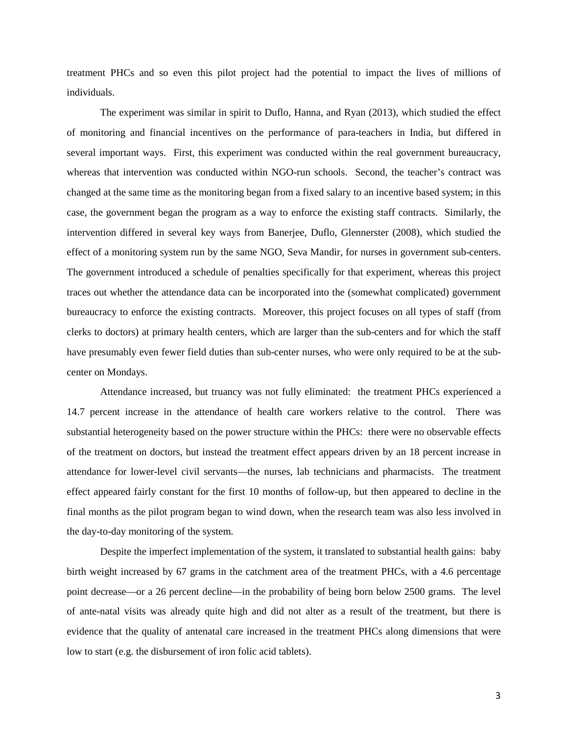treatment PHCs and so even this pilot project had the potential to impact the lives of millions of individuals.

The experiment was similar in spirit to Duflo, Hanna, and Ryan (2013), which studied the effect of monitoring and financial incentives on the performance of para-teachers in India, but differed in several important ways. First, this experiment was conducted within the real government bureaucracy, whereas that intervention was conducted within NGO-run schools. Second, the teacher's contract was changed at the same time as the monitoring began from a fixed salary to an incentive based system; in this case, the government began the program as a way to enforce the existing staff contracts. Similarly, the intervention differed in several key ways from Banerjee, Duflo, Glennerster (2008), which studied the effect of a monitoring system run by the same NGO, Seva Mandir, for nurses in government sub-centers. The government introduced a schedule of penalties specifically for that experiment, whereas this project traces out whether the attendance data can be incorporated into the (somewhat complicated) government bureaucracy to enforce the existing contracts. Moreover, this project focuses on all types of staff (from clerks to doctors) at primary health centers, which are larger than the sub-centers and for which the staff have presumably even fewer field duties than sub-center nurses, who were only required to be at the sub-center on Mondays.

Attendance increased, but truancy was not fully eliminated: the treatment PHCs experienced a 14.7 percent increase in the attendance of health care workers relative to the control. There was substantial heterogeneity based on the power structure within the PHCs: there were no observable effects of the treatment on doctors, but instead the treatment effect appears driven by an 18 percent increase in attendance for lower-level civil servants—the nurses, lab technicians and pharmacists. The treatment effect appeared fairly constant for the first 10 months of follow-up, but then appeared to decline in the final months as the pilot program began to wind down, when the research team was also less involved in the day-to-day monitoring of the system.

Despite the imperfect implementation of the system, it translated to substantial health gains: baby birth weight increased by 67 grams in the catchment area of the treatment PHCs, with a 4.6 percentage point decrease—or a 26 percent decline—in the probability of being born below 2500 grams. The level of ante-natal visits was already quite high and did not alter as a result of the treatment, but there is evidence that the quality of antenatal care increased in the treatment PHCs along dimensions that were low to start (e.g. the disbursement of iron folic acid tablets).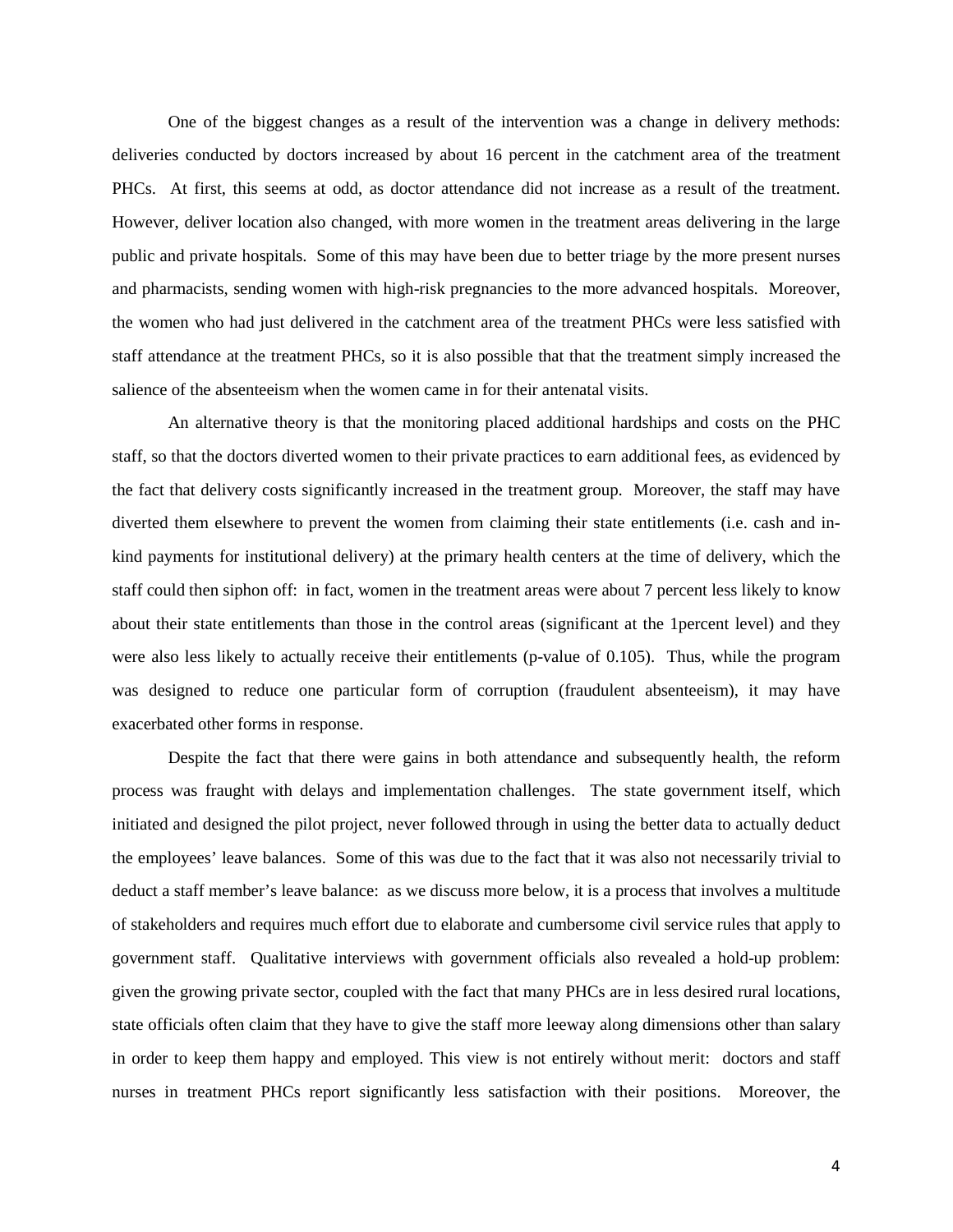One of the biggest changes as a result of the intervention was a change in delivery methods: deliveries conducted by doctors increased by about 16 percent in the catchment area of the treatment PHCs. At first, this seems at odd, as doctor attendance did not increase as a result of the treatment. However, deliver location also changed, with more women in the treatment areas delivering in the large public and private hospitals. Some of this may have been due to better triage by the more present nurses and pharmacists, sending women with high-risk pregnancies to the more advanced hospitals. Moreover, the women who had just delivered in the catchment area of the treatment PHCs were less satisfied with staff attendance at the treatment PHCs, so it is also possible that that the treatment simply increased the salience of the absenteeism when the women came in for their antenatal visits.

An alternative theory is that the monitoring placed additional hardships and costs on the PHC staff, so that the doctors diverted women to their private practices to earn additional fees, as evidenced by the fact that delivery costs significantly increased in the treatment group. Moreover, the staff may have diverted them elsewhere to prevent the women from claiming their state entitlements (i.e. cash and in-kind payments for institutional delivery) at the primary health centers at the time of delivery, which the staff could then siphon off: in fact, women in the treatment areas were about 7 percent less likely to know about their state entitlements than those in the control areas (significant at the 1percent level) and they were also less likely to actually receive their entitlements (p-value of 0.105). Thus, while the program was designed to reduce one particular form of corruption (fraudulent absenteeism), it may have exacerbated other forms in response.

Despite the fact that there were gains in both attendance and subsequently health, the reform process was fraught with delays and implementation challenges. The state government itself, which initiated and designed the pilot project, never followed through in using the better data to actually deduct the employees' leave balances. Some of this was due to the fact that it was also not necessarily trivial to deduct a staff member's leave balance: as we discuss more below, it is a process that involves a multitude of stakeholders and requires much effort due to elaborate and cumbersome civil service rules that apply to government staff. Qualitative interviews with government officials also revealed a hold-up problem: given the growing private sector, coupled with the fact that many PHCs are in less desired rural locations, state officials often claim that they have to give the staff more leeway along dimensions other than salary in order to keep them happy and employed. This view is not entirely without merit: doctors and staff nurses in treatment PHCs report significantly less satisfaction with their positions. Moreover, the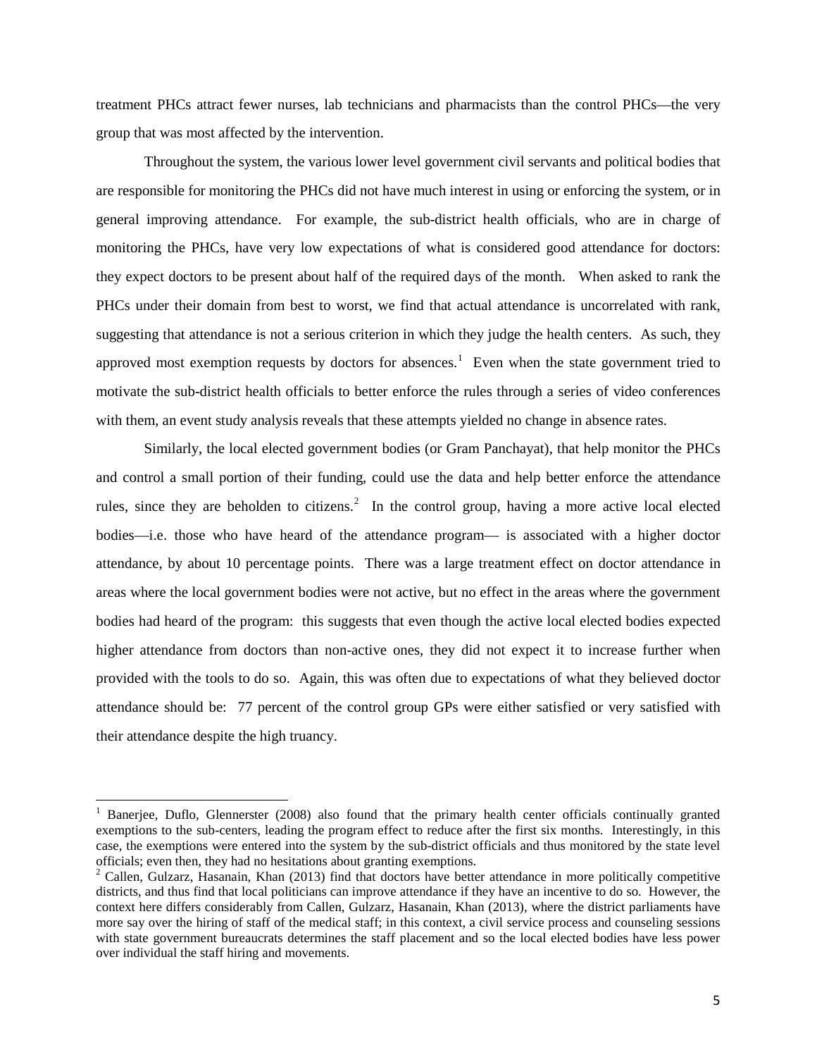treatment PHCs attract fewer nurses, lab technicians and pharmacists than the control PHCs—the very group that was most affected by the intervention.

Throughout the system, the various lower level government civil servants and political bodies that are responsible for monitoring the PHCs did not have much interest in using or enforcing the system, or in general improving attendance. For example, the sub-district health officials, who are in charge of monitoring the PHCs, have very low expectations of what is considered good attendance for doctors: they expect doctors to be present about half of the required days of the month. When asked to rank the PHCs under their domain from best to worst, we find that actual attendance is uncorrelated with rank, suggesting that attendance is not a serious criterion in which they judge the health centers. As such, they approved most exemption requests by doctors for absences.[1] Even when the state government tried to motivate the sub-district health officials to better enforce the rules through a series of video conferences with them, an event study analysis reveals that these attempts yielded no change in absence rates.

Similarly, the local elected government bodies (or Gram Panchayat), that help monitor the PHCs and control a small portion of their funding, could use the data and help better enforce the attendance rules, since they are beholden to citizens.[2] In the control group, having a more active local elected bodies—i.e. those who have heard of the attendance program— is associated with a higher doctor attendance, by about 10 percentage points. There was a large treatment effect on doctor attendance in areas where the local government bodies were not active, but no effect in the areas where the government bodies had heard of the program: this suggests that even though the active local elected bodies expected higher attendance from doctors than non-active ones, they did not expect it to increase further when provided with the tools to do so. Again, this was often due to expectations of what they believed doctor attendance should be: 77 percent of the control group GPs were either satisfied or very satisfied with their attendance despite the high truancy.

---

[1] Banerjee, Duflo, Glennerster (2008) also found that the primary health center officials continually granted exemptions to the sub-centers, leading the program effect to reduce after the first six months. Interestingly, in this case, the exemptions were entered into the system by the sub-district officials and thus monitored by the state level officials; even then, they had no hesitations about granting exemptions.

[2] Callen, Gulzarz, Hasanain, Khan (2013) find that doctors have better attendance in more politically competitive districts, and thus find that local politicians can improve attendance if they have an incentive to do so. However, the context here differs considerably from Callen, Gulzarz, Hasanain, Khan (2013), where the district parliaments have more say over the hiring of staff of the medical staff; in this context, a civil service process and counseling sessions with state government bureaucrats determines the staff placement and so the local elected bodies have less power over individual the staff hiring and movements.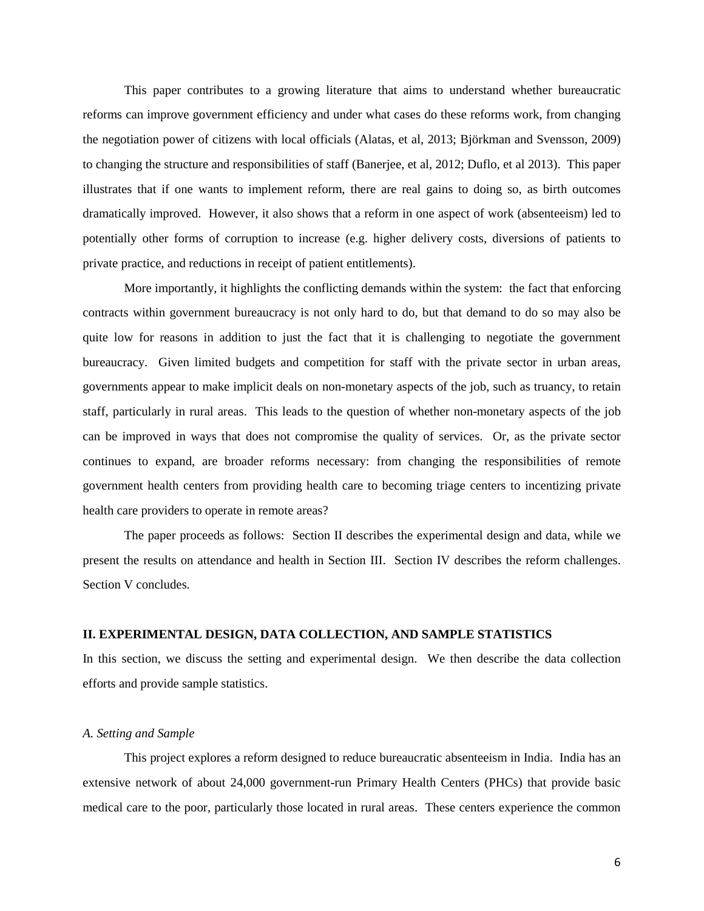This paper contributes to a growing literature that aims to understand whether bureaucratic reforms can improve government efficiency and under what cases do these reforms work, from changing the negotiation power of citizens with local officials (Alatas, et al, 2013; Björkman and Svensson, 2009) to changing the structure and responsibilities of staff (Banerjee, et al, 2012; Duflo, et al 2013). This paper illustrates that if one wants to implement reform, there are real gains to doing so, as birth outcomes dramatically improved. However, it also shows that a reform in one aspect of work (absenteeism) led to potentially other forms of corruption to increase (e.g. higher delivery costs, diversions of patients to private practice, and reductions in receipt of patient entitlements).

More importantly, it highlights the conflicting demands within the system: the fact that enforcing contracts within government bureaucracy is not only hard to do, but that demand to do so may also be quite low for reasons in addition to just the fact that it is challenging to negotiate the government bureaucracy. Given limited budgets and competition for staff with the private sector in urban areas, governments appear to make implicit deals on non-monetary aspects of the job, such as truancy, to retain staff, particularly in rural areas. This leads to the question of whether non-monetary aspects of the job can be improved in ways that does not compromise the quality of services. Or, as the private sector continues to expand, are broader reforms necessary: from changing the responsibilities of remote government health centers from providing health care to becoming triage centers to incentizing private health care providers to operate in remote areas?

The paper proceeds as follows: Section II describes the experimental design and data, while we present the results on attendance and health in Section III. Section IV describes the reform challenges. Section V concludes.

## II. EXPERIMENTAL DESIGN, DATA COLLECTION, AND SAMPLE STATISTICS

In this section, we discuss the setting and experimental design. We then describe the data collection efforts and provide sample statistics.

### *A. Setting and Sample*

This project explores a reform designed to reduce bureaucratic absenteeism in India. India has an extensive network of about 24,000 government-run Primary Health Centers (PHCs) that provide basic medical care to the poor, particularly those located in rural areas. These centers experience the common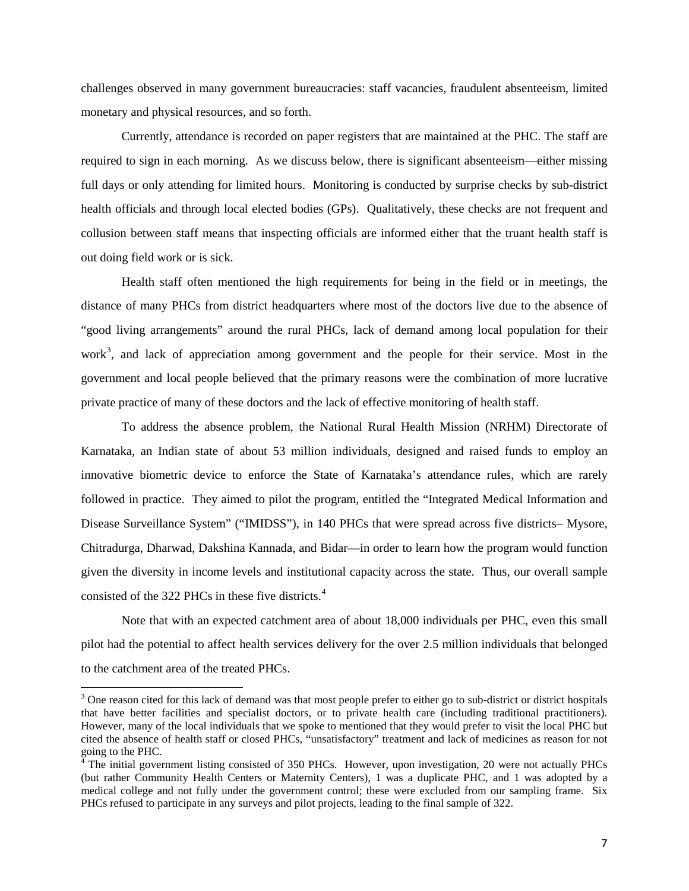challenges observed in many government bureaucracies: staff vacancies, fraudulent absenteeism, limited monetary and physical resources, and so forth.

Currently, attendance is recorded on paper registers that are maintained at the PHC. The staff are required to sign in each morning. As we discuss below, there is significant absenteeism—either missing full days or only attending for limited hours. Monitoring is conducted by surprise checks by sub-district health officials and through local elected bodies (GPs). Qualitatively, these checks are not frequent and collusion between staff means that inspecting officials are informed either that the truant health staff is out doing field work or is sick.

Health staff often mentioned the high requirements for being in the field or in meetings, the distance of many PHCs from district headquarters where most of the doctors live due to the absence of "good living arrangements" around the rural PHCs, lack of demand among local population for their work[3], and lack of appreciation among government and the people for their service. Most in the government and local people believed that the primary reasons were the combination of more lucrative private practice of many of these doctors and the lack of effective monitoring of health staff.

To address the absence problem, the National Rural Health Mission (NRHM) Directorate of Karnataka, an Indian state of about 53 million individuals, designed and raised funds to employ an innovative biometric device to enforce the State of Karnataka's attendance rules, which are rarely followed in practice. They aimed to pilot the program, entitled the "Integrated Medical Information and Disease Surveillance System" ("IMIDSS"), in 140 PHCs that were spread across five districts– Mysore, Chitradurga, Dharwad, Dakshina Kannada, and Bidar—in order to learn how the program would function given the diversity in income levels and institutional capacity across the state. Thus, our overall sample consisted of the 322 PHCs in these five districts.[4]

Note that with an expected catchment area of about 18,000 individuals per PHC, even this small pilot had the potential to affect health services delivery for the over 2.5 million individuals that belonged to the catchment area of the treated PHCs.

[3] One reason cited for this lack of demand was that most people prefer to either go to sub-district or district hospitals that have better facilities and specialist doctors, or to private health care (including traditional practitioners). However, many of the local individuals that we spoke to mentioned that they would prefer to visit the local PHC but cited the absence of health staff or closed PHCs, "unsatisfactory" treatment and lack of medicines as reason for not going to the PHC.

[4] The initial government listing consisted of 350 PHCs. However, upon investigation, 20 were not actually PHCs (but rather Community Health Centers or Maternity Centers), 1 was a duplicate PHC, and 1 was adopted by a medical college and not fully under the government control; these were excluded from our sampling frame. Six PHCs refused to participate in any surveys and pilot projects, leading to the final sample of 322.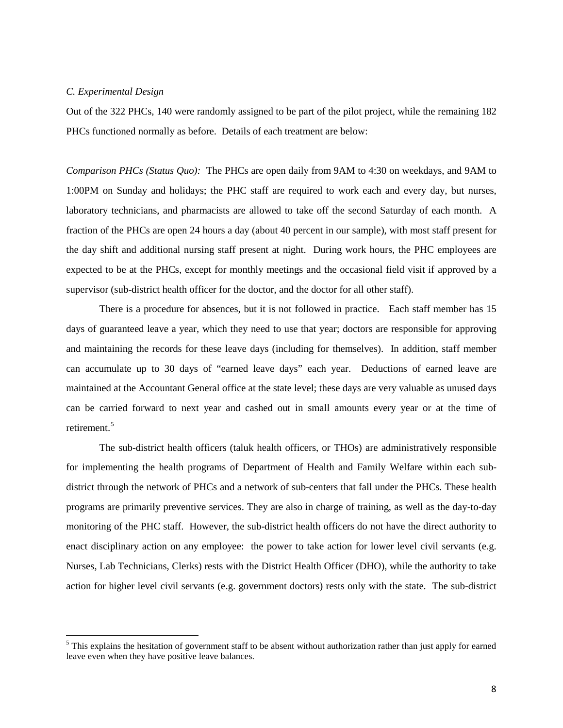*C. Experimental Design*

Out of the 322 PHCs, 140 were randomly assigned to be part of the pilot project, while the remaining 182 PHCs functioned normally as before. Details of each treatment are below:

*Comparison PHCs (Status Quo):* The PHCs are open daily from 9AM to 4:30 on weekdays, and 9AM to 1:00PM on Sunday and holidays; the PHC staff are required to work each and every day, but nurses, laboratory technicians, and pharmacists are allowed to take off the second Saturday of each month. A fraction of the PHCs are open 24 hours a day (about 40 percent in our sample), with most staff present for the day shift and additional nursing staff present at night. During work hours, the PHC employees are expected to be at the PHCs, except for monthly meetings and the occasional field visit if approved by a supervisor (sub-district health officer for the doctor, and the doctor for all other staff).

There is a procedure for absences, but it is not followed in practice. Each staff member has 15 days of guaranteed leave a year, which they need to use that year; doctors are responsible for approving and maintaining the records for these leave days (including for themselves). In addition, staff member can accumulate up to 30 days of "earned leave days" each year. Deductions of earned leave are maintained at the Accountant General office at the state level; these days are very valuable as unused days can be carried forward to next year and cashed out in small amounts every year or at the time of retirement.[5]

The sub-district health officers (taluk health officers, or THOs) are administratively responsible for implementing the health programs of Department of Health and Family Welfare within each sub-district through the network of PHCs and a network of sub-centers that fall under the PHCs. These health programs are primarily preventive services. They are also in charge of training, as well as the day-to-day monitoring of the PHC staff. However, the sub-district health officers do not have the direct authority to enact disciplinary action on any employee: the power to take action for lower level civil servants (e.g. Nurses, Lab Technicians, Clerks) rests with the District Health Officer (DHO), while the authority to take action for higher level civil servants (e.g. government doctors) rests only with the state. The sub-district

---

[5] This explains the hesitation of government staff to be absent without authorization rather than just apply for earned leave even when they have positive leave balances.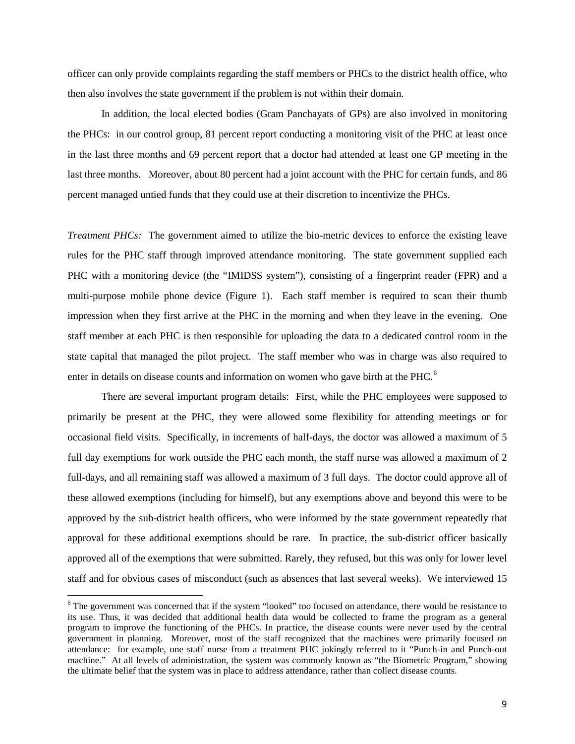officer can only provide complaints regarding the staff members or PHCs to the district health office, who then also involves the state government if the problem is not within their domain.

In addition, the local elected bodies (Gram Panchayats of GPs) are also involved in monitoring the PHCs: in our control group, 81 percent report conducting a monitoring visit of the PHC at least once in the last three months and 69 percent report that a doctor had attended at least one GP meeting in the last three months. Moreover, about 80 percent had a joint account with the PHC for certain funds, and 86 percent managed untied funds that they could use at their discretion to incentivize the PHCs.

*Treatment PHCs:* The government aimed to utilize the bio-metric devices to enforce the existing leave rules for the PHC staff through improved attendance monitoring. The state government supplied each PHC with a monitoring device (the "IMIDSS system"), consisting of a fingerprint reader (FPR) and a multi-purpose mobile phone device (Figure 1). Each staff member is required to scan their thumb impression when they first arrive at the PHC in the morning and when they leave in the evening. One staff member at each PHC is then responsible for uploading the data to a dedicated control room in the state capital that managed the pilot project. The staff member who was in charge was also required to enter in details on disease counts and information on women who gave birth at the PHC.[6]

There are several important program details: First, while the PHC employees were supposed to primarily be present at the PHC, they were allowed some flexibility for attending meetings or for occasional field visits. Specifically, in increments of half-days, the doctor was allowed a maximum of 5 full day exemptions for work outside the PHC each month, the staff nurse was allowed a maximum of 2 full-days, and all remaining staff was allowed a maximum of 3 full days. The doctor could approve all of these allowed exemptions (including for himself), but any exemptions above and beyond this were to be approved by the sub-district health officers, who were informed by the state government repeatedly that approval for these additional exemptions should be rare. In practice, the sub-district officer basically approved all of the exemptions that were submitted. Rarely, they refused, but this was only for lower level staff and for obvious cases of misconduct (such as absences that last several weeks). We interviewed 15

[6] The government was concerned that if the system "looked" too focused on attendance, there would be resistance to its use. Thus, it was decided that additional health data would be collected to frame the program as a general program to improve the functioning of the PHCs. In practice, the disease counts were never used by the central government in planning. Moreover, most of the staff recognized that the machines were primarily focused on attendance: for example, one staff nurse from a treatment PHC jokingly referred to it "Punch-in and Punch-out machine." At all levels of administration, the system was commonly known as "the Biometric Program," showing the ultimate belief that the system was in place to address attendance, rather than collect disease counts.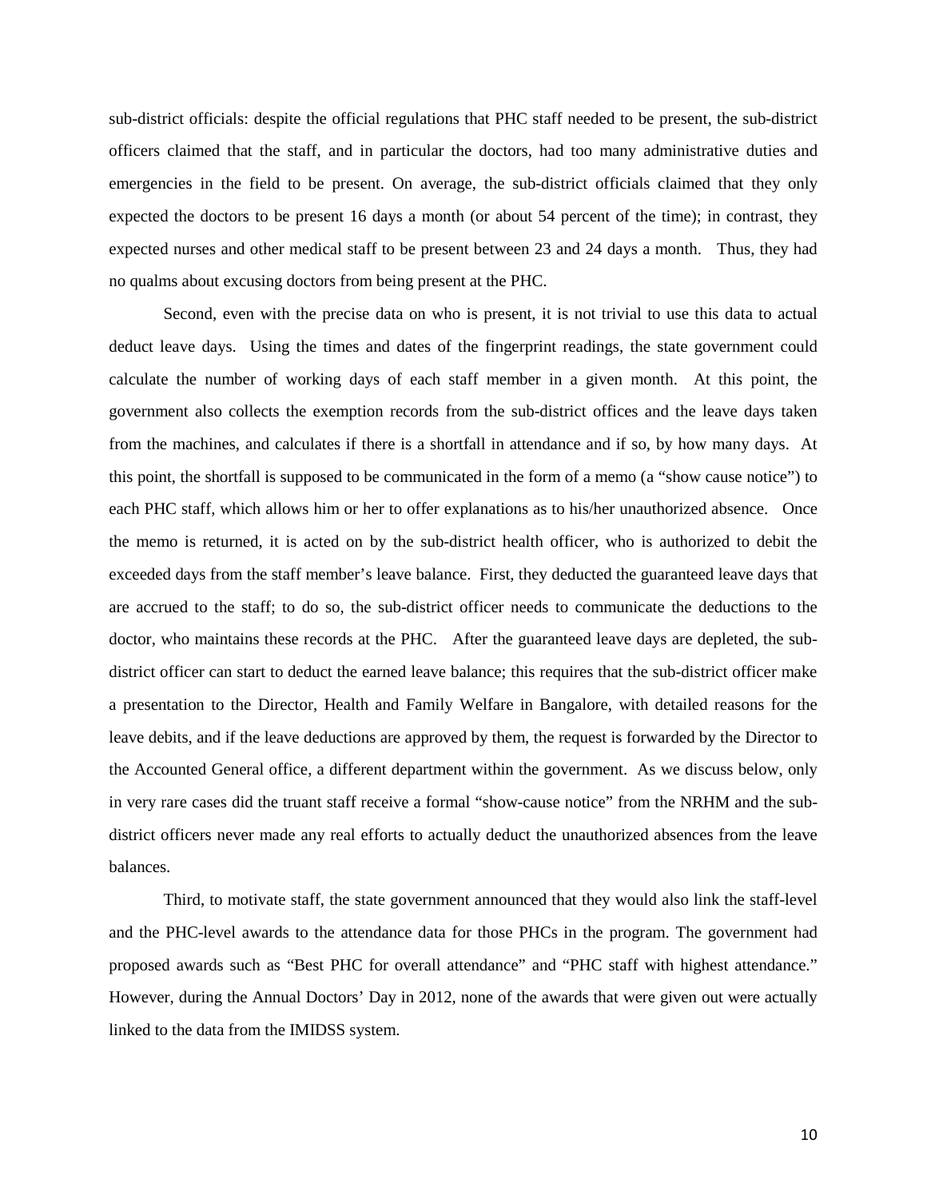sub-district officials: despite the official regulations that PHC staff needed to be present, the sub-district officers claimed that the staff, and in particular the doctors, had too many administrative duties and emergencies in the field to be present. On average, the sub-district officials claimed that they only expected the doctors to be present 16 days a month (or about 54 percent of the time); in contrast, they expected nurses and other medical staff to be present between 23 and 24 days a month. Thus, they had no qualms about excusing doctors from being present at the PHC.

Second, even with the precise data on who is present, it is not trivial to use this data to actual deduct leave days. Using the times and dates of the fingerprint readings, the state government could calculate the number of working days of each staff member in a given month. At this point, the government also collects the exemption records from the sub-district offices and the leave days taken from the machines, and calculates if there is a shortfall in attendance and if so, by how many days. At this point, the shortfall is supposed to be communicated in the form of a memo (a "show cause notice") to each PHC staff, which allows him or her to offer explanations as to his/her unauthorized absence. Once the memo is returned, it is acted on by the sub-district health officer, who is authorized to debit the exceeded days from the staff member's leave balance. First, they deducted the guaranteed leave days that are accrued to the staff; to do so, the sub-district officer needs to communicate the deductions to the doctor, who maintains these records at the PHC. After the guaranteed leave days are depleted, the sub-district officer can start to deduct the earned leave balance; this requires that the sub-district officer make a presentation to the Director, Health and Family Welfare in Bangalore, with detailed reasons for the leave debits, and if the leave deductions are approved by them, the request is forwarded by the Director to the Accounted General office, a different department within the government. As we discuss below, only in very rare cases did the truant staff receive a formal "show-cause notice" from the NRHM and the sub-district officers never made any real efforts to actually deduct the unauthorized absences from the leave balances.

Third, to motivate staff, the state government announced that they would also link the staff-level and the PHC-level awards to the attendance data for those PHCs in the program. The government had proposed awards such as "Best PHC for overall attendance" and "PHC staff with highest attendance." However, during the Annual Doctors' Day in 2012, none of the awards that were given out were actually linked to the data from the IMIDSS system.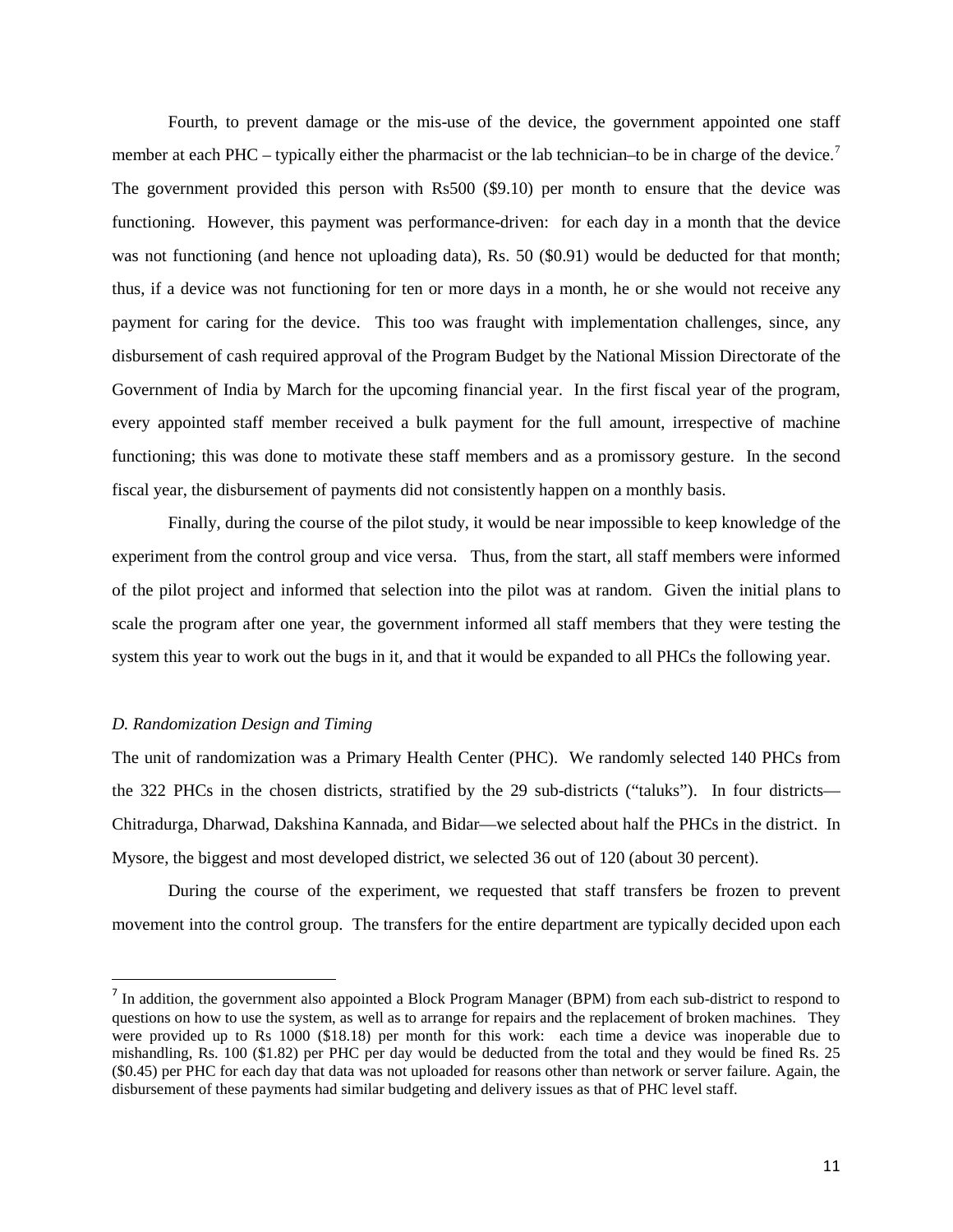Fourth, to prevent damage or the mis-use of the device, the government appointed one staff member at each PHC – typically either the pharmacist or the lab technician–to be in charge of the device.[7] The government provided this person with Rs500 ($9.10) per month to ensure that the device was functioning. However, this payment was performance-driven: for each day in a month that the device was not functioning (and hence not uploading data), Rs. 50 ($0.91) would be deducted for that month; thus, if a device was not functioning for ten or more days in a month, he or she would not receive any payment for caring for the device. This too was fraught with implementation challenges, since, any disbursement of cash required approval of the Program Budget by the National Mission Directorate of the Government of India by March for the upcoming financial year. In the first fiscal year of the program, every appointed staff member received a bulk payment for the full amount, irrespective of machine functioning; this was done to motivate these staff members and as a promissory gesture. In the second fiscal year, the disbursement of payments did not consistently happen on a monthly basis.

Finally, during the course of the pilot study, it would be near impossible to keep knowledge of the experiment from the control group and vice versa. Thus, from the start, all staff members were informed of the pilot project and informed that selection into the pilot was at random. Given the initial plans to scale the program after one year, the government informed all staff members that they were testing the system this year to work out the bugs in it, and that it would be expanded to all PHCs the following year.

*D. Randomization Design and Timing*

The unit of randomization was a Primary Health Center (PHC). We randomly selected 140 PHCs from the 322 PHCs in the chosen districts, stratified by the 29 sub-districts ("taluks"). In four districts—Chitradurga, Dharwad, Dakshina Kannada, and Bidar—we selected about half the PHCs in the district. In Mysore, the biggest and most developed district, we selected 36 out of 120 (about 30 percent).

During the course of the experiment, we requested that staff transfers be frozen to prevent movement into the control group. The transfers for the entire department are typically decided upon each

[7] In addition, the government also appointed a Block Program Manager (BPM) from each sub-district to respond to questions on how to use the system, as well as to arrange for repairs and the replacement of broken machines. They were provided up to Rs 1000 ($18.18) per month for this work: each time a device was inoperable due to mishandling, Rs. 100 ($1.82) per PHC per day would be deducted from the total and they would be fined Rs. 25 ($0.45) per PHC for each day that data was not uploaded for reasons other than network or server failure. Again, the disbursement of these payments had similar budgeting and delivery issues as that of PHC level staff.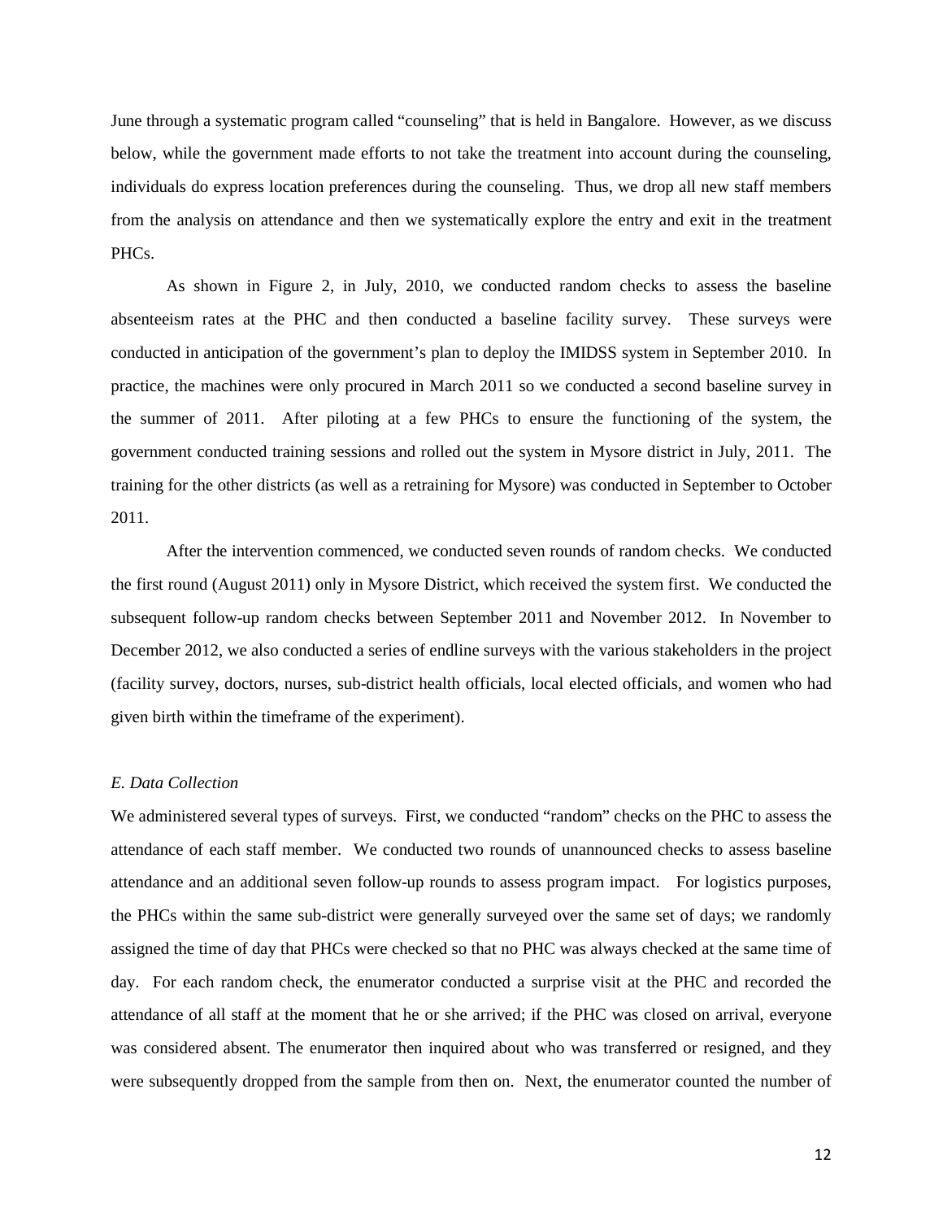June through a systematic program called "counseling" that is held in Bangalore. However, as we discuss below, while the government made efforts to not take the treatment into account during the counseling, individuals do express location preferences during the counseling. Thus, we drop all new staff members from the analysis on attendance and then we systematically explore the entry and exit in the treatment PHCs.

As shown in Figure 2, in July, 2010, we conducted random checks to assess the baseline absenteeism rates at the PHC and then conducted a baseline facility survey. These surveys were conducted in anticipation of the government's plan to deploy the IMIDSS system in September 2010. In practice, the machines were only procured in March 2011 so we conducted a second baseline survey in the summer of 2011. After piloting at a few PHCs to ensure the functioning of the system, the government conducted training sessions and rolled out the system in Mysore district in July, 2011. The training for the other districts (as well as a retraining for Mysore) was conducted in September to October 2011.

After the intervention commenced, we conducted seven rounds of random checks. We conducted the first round (August 2011) only in Mysore District, which received the system first. We conducted the subsequent follow-up random checks between September 2011 and November 2012. In November to December 2012, we also conducted a series of endline surveys with the various stakeholders in the project (facility survey, doctors, nurses, sub-district health officials, local elected officials, and women who had given birth within the timeframe of the experiment).

### *E. Data Collection*

We administered several types of surveys. First, we conducted "random" checks on the PHC to assess the attendance of each staff member. We conducted two rounds of unannounced checks to assess baseline attendance and an additional seven follow-up rounds to assess program impact. For logistics purposes, the PHCs within the same sub-district were generally surveyed over the same set of days; we randomly assigned the time of day that PHCs were checked so that no PHC was always checked at the same time of day. For each random check, the enumerator conducted a surprise visit at the PHC and recorded the attendance of all staff at the moment that he or she arrived; if the PHC was closed on arrival, everyone was considered absent. The enumerator then inquired about who was transferred or resigned, and they were subsequently dropped from the sample from then on. Next, the enumerator counted the number of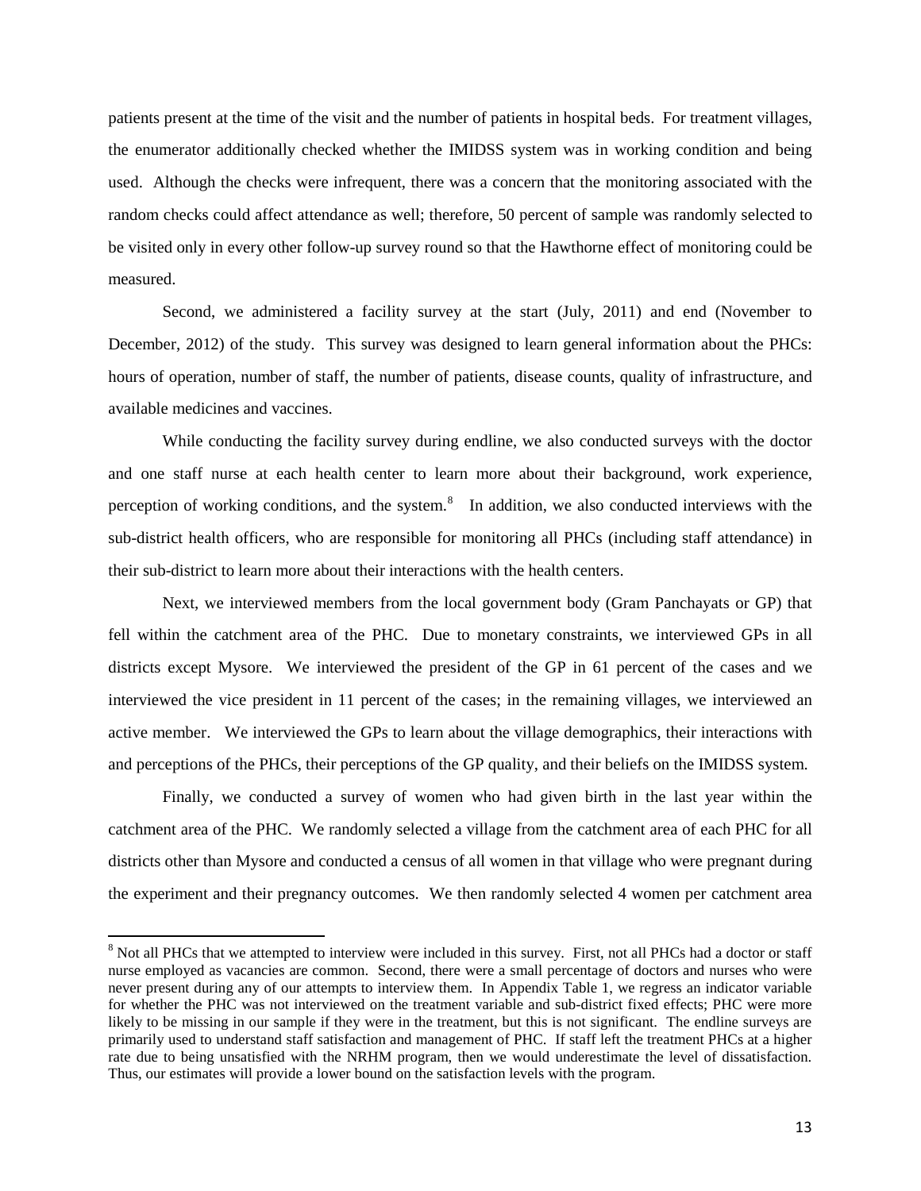patients present at the time of the visit and the number of patients in hospital beds. For treatment villages, the enumerator additionally checked whether the IMIDSS system was in working condition and being used. Although the checks were infrequent, there was a concern that the monitoring associated with the random checks could affect attendance as well; therefore, 50 percent of sample was randomly selected to be visited only in every other follow-up survey round so that the Hawthorne effect of monitoring could be measured.

Second, we administered a facility survey at the start (July, 2011) and end (November to December, 2012) of the study. This survey was designed to learn general information about the PHCs: hours of operation, number of staff, the number of patients, disease counts, quality of infrastructure, and available medicines and vaccines.

While conducting the facility survey during endline, we also conducted surveys with the doctor and one staff nurse at each health center to learn more about their background, work experience, perception of working conditions, and the system.[8] In addition, we also conducted interviews with the sub-district health officers, who are responsible for monitoring all PHCs (including staff attendance) in their sub-district to learn more about their interactions with the health centers.

Next, we interviewed members from the local government body (Gram Panchayats or GP) that fell within the catchment area of the PHC. Due to monetary constraints, we interviewed GPs in all districts except Mysore. We interviewed the president of the GP in 61 percent of the cases and we interviewed the vice president in 11 percent of the cases; in the remaining villages, we interviewed an active member. We interviewed the GPs to learn about the village demographics, their interactions with and perceptions of the PHCs, their perceptions of the GP quality, and their beliefs on the IMIDSS system.

Finally, we conducted a survey of women who had given birth in the last year within the catchment area of the PHC. We randomly selected a village from the catchment area of each PHC for all districts other than Mysore and conducted a census of all women in that village who were pregnant during the experiment and their pregnancy outcomes. We then randomly selected 4 women per catchment area

[8] Not all PHCs that we attempted to interview were included in this survey. First, not all PHCs had a doctor or staff nurse employed as vacancies are common. Second, there were a small percentage of doctors and nurses who were never present during any of our attempts to interview them. In Appendix Table 1, we regress an indicator variable for whether the PHC was not interviewed on the treatment variable and sub-district fixed effects; PHC were more likely to be missing in our sample if they were in the treatment, but this is not significant. The endline surveys are primarily used to understand staff satisfaction and management of PHC. If staff left the treatment PHCs at a higher rate due to being unsatisfied with the NRHM program, then we would underestimate the level of dissatisfaction. Thus, our estimates will provide a lower bound on the satisfaction levels with the program.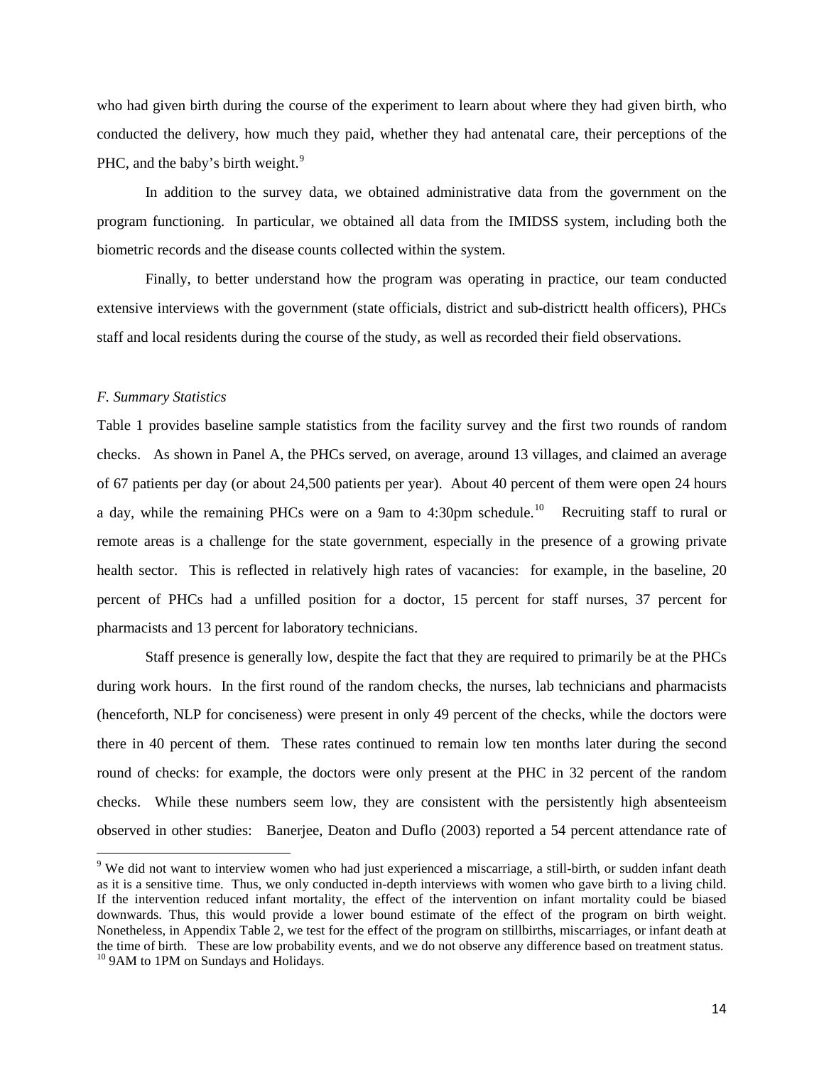who had given birth during the course of the experiment to learn about where they had given birth, who conducted the delivery, how much they paid, whether they had antenatal care, their perceptions of the PHC, and the baby's birth weight.[9]

In addition to the survey data, we obtained administrative data from the government on the program functioning. In particular, we obtained all data from the IMIDSS system, including both the biometric records and the disease counts collected within the system.

Finally, to better understand how the program was operating in practice, our team conducted extensive interviews with the government (state officials, district and sub-districtt health officers), PHCs staff and local residents during the course of the study, as well as recorded their field observations.

### *F. Summary Statistics*

Table 1 provides baseline sample statistics from the facility survey and the first two rounds of random checks. As shown in Panel A, the PHCs served, on average, around 13 villages, and claimed an average of 67 patients per day (or about 24,500 patients per year). About 40 percent of them were open 24 hours a day, while the remaining PHCs were on a 9am to 4:30pm schedule.[10] Recruiting staff to rural or remote areas is a challenge for the state government, especially in the presence of a growing private health sector. This is reflected in relatively high rates of vacancies: for example, in the baseline, 20 percent of PHCs had a unfilled position for a doctor, 15 percent for staff nurses, 37 percent for pharmacists and 13 percent for laboratory technicians.

Staff presence is generally low, despite the fact that they are required to primarily be at the PHCs during work hours. In the first round of the random checks, the nurses, lab technicians and pharmacists (henceforth, NLP for conciseness) were present in only 49 percent of the checks, while the doctors were there in 40 percent of them. These rates continued to remain low ten months later during the second round of checks: for example, the doctors were only present at the PHC in 32 percent of the random checks. While these numbers seem low, they are consistent with the persistently high absenteeism observed in other studies: Banerjee, Deaton and Duflo (2003) reported a 54 percent attendance rate of

---

[9] We did not want to interview women who had just experienced a miscarriage, a still-birth, or sudden infant death as it is a sensitive time. Thus, we only conducted in-depth interviews with women who gave birth to a living child. If the intervention reduced infant mortality, the effect of the intervention on infant mortality could be biased downwards. Thus, this would provide a lower bound estimate of the effect of the program on birth weight. Nonetheless, in Appendix Table 2, we test for the effect of the program on stillbirths, miscarriages, or infant death at the time of birth. These are low probability events, and we do not observe any difference based on treatment status.

[10] 9AM to 1PM on Sundays and Holidays.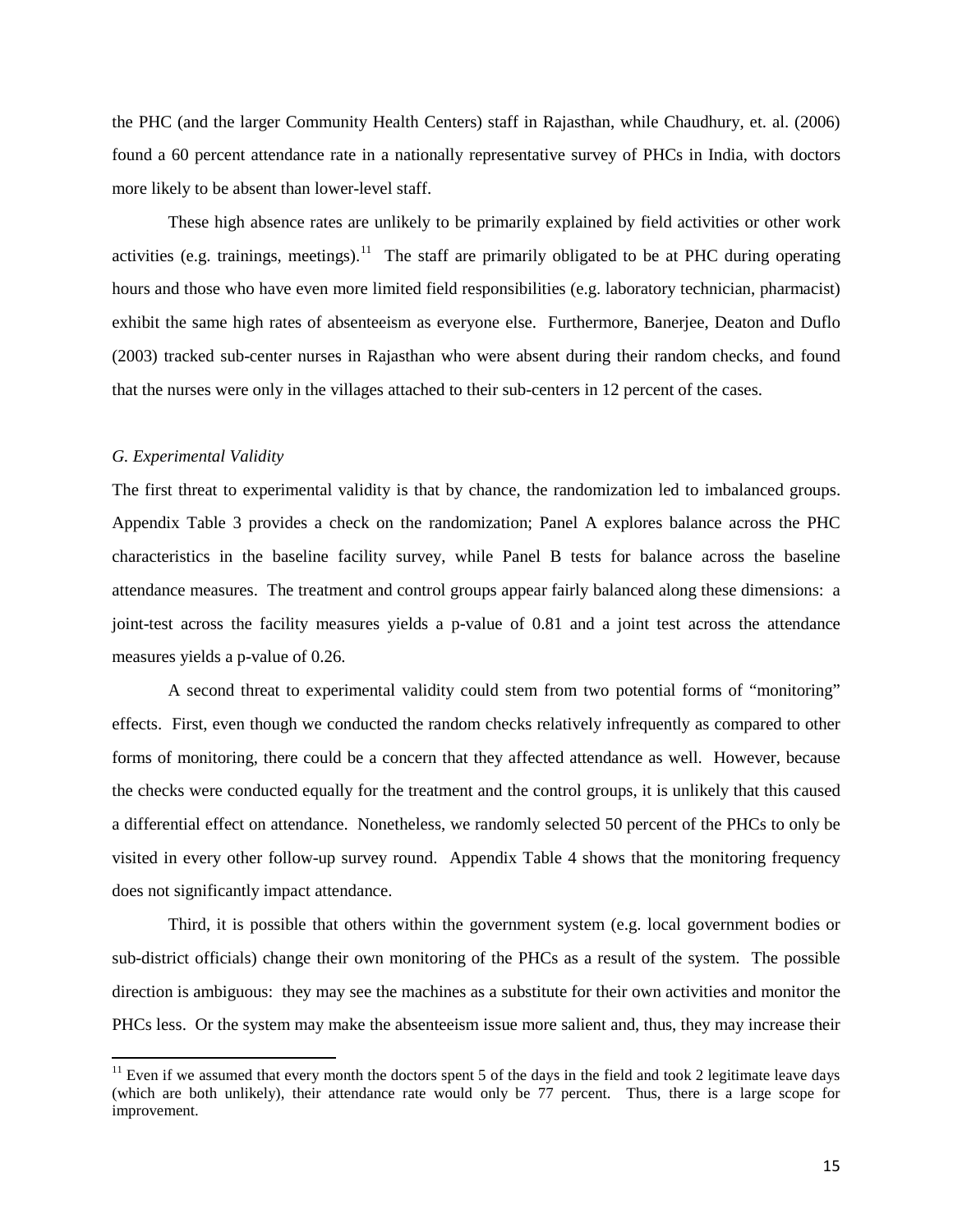the PHC (and the larger Community Health Centers) staff in Rajasthan, while Chaudhury, et. al. (2006) found a 60 percent attendance rate in a nationally representative survey of PHCs in India, with doctors more likely to be absent than lower-level staff.

These high absence rates are unlikely to be primarily explained by field activities or other work activities (e.g. trainings, meetings).[11] The staff are primarily obligated to be at PHC during operating hours and those who have even more limited field responsibilities (e.g. laboratory technician, pharmacist) exhibit the same high rates of absenteeism as everyone else. Furthermore, Banerjee, Deaton and Duflo (2003) tracked sub-center nurses in Rajasthan who were absent during their random checks, and found that the nurses were only in the villages attached to their sub-centers in 12 percent of the cases.

### *G. Experimental Validity*

The first threat to experimental validity is that by chance, the randomization led to imbalanced groups. Appendix Table 3 provides a check on the randomization; Panel A explores balance across the PHC characteristics in the baseline facility survey, while Panel B tests for balance across the baseline attendance measures. The treatment and control groups appear fairly balanced along these dimensions: a joint-test across the facility measures yields a p-value of 0.81 and a joint test across the attendance measures yields a p-value of 0.26.

A second threat to experimental validity could stem from two potential forms of "monitoring" effects. First, even though we conducted the random checks relatively infrequently as compared to other forms of monitoring, there could be a concern that they affected attendance as well. However, because the checks were conducted equally for the treatment and the control groups, it is unlikely that this caused a differential effect on attendance. Nonetheless, we randomly selected 50 percent of the PHCs to only be visited in every other follow-up survey round. Appendix Table 4 shows that the monitoring frequency does not significantly impact attendance.

Third, it is possible that others within the government system (e.g. local government bodies or sub-district officials) change their own monitoring of the PHCs as a result of the system. The possible direction is ambiguous: they may see the machines as a substitute for their own activities and monitor the PHCs less. Or the system may make the absenteeism issue more salient and, thus, they may increase their

[11] Even if we assumed that every month the doctors spent 5 of the days in the field and took 2 legitimate leave days (which are both unlikely), their attendance rate would only be 77 percent. Thus, there is a large scope for improvement.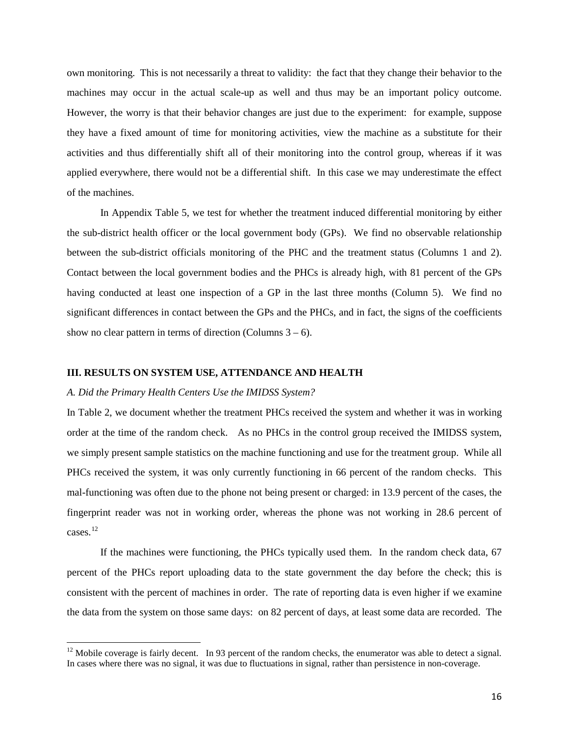own monitoring. This is not necessarily a threat to validity: the fact that they change their behavior to the machines may occur in the actual scale-up as well and thus may be an important policy outcome. However, the worry is that their behavior changes are just due to the experiment: for example, suppose they have a fixed amount of time for monitoring activities, view the machine as a substitute for their activities and thus differentially shift all of their monitoring into the control group, whereas if it was applied everywhere, there would not be a differential shift. In this case we may underestimate the effect of the machines.

In Appendix Table 5, we test for whether the treatment induced differential monitoring by either the sub-district health officer or the local government body (GPs). We find no observable relationship between the sub-district officials monitoring of the PHC and the treatment status (Columns 1 and 2). Contact between the local government bodies and the PHCs is already high, with 81 percent of the GPs having conducted at least one inspection of a GP in the last three months (Column 5). We find no significant differences in contact between the GPs and the PHCs, and in fact, the signs of the coefficients show no clear pattern in terms of direction (Columns 3 – 6).

## III. RESULTS ON SYSTEM USE, ATTENDANCE AND HEALTH

### *A. Did the Primary Health Centers Use the IMIDSS System?*

In Table 2, we document whether the treatment PHCs received the system and whether it was in working order at the time of the random check. As no PHCs in the control group received the IMIDSS system, we simply present sample statistics on the machine functioning and use for the treatment group. While all PHCs received the system, it was only currently functioning in 66 percent of the random checks. This mal-functioning was often due to the phone not being present or charged: in 13.9 percent of the cases, the fingerprint reader was not in working order, whereas the phone was not working in 28.6 percent of cases.[12]

If the machines were functioning, the PHCs typically used them. In the random check data, 67 percent of the PHCs report uploading data to the state government the day before the check; this is consistent with the percent of machines in order. The rate of reporting data is even higher if we examine the data from the system on those same days: on 82 percent of days, at least some data are recorded. The

[12] Mobile coverage is fairly decent. In 93 percent of the random checks, the enumerator was able to detect a signal. In cases where there was no signal, it was due to fluctuations in signal, rather than persistence in non-coverage.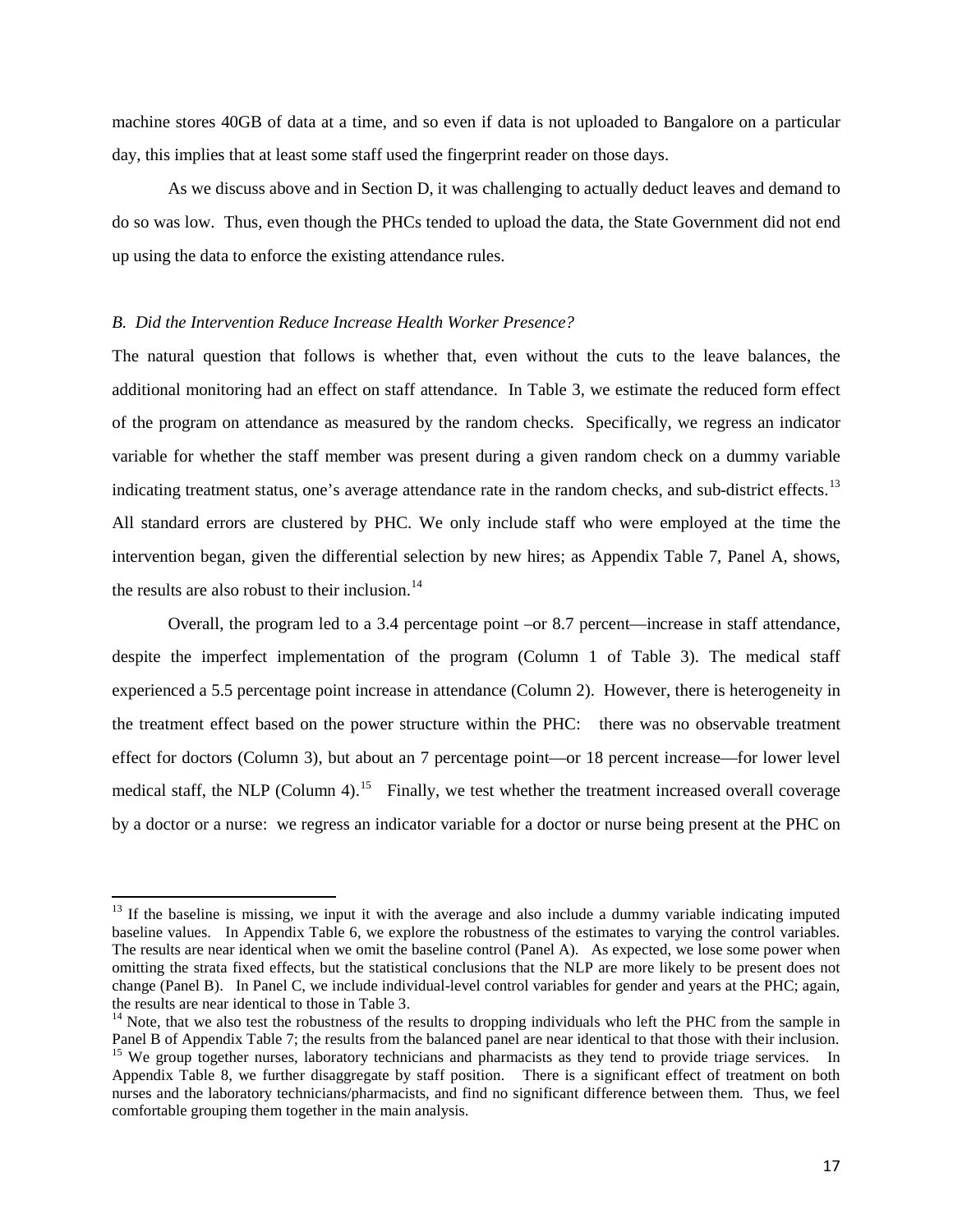machine stores 40GB of data at a time, and so even if data is not uploaded to Bangalore on a particular day, this implies that at least some staff used the fingerprint reader on those days.

As we discuss above and in Section D, it was challenging to actually deduct leaves and demand to do so was low. Thus, even though the PHCs tended to upload the data, the State Government did not end up using the data to enforce the existing attendance rules.

*B. Did the Intervention Reduce Increase Health Worker Presence?*

The natural question that follows is whether that, even without the cuts to the leave balances, the additional monitoring had an effect on staff attendance. In Table 3, we estimate the reduced form effect of the program on attendance as measured by the random checks. Specifically, we regress an indicator variable for whether the staff member was present during a given random check on a dummy variable indicating treatment status, one's average attendance rate in the random checks, and sub-district effects.[13] All standard errors are clustered by PHC. We only include staff who were employed at the time the intervention began, given the differential selection by new hires; as Appendix Table 7, Panel A, shows, the results are also robust to their inclusion.[14]

Overall, the program led to a 3.4 percentage point –or 8.7 percent—increase in staff attendance, despite the imperfect implementation of the program (Column 1 of Table 3). The medical staff experienced a 5.5 percentage point increase in attendance (Column 2). However, there is heterogeneity in the treatment effect based on the power structure within the PHC: there was no observable treatment effect for doctors (Column 3), but about an 7 percentage point—or 18 percent increase—for lower level medical staff, the NLP (Column 4).[15] Finally, we test whether the treatment increased overall coverage by a doctor or a nurse: we regress an indicator variable for a doctor or nurse being present at the PHC on

---

[13] If the baseline is missing, we input it with the average and also include a dummy variable indicating imputed baseline values. In Appendix Table 6, we explore the robustness of the estimates to varying the control variables. The results are near identical when we omit the baseline control (Panel A). As expected, we lose some power when omitting the strata fixed effects, but the statistical conclusions that the NLP are more likely to be present does not change (Panel B). In Panel C, we include individual-level control variables for gender and years at the PHC; again, the results are near identical to those in Table 3.

[14] Note, that we also test the robustness of the results to dropping individuals who left the PHC from the sample in Panel B of Appendix Table 7; the results from the balanced panel are near identical to that those with their inclusion.

[15] We group together nurses, laboratory technicians and pharmacists as they tend to provide triage services. In Appendix Table 8, we further disaggregate by staff position. There is a significant effect of treatment on both nurses and the laboratory technicians/pharmacists, and find no significant difference between them. Thus, we feel comfortable grouping them together in the main analysis.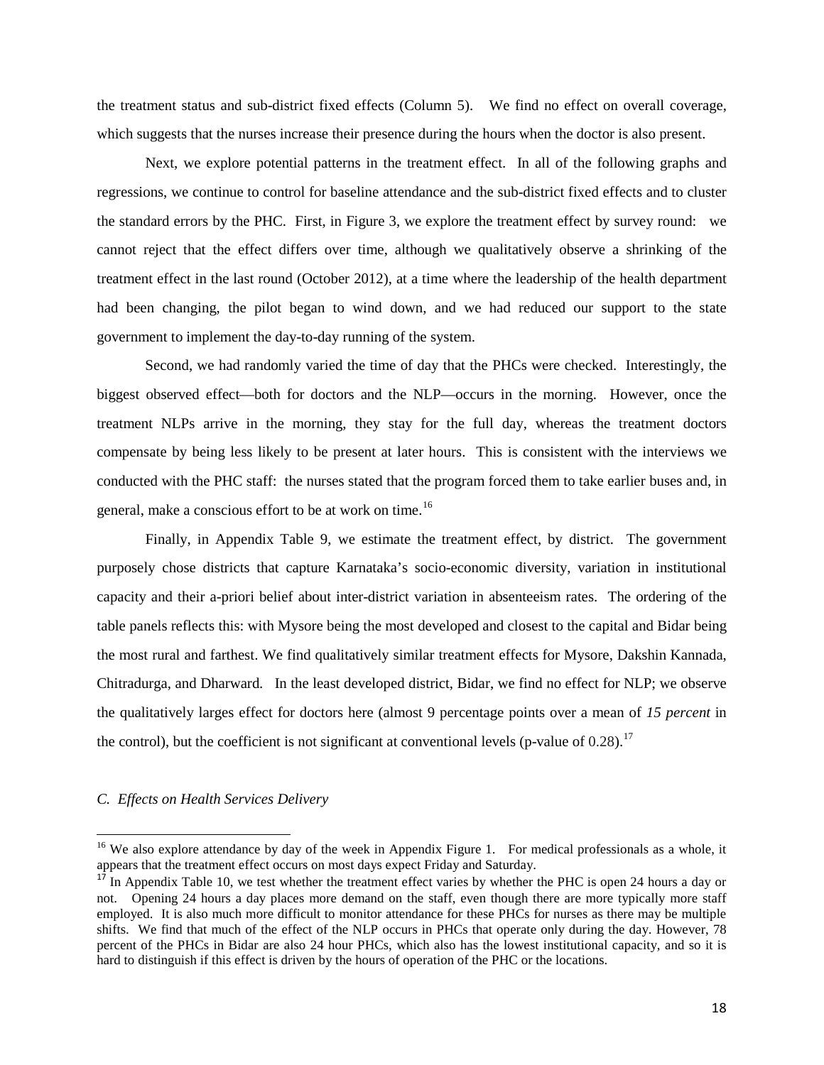the treatment status and sub-district fixed effects (Column 5). We find no effect on overall coverage, which suggests that the nurses increase their presence during the hours when the doctor is also present.

Next, we explore potential patterns in the treatment effect. In all of the following graphs and regressions, we continue to control for baseline attendance and the sub-district fixed effects and to cluster the standard errors by the PHC. First, in Figure 3, we explore the treatment effect by survey round: we cannot reject that the effect differs over time, although we qualitatively observe a shrinking of the treatment effect in the last round (October 2012), at a time where the leadership of the health department had been changing, the pilot began to wind down, and we had reduced our support to the state government to implement the day-to-day running of the system.

Second, we had randomly varied the time of day that the PHCs were checked. Interestingly, the biggest observed effect—both for doctors and the NLP—occurs in the morning. However, once the treatment NLPs arrive in the morning, they stay for the full day, whereas the treatment doctors compensate by being less likely to be present at later hours. This is consistent with the interviews we conducted with the PHC staff: the nurses stated that the program forced them to take earlier buses and, in general, make a conscious effort to be at work on time.[16]

Finally, in Appendix Table 9, we estimate the treatment effect, by district. The government purposely chose districts that capture Karnataka's socio-economic diversity, variation in institutional capacity and their a-priori belief about inter-district variation in absenteeism rates. The ordering of the table panels reflects this: with Mysore being the most developed and closest to the capital and Bidar being the most rural and farthest. We find qualitatively similar treatment effects for Mysore, Dakshin Kannada, Chitradurga, and Dharward. In the least developed district, Bidar, we find no effect for NLP; we observe the qualitatively larges effect for doctors here (almost 9 percentage points over a mean of *15 percent* in the control), but the coefficient is not significant at conventional levels (p-value of 0.28).[17]

*C. Effects on Health Services Delivery*

---

[16] We also explore attendance by day of the week in Appendix Figure 1. For medical professionals as a whole, it appears that the treatment effect occurs on most days expect Friday and Saturday.

[17] In Appendix Table 10, we test whether the treatment effect varies by whether the PHC is open 24 hours a day or not. Opening 24 hours a day places more demand on the staff, even though there are more typically more staff employed. It is also much more difficult to monitor attendance for these PHCs for nurses as there may be multiple shifts. We find that much of the effect of the NLP occurs in PHCs that operate only during the day. However, 78 percent of the PHCs in Bidar are also 24 hour PHCs, which also has the lowest institutional capacity, and so it is hard to distinguish if this effect is driven by the hours of operation of the PHC or the locations.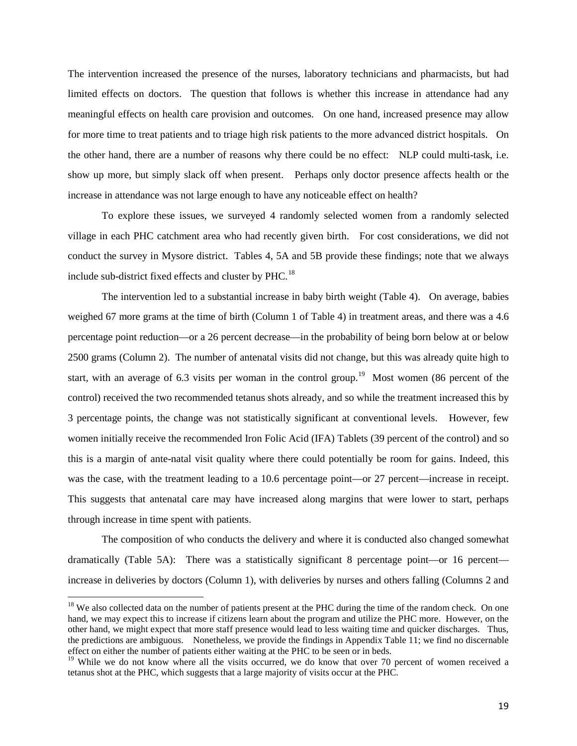The intervention increased the presence of the nurses, laboratory technicians and pharmacists, but had limited effects on doctors. The question that follows is whether this increase in attendance had any meaningful effects on health care provision and outcomes. On one hand, increased presence may allow for more time to treat patients and to triage high risk patients to the more advanced district hospitals. On the other hand, there are a number of reasons why there could be no effect: NLP could multi-task, i.e. show up more, but simply slack off when present. Perhaps only doctor presence affects health or the increase in attendance was not large enough to have any noticeable effect on health?

To explore these issues, we surveyed 4 randomly selected women from a randomly selected village in each PHC catchment area who had recently given birth. For cost considerations, we did not conduct the survey in Mysore district. Tables 4, 5A and 5B provide these findings; note that we always include sub-district fixed effects and cluster by PHC.[18]

The intervention led to a substantial increase in baby birth weight (Table 4). On average, babies weighed 67 more grams at the time of birth (Column 1 of Table 4) in treatment areas, and there was a 4.6 percentage point reduction—or a 26 percent decrease—in the probability of being born below at or below 2500 grams (Column 2). The number of antenatal visits did not change, but this was already quite high to start, with an average of 6.3 visits per woman in the control group.[19] Most women (86 percent of the control) received the two recommended tetanus shots already, and so while the treatment increased this by 3 percentage points, the change was not statistically significant at conventional levels. However, few women initially receive the recommended Iron Folic Acid (IFA) Tablets (39 percent of the control) and so this is a margin of ante-natal visit quality where there could potentially be room for gains. Indeed, this was the case, with the treatment leading to a 10.6 percentage point—or 27 percent—increase in receipt. This suggests that antenatal care may have increased along margins that were lower to start, perhaps through increase in time spent with patients.

The composition of who conducts the delivery and where it is conducted also changed somewhat dramatically (Table 5A): There was a statistically significant 8 percentage point—or 16 percent—increase in deliveries by doctors (Column 1), with deliveries by nurses and others falling (Columns 2 and

[18] We also collected data on the number of patients present at the PHC during the time of the random check. On one hand, we may expect this to increase if citizens learn about the program and utilize the PHC more. However, on the other hand, we might expect that more staff presence would lead to less waiting time and quicker discharges. Thus, the predictions are ambiguous. Nonetheless, we provide the findings in Appendix Table 11; we find no discernable effect on either the number of patients either waiting at the PHC to be seen or in beds.

[19] While we do not know where all the visits occurred, we do know that over 70 percent of women received a tetanus shot at the PHC, which suggests that a large majority of visits occur at the PHC.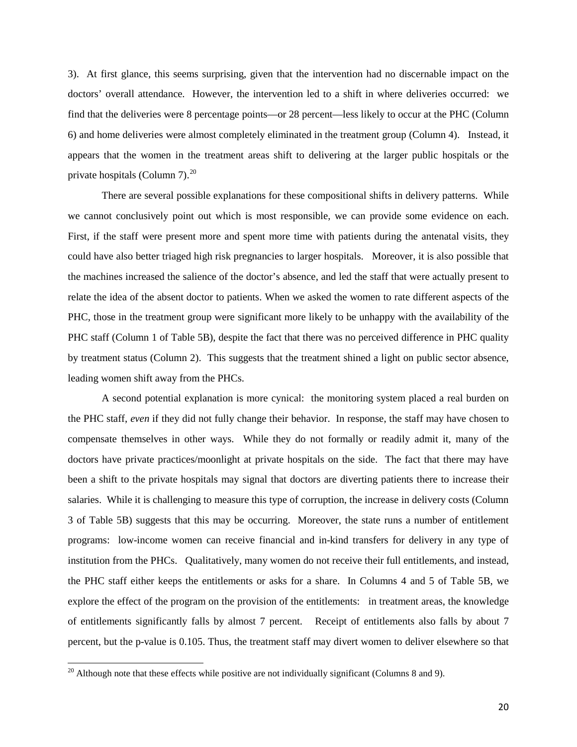3). At first glance, this seems surprising, given that the intervention had no discernable impact on the doctors' overall attendance. However, the intervention led to a shift in where deliveries occurred: we find that the deliveries were 8 percentage points—or 28 percent—less likely to occur at the PHC (Column 6) and home deliveries were almost completely eliminated in the treatment group (Column 4). Instead, it appears that the women in the treatment areas shift to delivering at the larger public hospitals or the private hospitals (Column 7).[20]

There are several possible explanations for these compositional shifts in delivery patterns. While we cannot conclusively point out which is most responsible, we can provide some evidence on each. First, if the staff were present more and spent more time with patients during the antenatal visits, they could have also better triaged high risk pregnancies to larger hospitals. Moreover, it is also possible that the machines increased the salience of the doctor's absence, and led the staff that were actually present to relate the idea of the absent doctor to patients. When we asked the women to rate different aspects of the PHC, those in the treatment group were significant more likely to be unhappy with the availability of the PHC staff (Column 1 of Table 5B), despite the fact that there was no perceived difference in PHC quality by treatment status (Column 2). This suggests that the treatment shined a light on public sector absence, leading women shift away from the PHCs.

A second potential explanation is more cynical: the monitoring system placed a real burden on the PHC staff, *even* if they did not fully change their behavior. In response, the staff may have chosen to compensate themselves in other ways. While they do not formally or readily admit it, many of the doctors have private practices/moonlight at private hospitals on the side. The fact that there may have been a shift to the private hospitals may signal that doctors are diverting patients there to increase their salaries. While it is challenging to measure this type of corruption, the increase in delivery costs (Column 3 of Table 5B) suggests that this may be occurring. Moreover, the state runs a number of entitlement programs: low-income women can receive financial and in-kind transfers for delivery in any type of institution from the PHCs. Qualitatively, many women do not receive their full entitlements, and instead, the PHC staff either keeps the entitlements or asks for a share. In Columns 4 and 5 of Table 5B, we explore the effect of the program on the provision of the entitlements: in treatment areas, the knowledge of entitlements significantly falls by almost 7 percent. Receipt of entitlements also falls by about 7 percent, but the p-value is 0.105. Thus, the treatment staff may divert women to deliver elsewhere so that

[20] Although note that these effects while positive are not individually significant (Columns 8 and 9).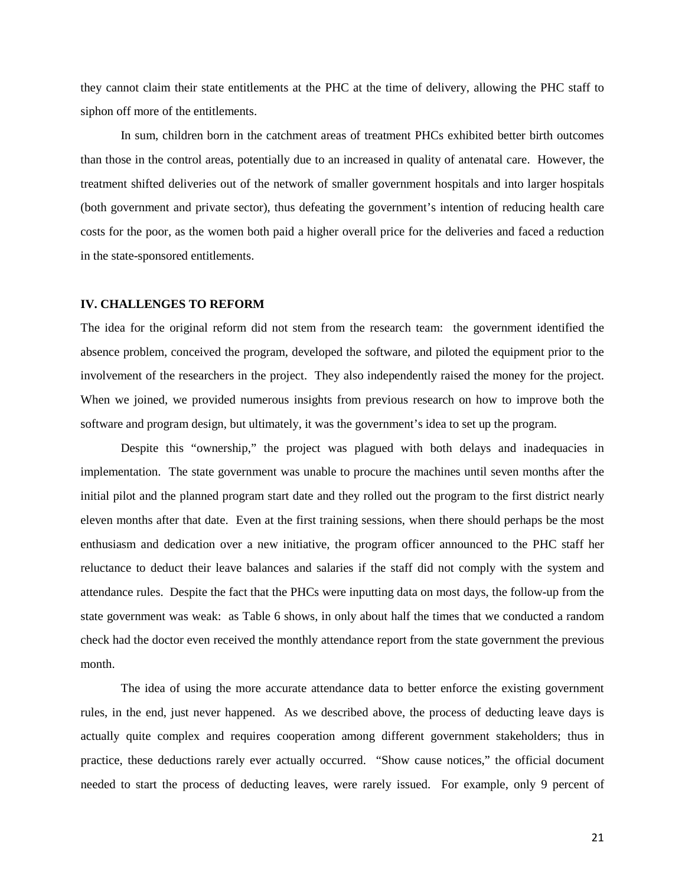they cannot claim their state entitlements at the PHC at the time of delivery, allowing the PHC staff to siphon off more of the entitlements.

In sum, children born in the catchment areas of treatment PHCs exhibited better birth outcomes than those in the control areas, potentially due to an increased in quality of antenatal care. However, the treatment shifted deliveries out of the network of smaller government hospitals and into larger hospitals (both government and private sector), thus defeating the government's intention of reducing health care costs for the poor, as the women both paid a higher overall price for the deliveries and faced a reduction in the state-sponsored entitlements.

## IV. CHALLENGES TO REFORM

The idea for the original reform did not stem from the research team: the government identified the absence problem, conceived the program, developed the software, and piloted the equipment prior to the involvement of the researchers in the project. They also independently raised the money for the project. When we joined, we provided numerous insights from previous research on how to improve both the software and program design, but ultimately, it was the government's idea to set up the program.

Despite this "ownership," the project was plagued with both delays and inadequacies in implementation. The state government was unable to procure the machines until seven months after the initial pilot and the planned program start date and they rolled out the program to the first district nearly eleven months after that date. Even at the first training sessions, when there should perhaps be the most enthusiasm and dedication over a new initiative, the program officer announced to the PHC staff her reluctance to deduct their leave balances and salaries if the staff did not comply with the system and attendance rules. Despite the fact that the PHCs were inputting data on most days, the follow-up from the state government was weak: as Table 6 shows, in only about half the times that we conducted a random check had the doctor even received the monthly attendance report from the state government the previous month.

The idea of using the more accurate attendance data to better enforce the existing government rules, in the end, just never happened. As we described above, the process of deducting leave days is actually quite complex and requires cooperation among different government stakeholders; thus in practice, these deductions rarely ever actually occurred. "Show cause notices," the official document needed to start the process of deducting leaves, were rarely issued. For example, only 9 percent of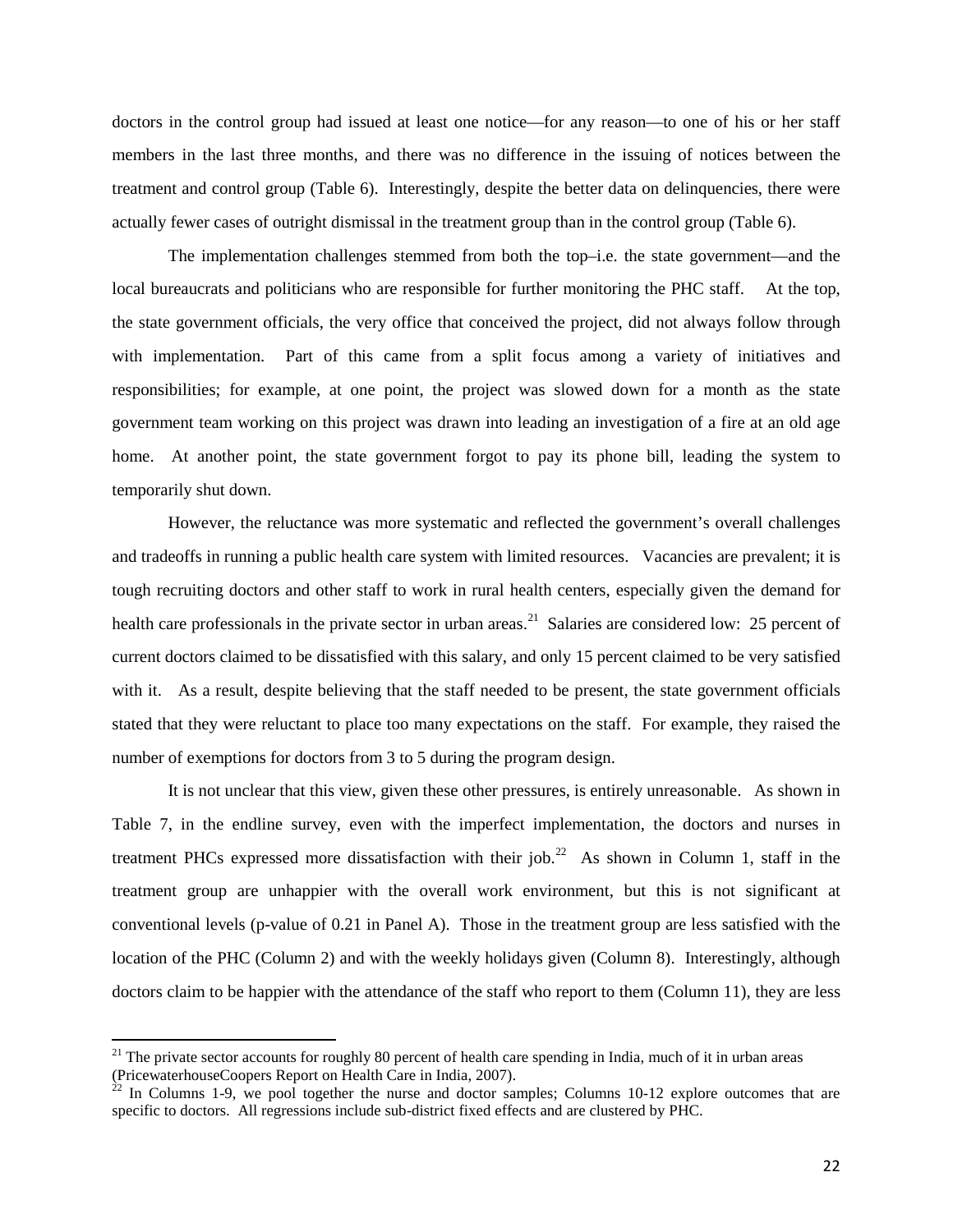doctors in the control group had issued at least one notice—for any reason—to one of his or her staff members in the last three months, and there was no difference in the issuing of notices between the treatment and control group (Table 6). Interestingly, despite the better data on delinquencies, there were actually fewer cases of outright dismissal in the treatment group than in the control group (Table 6).

The implementation challenges stemmed from both the top–i.e. the state government—and the local bureaucrats and politicians who are responsible for further monitoring the PHC staff. At the top, the state government officials, the very office that conceived the project, did not always follow through with implementation. Part of this came from a split focus among a variety of initiatives and responsibilities; for example, at one point, the project was slowed down for a month as the state government team working on this project was drawn into leading an investigation of a fire at an old age home. At another point, the state government forgot to pay its phone bill, leading the system to temporarily shut down.

However, the reluctance was more systematic and reflected the government's overall challenges and tradeoffs in running a public health care system with limited resources. Vacancies are prevalent; it is tough recruiting doctors and other staff to work in rural health centers, especially given the demand for health care professionals in the private sector in urban areas.[21] Salaries are considered low: 25 percent of current doctors claimed to be dissatisfied with this salary, and only 15 percent claimed to be very satisfied with it. As a result, despite believing that the staff needed to be present, the state government officials stated that they were reluctant to place too many expectations on the staff. For example, they raised the number of exemptions for doctors from 3 to 5 during the program design.

It is not unclear that this view, given these other pressures, is entirely unreasonable. As shown in Table 7, in the endline survey, even with the imperfect implementation, the doctors and nurses in treatment PHCs expressed more dissatisfaction with their job.[22] As shown in Column 1, staff in the treatment group are unhappier with the overall work environment, but this is not significant at conventional levels (p-value of 0.21 in Panel A). Those in the treatment group are less satisfied with the location of the PHC (Column 2) and with the weekly holidays given (Column 8). Interestingly, although doctors claim to be happier with the attendance of the staff who report to them (Column 11), they are less

[21] The private sector accounts for roughly 80 percent of health care spending in India, much of it in urban areas (PricewaterhouseCoopers Report on Health Care in India, 2007).

[22] In Columns 1-9, we pool together the nurse and doctor samples; Columns 10-12 explore outcomes that are specific to doctors. All regressions include sub-district fixed effects and are clustered by PHC.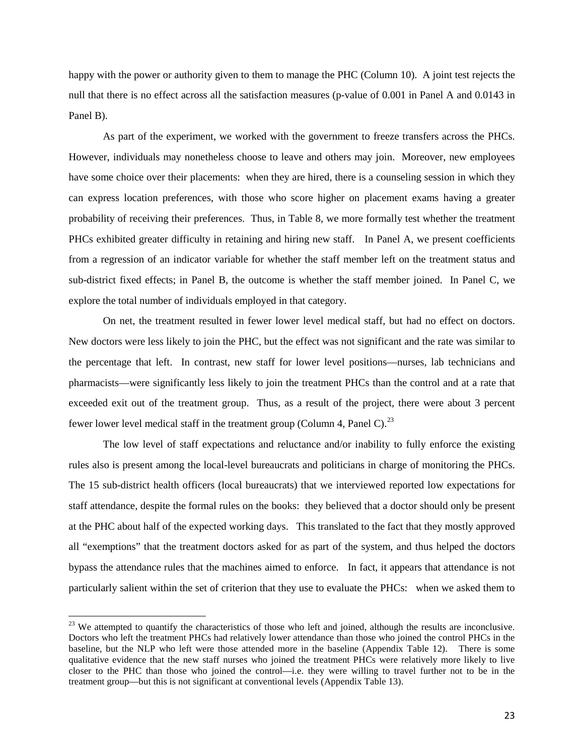happy with the power or authority given to them to manage the PHC (Column 10). A joint test rejects the null that there is no effect across all the satisfaction measures (p-value of 0.001 in Panel A and 0.0143 in Panel B).

As part of the experiment, we worked with the government to freeze transfers across the PHCs. However, individuals may nonetheless choose to leave and others may join. Moreover, new employees have some choice over their placements: when they are hired, there is a counseling session in which they can express location preferences, with those who score higher on placement exams having a greater probability of receiving their preferences. Thus, in Table 8, we more formally test whether the treatment PHCs exhibited greater difficulty in retaining and hiring new staff. In Panel A, we present coefficients from a regression of an indicator variable for whether the staff member left on the treatment status and sub-district fixed effects; in Panel B, the outcome is whether the staff member joined. In Panel C, we explore the total number of individuals employed in that category.

On net, the treatment resulted in fewer lower level medical staff, but had no effect on doctors. New doctors were less likely to join the PHC, but the effect was not significant and the rate was similar to the percentage that left. In contrast, new staff for lower level positions—nurses, lab technicians and pharmacists—were significantly less likely to join the treatment PHCs than the control and at a rate that exceeded exit out of the treatment group. Thus, as a result of the project, there were about 3 percent fewer lower level medical staff in the treatment group (Column 4, Panel C).[23]

The low level of staff expectations and reluctance and/or inability to fully enforce the existing rules also is present among the local-level bureaucrats and politicians in charge of monitoring the PHCs. The 15 sub-district health officers (local bureaucrats) that we interviewed reported low expectations for staff attendance, despite the formal rules on the books: they believed that a doctor should only be present at the PHC about half of the expected working days. This translated to the fact that they mostly approved all "exemptions" that the treatment doctors asked for as part of the system, and thus helped the doctors bypass the attendance rules that the machines aimed to enforce. In fact, it appears that attendance is not particularly salient within the set of criterion that they use to evaluate the PHCs: when we asked them to

---

[23] We attempted to quantify the characteristics of those who left and joined, although the results are inconclusive. Doctors who left the treatment PHCs had relatively lower attendance than those who joined the control PHCs in the baseline, but the NLP who left were those attended more in the baseline (Appendix Table 12). There is some qualitative evidence that the new staff nurses who joined the treatment PHCs were relatively more likely to live closer to the PHC than those who joined the control—i.e. they were willing to travel further not to be in the treatment group—but this is not significant at conventional levels (Appendix Table 13).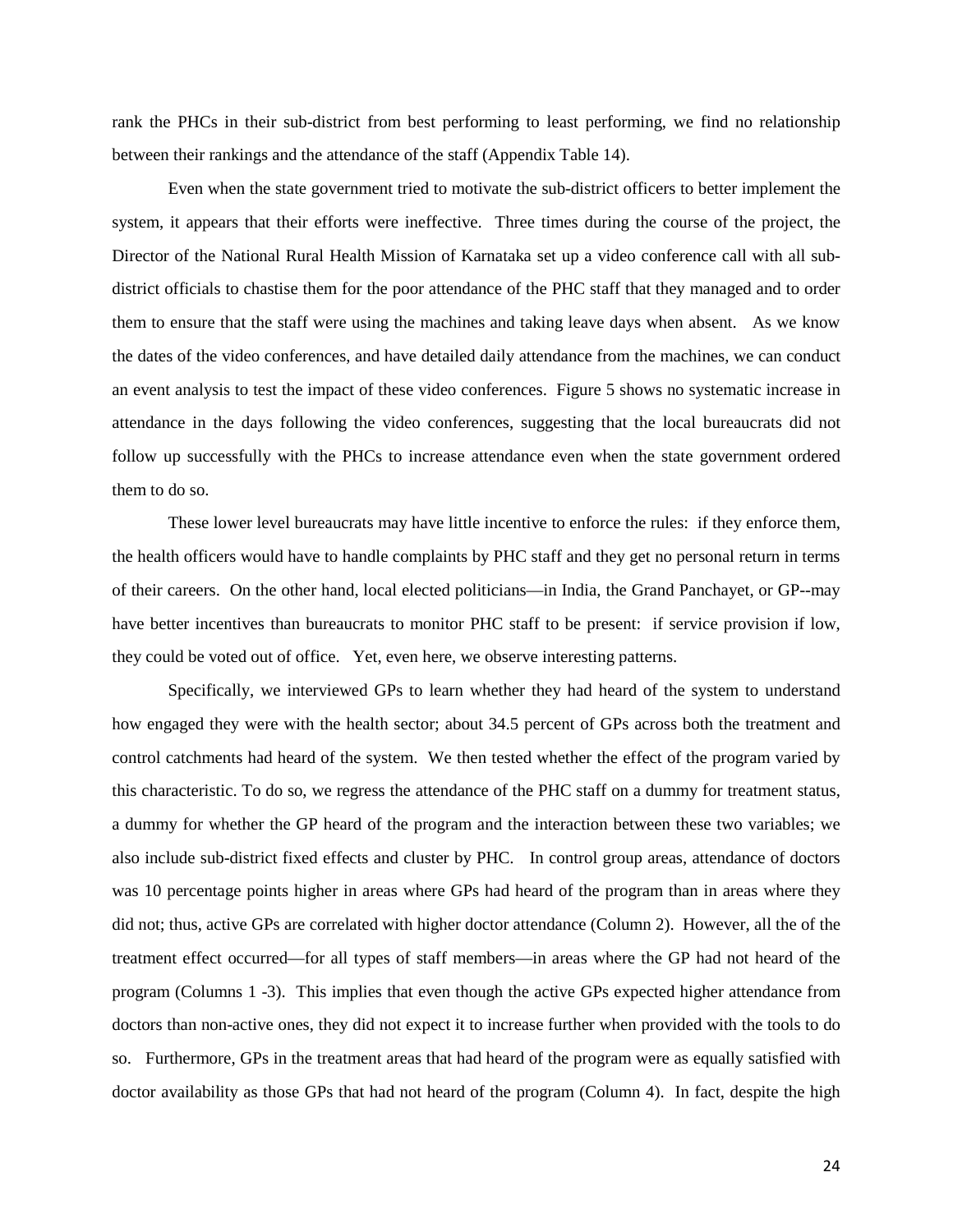rank the PHCs in their sub-district from best performing to least performing, we find no relationship between their rankings and the attendance of the staff (Appendix Table 14).

Even when the state government tried to motivate the sub-district officers to better implement the system, it appears that their efforts were ineffective. Three times during the course of the project, the Director of the National Rural Health Mission of Karnataka set up a video conference call with all sub-district officials to chastise them for the poor attendance of the PHC staff that they managed and to order them to ensure that the staff were using the machines and taking leave days when absent. As we know the dates of the video conferences, and have detailed daily attendance from the machines, we can conduct an event analysis to test the impact of these video conferences. Figure 5 shows no systematic increase in attendance in the days following the video conferences, suggesting that the local bureaucrats did not follow up successfully with the PHCs to increase attendance even when the state government ordered them to do so.

These lower level bureaucrats may have little incentive to enforce the rules: if they enforce them, the health officers would have to handle complaints by PHC staff and they get no personal return in terms of their careers. On the other hand, local elected politicians—in India, the Grand Panchayet, or GP--may have better incentives than bureaucrats to monitor PHC staff to be present: if service provision if low, they could be voted out of office. Yet, even here, we observe interesting patterns.

Specifically, we interviewed GPs to learn whether they had heard of the system to understand how engaged they were with the health sector; about 34.5 percent of GPs across both the treatment and control catchments had heard of the system. We then tested whether the effect of the program varied by this characteristic. To do so, we regress the attendance of the PHC staff on a dummy for treatment status, a dummy for whether the GP heard of the program and the interaction between these two variables; we also include sub-district fixed effects and cluster by PHC. In control group areas, attendance of doctors was 10 percentage points higher in areas where GPs had heard of the program than in areas where they did not; thus, active GPs are correlated with higher doctor attendance (Column 2). However, all the of the treatment effect occurred—for all types of staff members—in areas where the GP had not heard of the program (Columns 1 -3). This implies that even though the active GPs expected higher attendance from doctors than non-active ones, they did not expect it to increase further when provided with the tools to do so. Furthermore, GPs in the treatment areas that had heard of the program were as equally satisfied with doctor availability as those GPs that had not heard of the program (Column 4). In fact, despite the high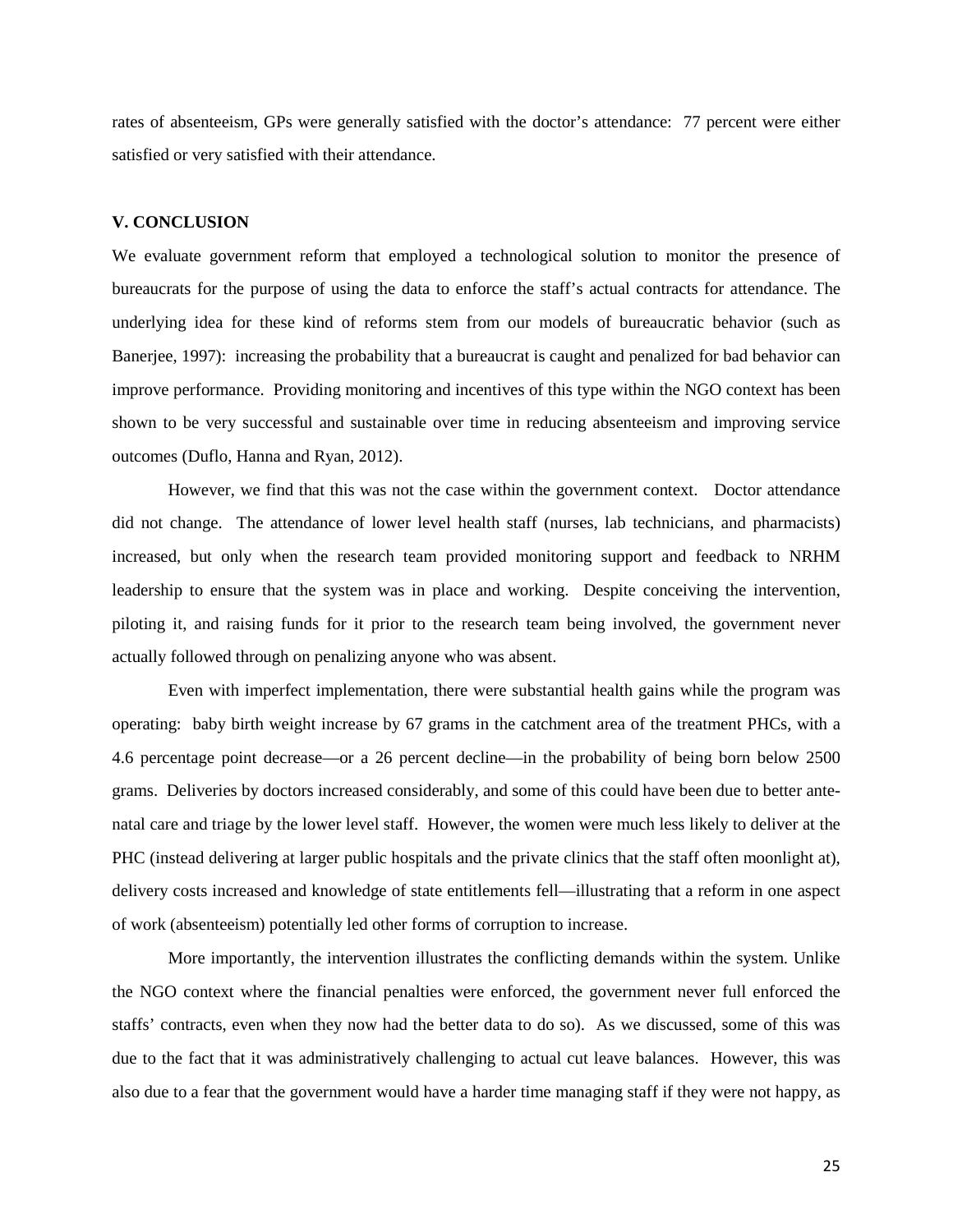rates of absenteeism, GPs were generally satisfied with the doctor's attendance: 77 percent were either satisfied or very satisfied with their attendance.

## V. CONCLUSION

We evaluate government reform that employed a technological solution to monitor the presence of bureaucrats for the purpose of using the data to enforce the staff's actual contracts for attendance. The underlying idea for these kind of reforms stem from our models of bureaucratic behavior (such as Banerjee, 1997): increasing the probability that a bureaucrat is caught and penalized for bad behavior can improve performance. Providing monitoring and incentives of this type within the NGO context has been shown to be very successful and sustainable over time in reducing absenteeism and improving service outcomes (Duflo, Hanna and Ryan, 2012).

However, we find that this was not the case within the government context. Doctor attendance did not change. The attendance of lower level health staff (nurses, lab technicians, and pharmacists) increased, but only when the research team provided monitoring support and feedback to NRHM leadership to ensure that the system was in place and working. Despite conceiving the intervention, piloting it, and raising funds for it prior to the research team being involved, the government never actually followed through on penalizing anyone who was absent.

Even with imperfect implementation, there were substantial health gains while the program was operating: baby birth weight increase by 67 grams in the catchment area of the treatment PHCs, with a 4.6 percentage point decrease—or a 26 percent decline—in the probability of being born below 2500 grams. Deliveries by doctors increased considerably, and some of this could have been due to better ante-natal care and triage by the lower level staff. However, the women were much less likely to deliver at the PHC (instead delivering at larger public hospitals and the private clinics that the staff often moonlight at), delivery costs increased and knowledge of state entitlements fell—illustrating that a reform in one aspect of work (absenteeism) potentially led other forms of corruption to increase.

More importantly, the intervention illustrates the conflicting demands within the system. Unlike the NGO context where the financial penalties were enforced, the government never full enforced the staffs' contracts, even when they now had the better data to do so). As we discussed, some of this was due to the fact that it was administratively challenging to actual cut leave balances. However, this was also due to a fear that the government would have a harder time managing staff if they were not happy, as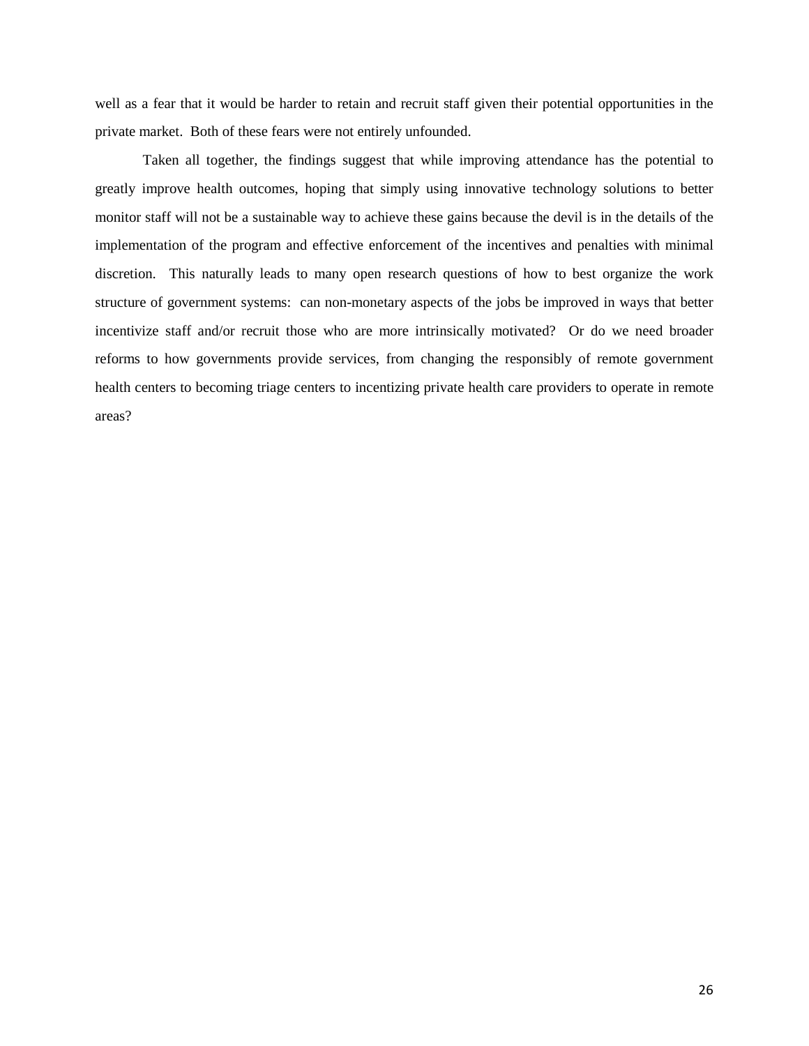well as a fear that it would be harder to retain and recruit staff given their potential opportunities in the private market. Both of these fears were not entirely unfounded.

Taken all together, the findings suggest that while improving attendance has the potential to greatly improve health outcomes, hoping that simply using innovative technology solutions to better monitor staff will not be a sustainable way to achieve these gains because the devil is in the details of the implementation of the program and effective enforcement of the incentives and penalties with minimal discretion. This naturally leads to many open research questions of how to best organize the work structure of government systems: can non-monetary aspects of the jobs be improved in ways that better incentivize staff and/or recruit those who are more intrinsically motivated? Or do we need broader reforms to how governments provide services, from changing the responsibly of remote government health centers to becoming triage centers to incentizing private health care providers to operate in remote areas?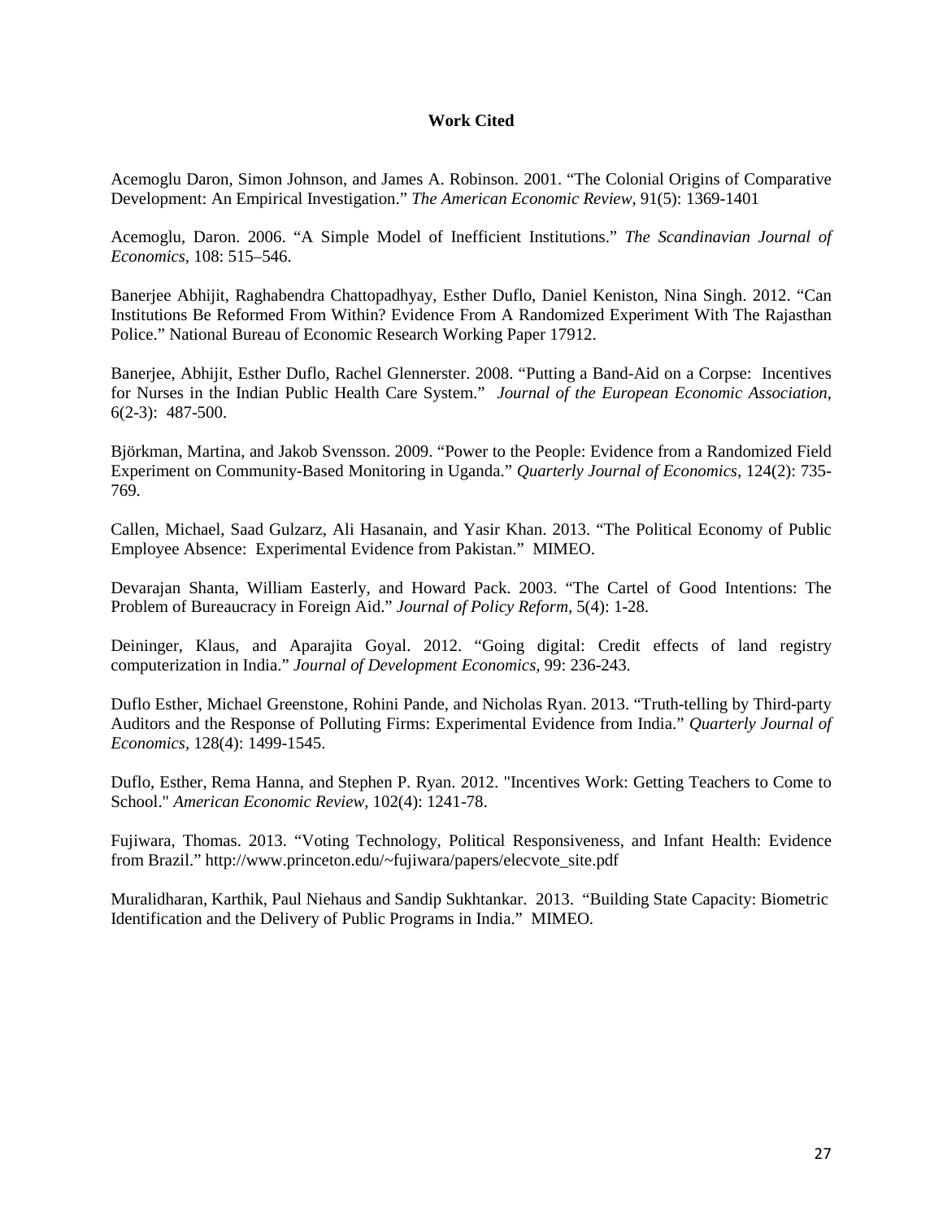# Work Cited

Acemoglu Daron, Simon Johnson, and James A. Robinson. 2001. "The Colonial Origins of Comparative Development: An Empirical Investigation." *The American Economic Review*, 91(5): 1369-1401

Acemoglu, Daron. 2006. "A Simple Model of Inefficient Institutions." *The Scandinavian Journal of Economics*, 108: 515–546.

Banerjee Abhijit, Raghabendra Chattopadhyay, Esther Duflo, Daniel Keniston, Nina Singh. 2012. "Can Institutions Be Reformed From Within? Evidence From A Randomized Experiment With The Rajasthan Police." National Bureau of Economic Research Working Paper 17912.

Banerjee, Abhijit, Esther Duflo, Rachel Glennerster. 2008. "Putting a Band-Aid on a Corpse: Incentives for Nurses in the Indian Public Health Care System." *Journal of the European Economic Association*, 6(2-3): 487-500.

Björkman, Martina, and Jakob Svensson. 2009. "Power to the People: Evidence from a Randomized Field Experiment on Community-Based Monitoring in Uganda." *Quarterly Journal of Economics*, 124(2): 735-769.

Callen, Michael, Saad Gulzarz, Ali Hasanain, and Yasir Khan. 2013. "The Political Economy of Public Employee Absence: Experimental Evidence from Pakistan." MIMEO.

Devarajan Shanta, William Easterly, and Howard Pack. 2003. "The Cartel of Good Intentions: The Problem of Bureaucracy in Foreign Aid." *Journal of Policy Reform*, 5(4): 1-28.

Deininger, Klaus, and Aparajita Goyal. 2012. "Going digital: Credit effects of land registry computerization in India." *Journal of Development Economics*, 99: 236-243.

Duflo Esther, Michael Greenstone, Rohini Pande, and Nicholas Ryan. 2013. "Truth-telling by Third-party Auditors and the Response of Polluting Firms: Experimental Evidence from India." *Quarterly Journal of Economics*, 128(4): 1499-1545.

Duflo, Esther, Rema Hanna, and Stephen P. Ryan. 2012. "Incentives Work: Getting Teachers to Come to School." *American Economic Review*, 102(4): 1241-78.

Fujiwara, Thomas. 2013. "Voting Technology, Political Responsiveness, and Infant Health: Evidence from Brazil." http://www.princeton.edu/~fujiwara/papers/elecvote_site.pdf

Muralidharan, Karthik, Paul Niehaus and Sandip Sukhtankar. 2013. "Building State Capacity: Biometric Identification and the Delivery of Public Programs in India." MIMEO.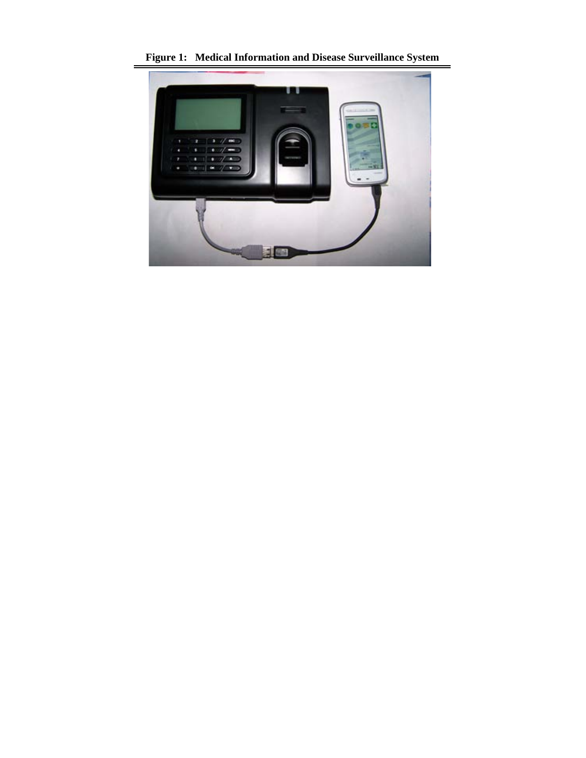**Figure 1: Medical Information and Disease Surveillance System**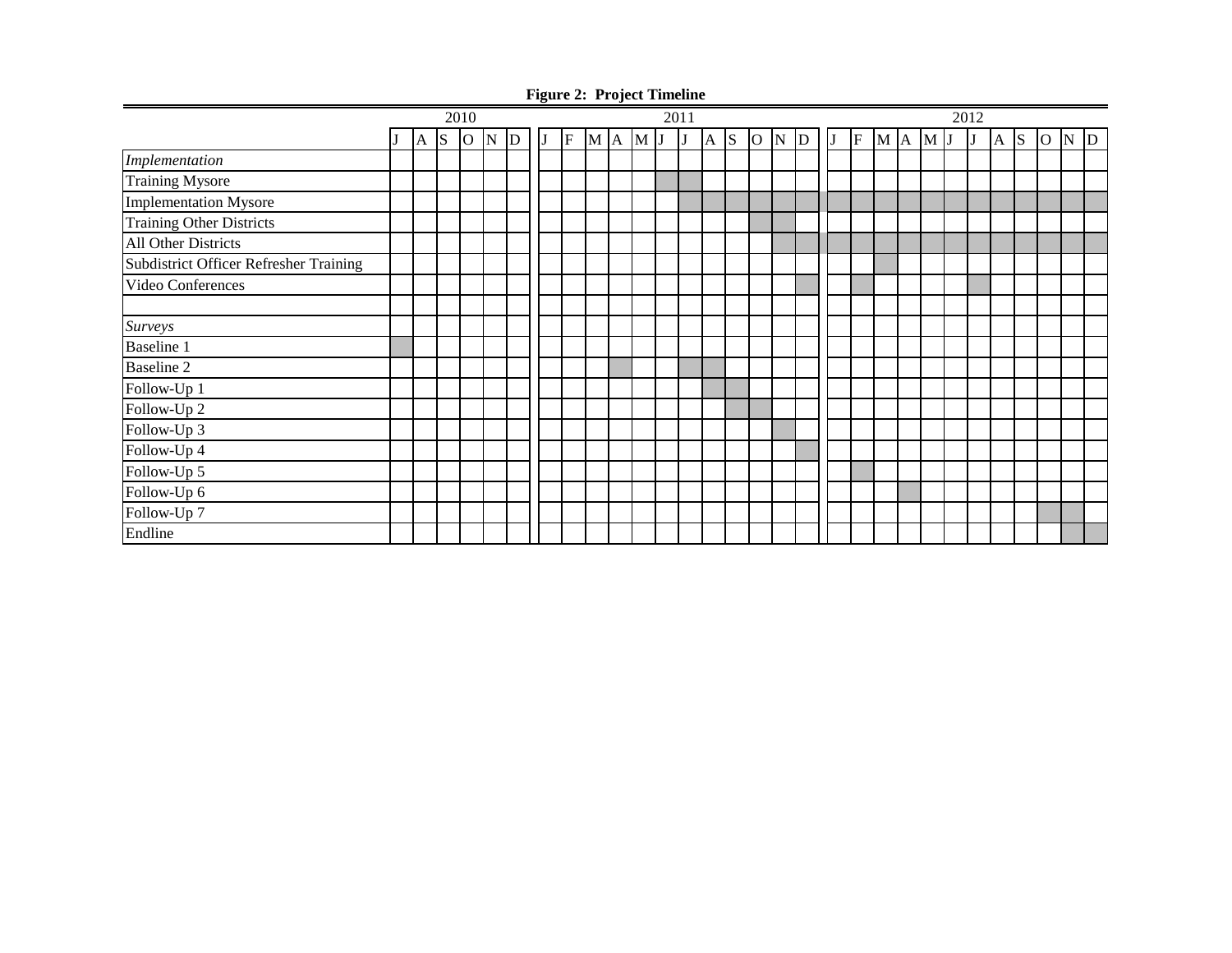**Figure 2: Project Timeline**

| | 2010 | | | | | | 2011 | | | | | | | | | | | | 2012 | | | | | | | | | | | |
|---|---|---|---|---|---|---|---|---|---|---|---|---|---|---|---|---|---|---|---|---|---|---|---|---|---|---|---|---|---|---|
| | J | A | S | O | N | D | J | F | M | A | M | J | J | A | S | O | N | D | J | F | M | A | M | J | J | A | S | O | N | D |
| *Implementation* | | | | | | | | | | | | | | | | | | | | | | | | | | | | | | |
| Training Mysore | | | | | | | | | | | | X | X | | | | | | | | | | | | | | | | | |
| Implementation Mysore | | | | | | | | | | | | | X | X | X | X | X | X | X | X | X | X | X | X | X | X | X | X | X | X |
| Training Other Districts | | | | | | | | | | | | | | | | X | X | | | | | | | | | | | | | |
| All Other Districts | | | | | | | | | | | | | | | | | X | X | X | X | X | X | X | X | X | X | X | X | X | X |
| Subdistrict Officer Refresher Training | | | | | | | | | | | | | | | | | | | | | X | | | | | | | | | |
| Video Conferences | | | | | | | | | | | | | | | | | | X | | X | | | | | X | | | | | |
| | | | | | | | | | | | | | | | | | | | | | | | | | | | | | | |
| *Surveys* | | | | | | | | | | | | | | | | | | | | | | | | | | | | | | |
| Baseline 1 | X | | | | | | | | | | | | | | | | | | | | | | | | | | | | | |
| Baseline 2 | | | | | | | | | | X | | | X | X | | | | | | | | | | | | | | | | |
| Follow-Up 1 | | | | | | | | | | | | | | X | X | | | | | | | | | | | | | | | |
| Follow-Up 2 | | | | | | | | | | | | | | | X | X | | | | | | | | | | | | | | |
| Follow-Up 3 | | | | | | | | | | | | | | | | | X | | | | | | | | | | | | | |
| Follow-Up 4 | | | | | | | | | | | | | | | | | | X | | | | | | | | | | | | |
| Follow-Up 5 | | | | | | | | | | | | | | | | | | | | X | | | | | | | | | | |
| Follow-Up 6 | | | | | | | | | | | | | | | | | | | | | | X | | | | | | | | |
| Follow-Up 7 | | | | | | | | | | | | | | | | | | | | | | | | | | | | X | X | |
| Endline | | | | | | | | | | | | | | | | | | | | | | | | | | | | | X | X |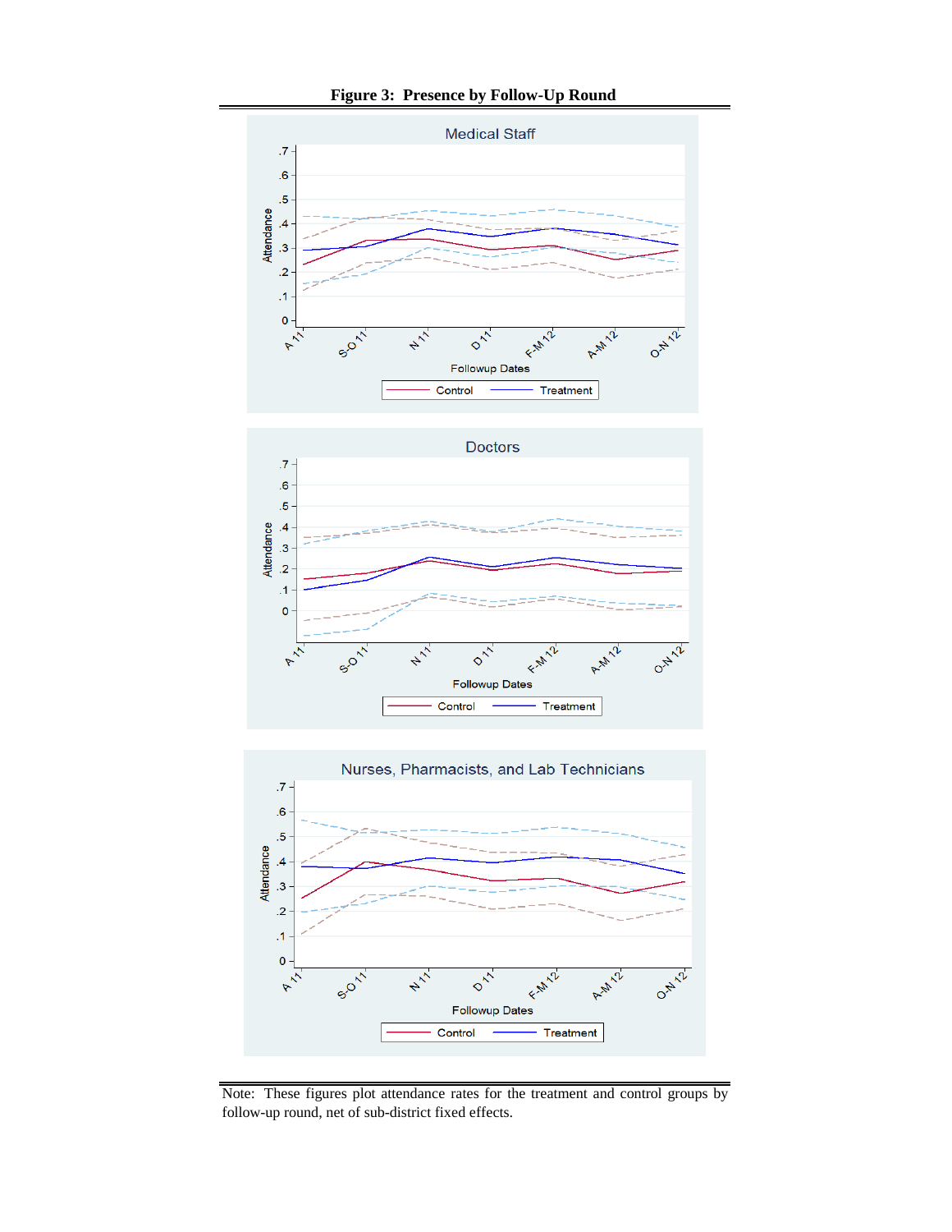**Figure 3: Presence by Follow-Up Round**

Note: These figures plot attendance rates for the treatment and control groups by follow-up round, net of sub-district fixed effects.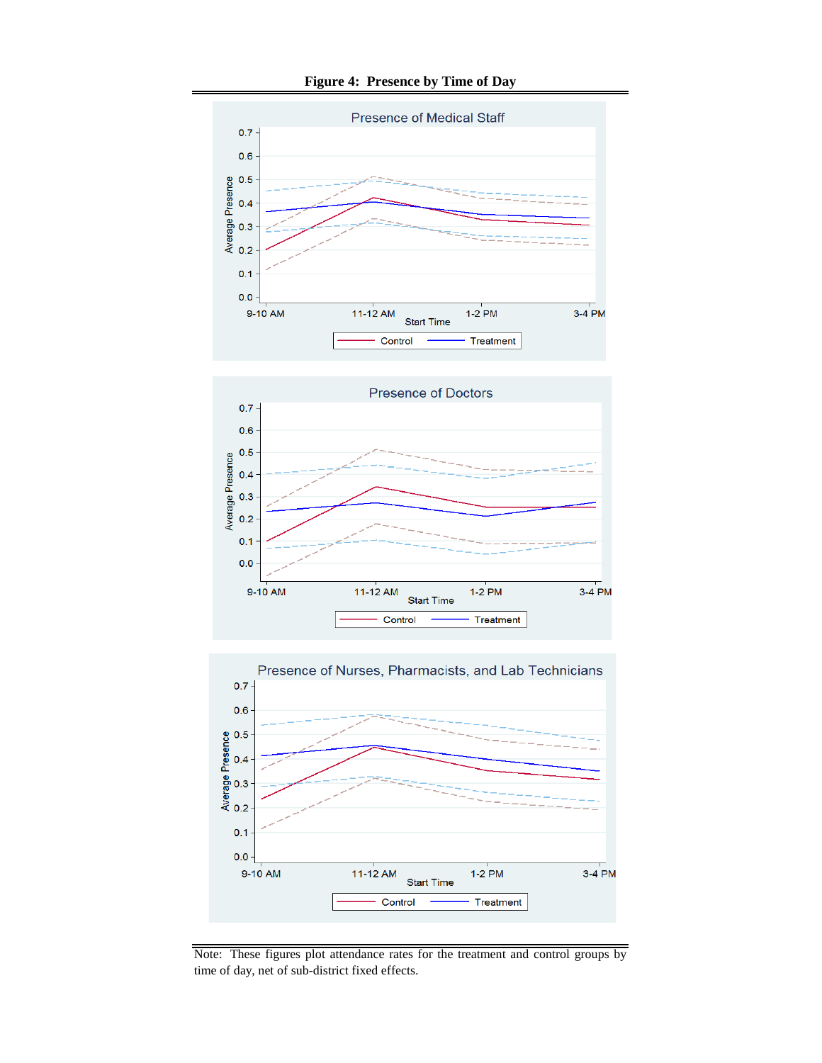# Figure 4: Presence by Time of Day

Note: These figures plot attendance rates for the treatment and control groups by time of day, net of sub-district fixed effects.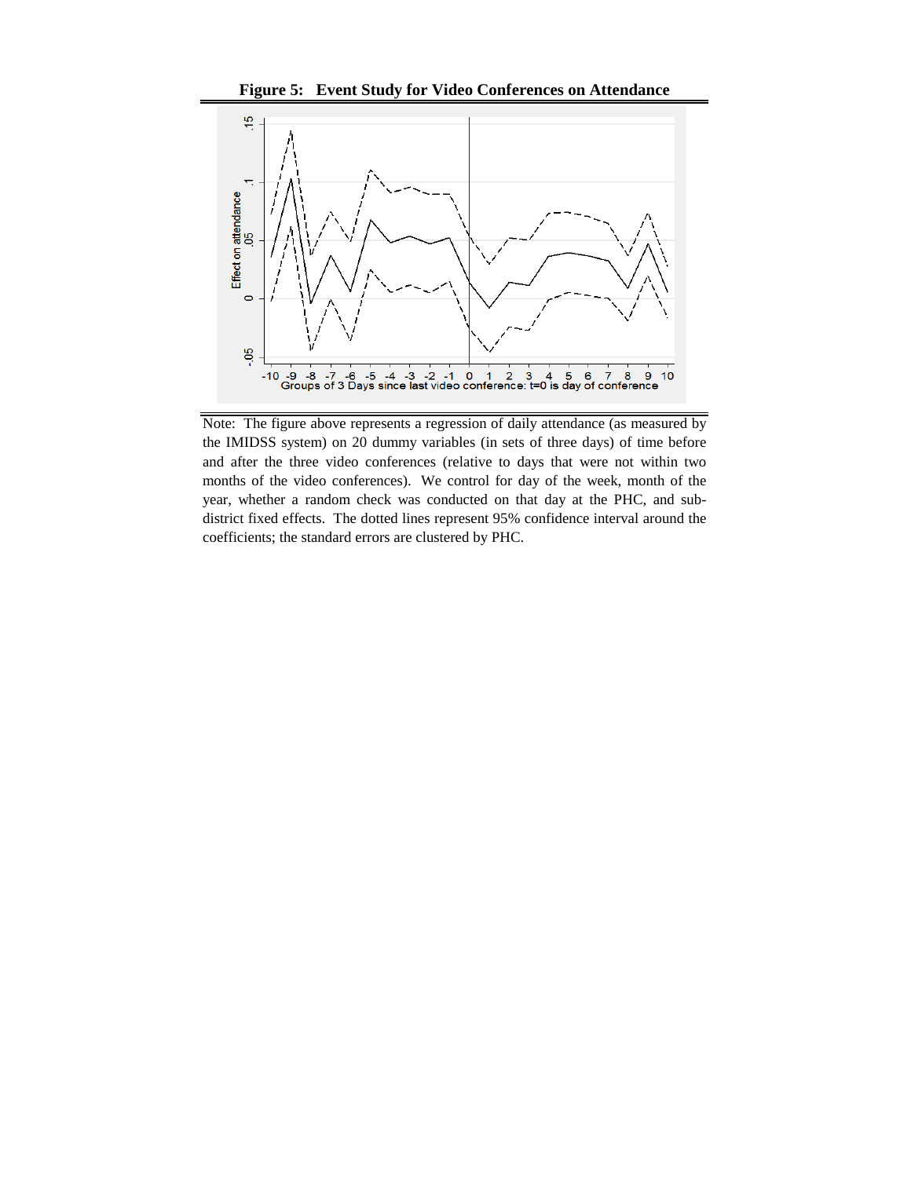**Figure 5: Event Study for Video Conferences on Attendance**

Note: The figure above represents a regression of daily attendance (as measured by the IMIDSS system) on 20 dummy variables (in sets of three days) of time before and after the three video conferences (relative to days that were not within two months of the video conferences). We control for day of the week, month of the year, whether a random check was conducted on that day at the PHC, and sub-district fixed effects. The dotted lines represent 95% confidence interval around the coefficients; the standard errors are clustered by PHC.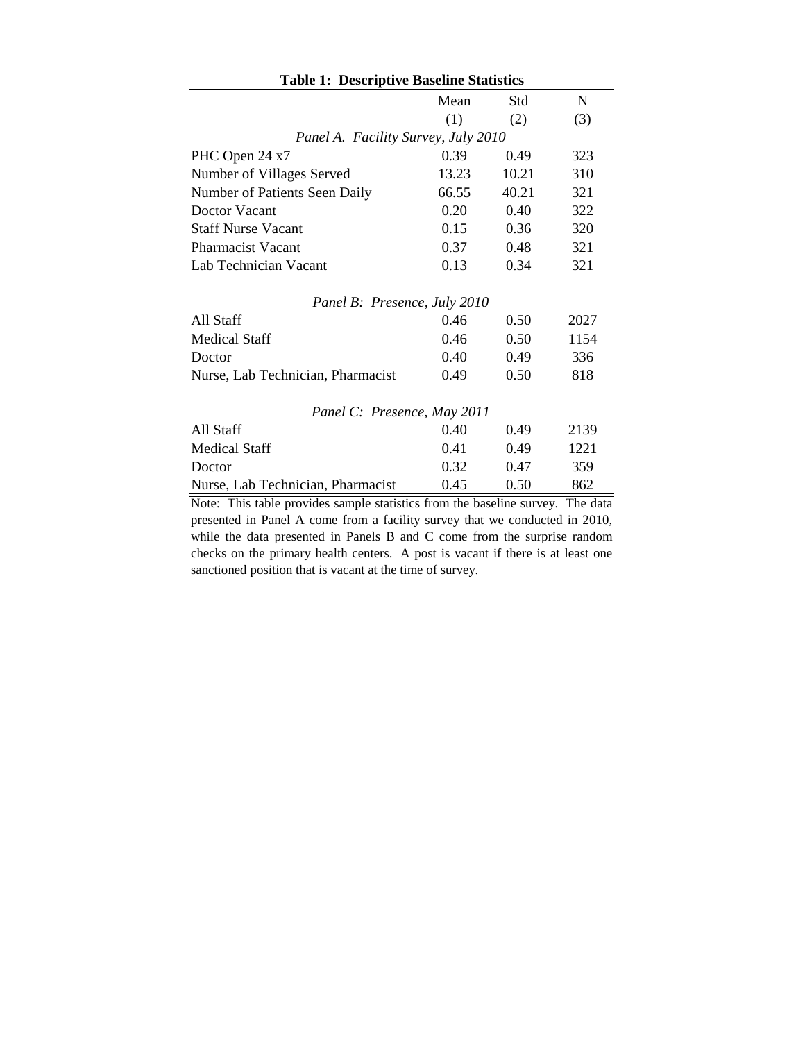**Table 1: Descriptive Baseline Statistics**

| | Mean | Std | N |
|---|---|---|---|
| | (1) | (2) | (3) |
| *Panel A. Facility Survey, July 2010* | | | |
| PHC Open 24 x7 | 0.39 | 0.49 | 323 |
| Number of Villages Served | 13.23 | 10.21 | 310 |
| Number of Patients Seen Daily | 66.55 | 40.21 | 321 |
| Doctor Vacant | 0.20 | 0.40 | 322 |
| Staff Nurse Vacant | 0.15 | 0.36 | 320 |
| Pharmacist Vacant | 0.37 | 0.48 | 321 |
| Lab Technician Vacant | 0.13 | 0.34 | 321 |
| *Panel B: Presence, July 2010* | | | |
| All Staff | 0.46 | 0.50 | 2027 |
| Medical Staff | 0.46 | 0.50 | 1154 |
| Doctor | 0.40 | 0.49 | 336 |
| Nurse, Lab Technician, Pharmacist | 0.49 | 0.50 | 818 |
| *Panel C: Presence, May 2011* | | | |
| All Staff | 0.40 | 0.49 | 2139 |
| Medical Staff | 0.41 | 0.49 | 1221 |
| Doctor | 0.32 | 0.47 | 359 |
| Nurse, Lab Technician, Pharmacist | 0.45 | 0.50 | 862 |

Note: This table provides sample statistics from the baseline survey. The data presented in Panel A come from a facility survey that we conducted in 2010, while the data presented in Panels B and C come from the surprise random checks on the primary health centers. A post is vacant if there is at least one sanctioned position that is vacant at the time of survey.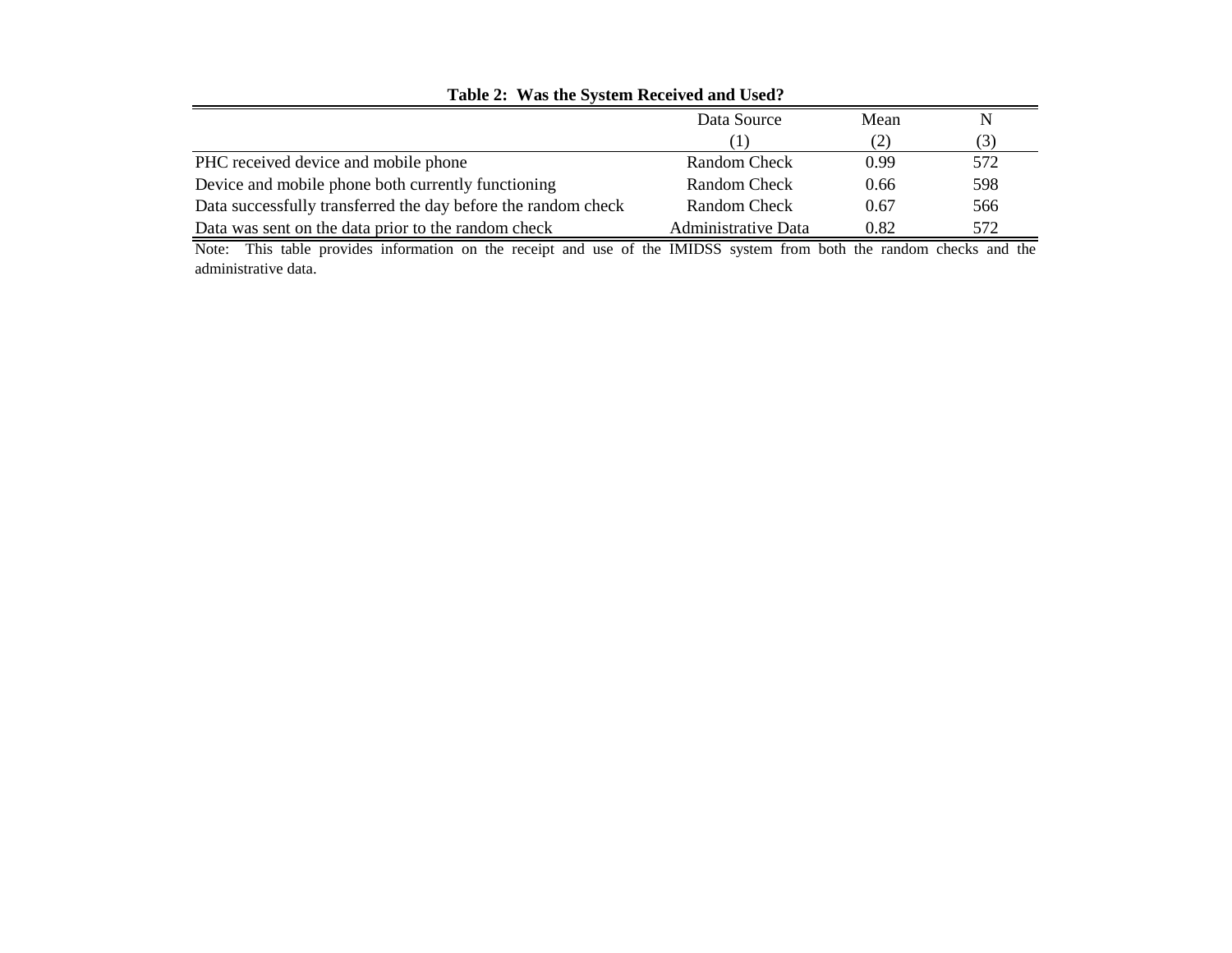**Table 2: Was the System Received and Used?**

| | Data Source | Mean | N |
|---|---|---|---|
| | (1) | (2) | (3) |
| PHC received device and mobile phone | Random Check | 0.99 | 572 |
| Device and mobile phone both currently functioning | Random Check | 0.66 | 598 |
| Data successfully transferred the day before the random check | Random Check | 0.67 | 566 |
| Data was sent on the data prior to the random check | Administrative Data | 0.82 | 572 |

Note: This table provides information on the receipt and use of the IMIDSS system from both the random checks and the administrative data.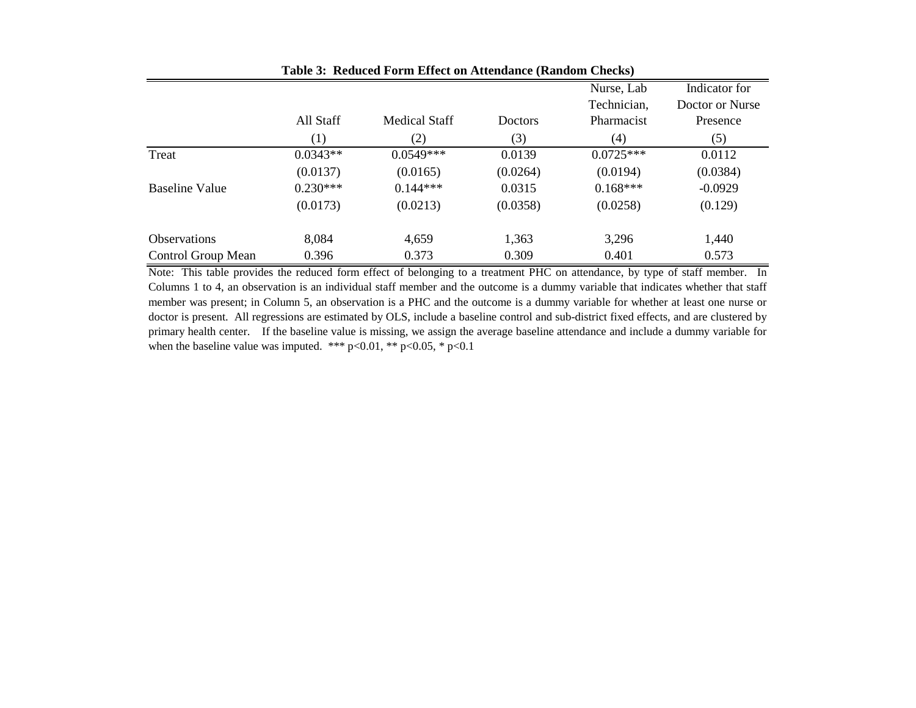**Table 3: Reduced Form Effect on Attendance (Random Checks)**

| | All Staff | Medical Staff | Doctors | Nurse, Lab Technician, Pharmacist | Indicator for Doctor or Nurse Presence |
|---|---|---|---|---|---|
| | (1) | (2) | (3) | (4) | (5) |
| Treat | 0.0343** | 0.0549*** | 0.0139 | 0.0725*** | 0.0112 |
| | (0.0137) | (0.0165) | (0.0264) | (0.0194) | (0.0384) |
| Baseline Value | 0.230*** | 0.144*** | 0.0315 | 0.168*** | -0.0929 |
| | (0.0173) | (0.0213) | (0.0358) | (0.0258) | (0.129) |
| Observations | 8,084 | 4,659 | 1,363 | 3,296 | 1,440 |
| Control Group Mean | 0.396 | 0.373 | 0.309 | 0.401 | 0.573 |

Note: This table provides the reduced form effect of belonging to a treatment PHC on attendance, by type of staff member. In Columns 1 to 4, an observation is an individual staff member and the outcome is a dummy variable that indicates whether that staff member was present; in Column 5, an observation is a PHC and the outcome is a dummy variable for whether at least one nurse or doctor is present. All regressions are estimated by OLS, include a baseline control and sub-district fixed effects, and are clustered by primary health center. If the baseline value is missing, we assign the average baseline attendance and include a dummy variable for when the baseline value was imputed. *** p<0.01, ** p<0.05, * p<0.1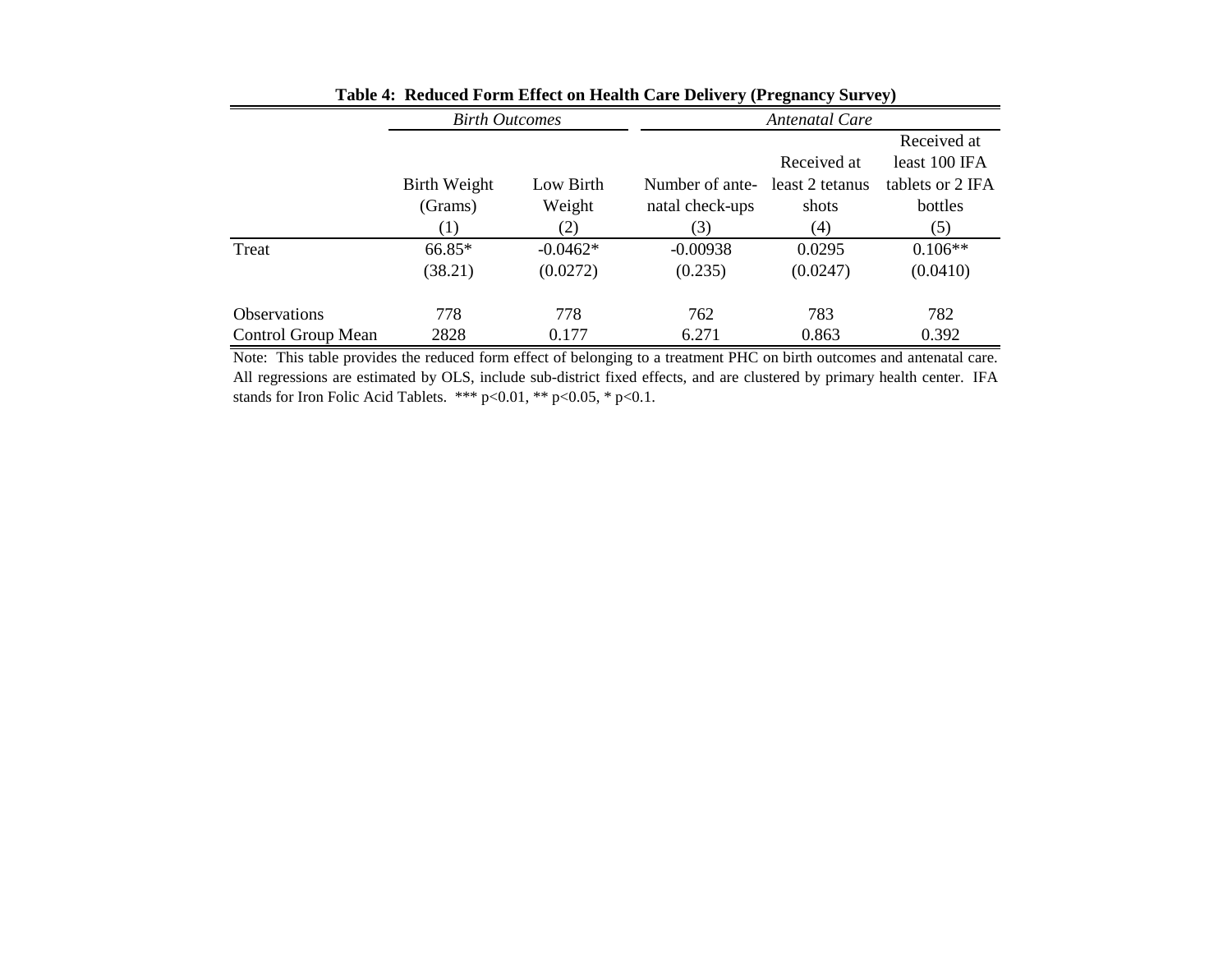**Table 4: Reduced Form Effect on Health Care Delivery (Pregnancy Survey)**

| | *Birth Outcomes* | | *Antenatal Care* | | |
|---|---|---|---|---|---|
| | Birth Weight (Grams) | Low Birth Weight | Number of ante-natal check-ups | Received at least 2 tetanus shots | Received at least 100 IFA tablets or 2 IFA bottles |
| | (1) | (2) | (3) | (4) | (5) |
| Treat | 66.85* | -0.0462* | -0.00938 | 0.0295 | 0.106** |
| | (38.21) | (0.0272) | (0.235) | (0.0247) | (0.0410) |
| Observations | 778 | 778 | 762 | 783 | 782 |
| Control Group Mean | 2828 | 0.177 | 6.271 | 0.863 | 0.392 |

Note: This table provides the reduced form effect of belonging to a treatment PHC on birth outcomes and antenatal care. All regressions are estimated by OLS, include sub-district fixed effects, and are clustered by primary health center. IFA stands for Iron Folic Acid Tablets. *** p<0.01, ** p<0.05, * p<0.1.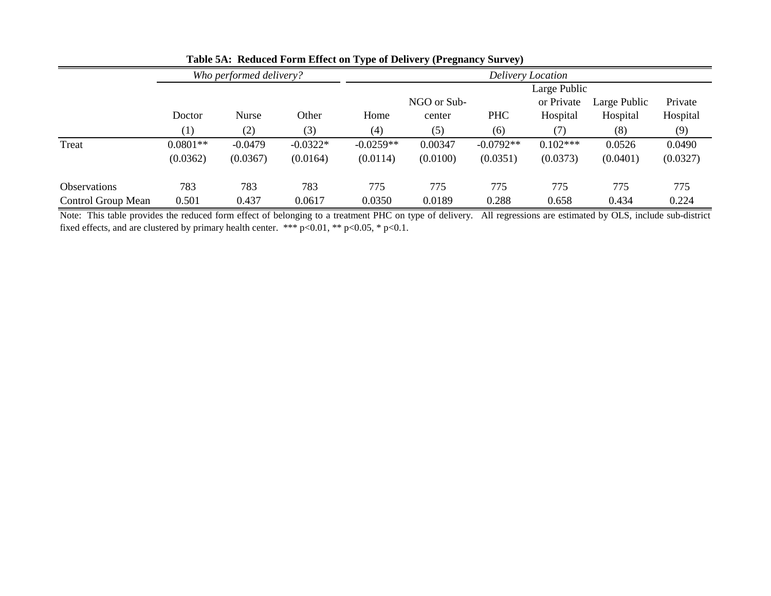**Table 5A: Reduced Form Effect on Type of Delivery (Pregnancy Survey)**

| | *Who performed delivery?* | | | *Delivery Location* | | | | | |
|---|---|---|---|---|---|---|---|---|---|
| | Doctor | Nurse | Other | Home | NGO or Sub-center | PHC | Large Public or Private Hospital | Large Public Hospital | Private Hospital |
| | (1) | (2) | (3) | (4) | (5) | (6) | (7) | (8) | (9) |
| Treat | 0.0801** | -0.0479 | -0.0322* | -0.0259** | 0.00347 | -0.0792** | 0.102*** | 0.0526 | 0.0490 |
| | (0.0362) | (0.0367) | (0.0164) | (0.0114) | (0.0100) | (0.0351) | (0.0373) | (0.0401) | (0.0327) |
| Observations | 783 | 783 | 783 | 775 | 775 | 775 | 775 | 775 | 775 |
| Control Group Mean | 0.501 | 0.437 | 0.0617 | 0.0350 | 0.0189 | 0.288 | 0.658 | 0.434 | 0.224 |

Note: This table provides the reduced form effect of belonging to a treatment PHC on type of delivery. All regressions are estimated by OLS, include sub-district fixed effects, and are clustered by primary health center. *** p<0.01, ** p<0.05, * p<0.1.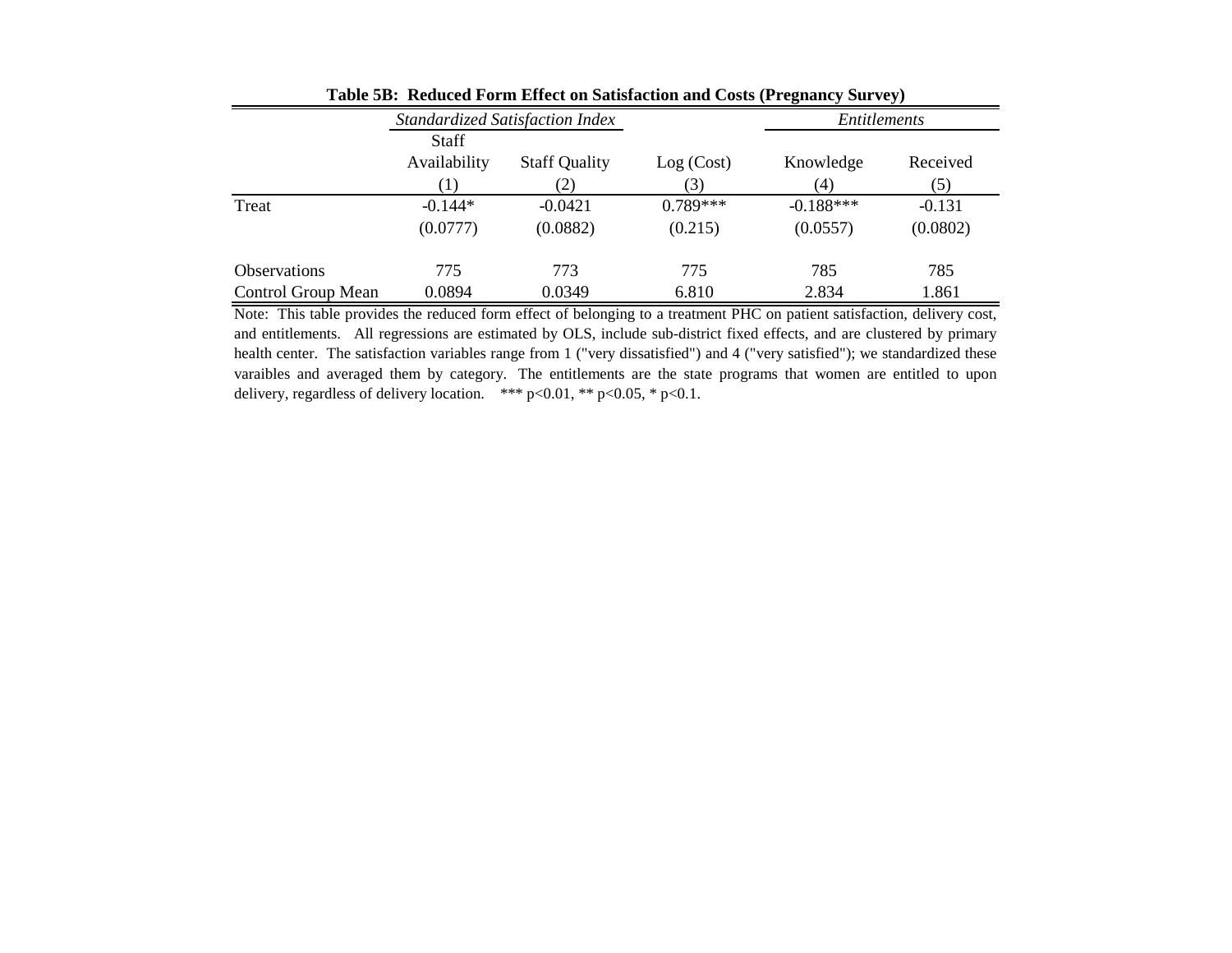**Table 5B: Reduced Form Effect on Satisfaction and Costs (Pregnancy Survey)**

| | *Standardized Satisfaction Index* | | | *Entitlements* | |
|---|---|---|---|---|---|
| | Staff Availability | Staff Quality | Log (Cost) | Knowledge | Received |
| | (1) | (2) | (3) | (4) | (5) |
| Treat | -0.144* | -0.0421 | 0.789*** | -0.188*** | -0.131 |
| | (0.0777) | (0.0882) | (0.215) | (0.0557) | (0.0802) |
| Observations | 775 | 773 | 775 | 785 | 785 |
| Control Group Mean | 0.0894 | 0.0349 | 6.810 | 2.834 | 1.861 |

Note: This table provides the reduced form effect of belonging to a treatment PHC on patient satisfaction, delivery cost, and entitlements. All regressions are estimated by OLS, include sub-district fixed effects, and are clustered by primary health center. The satisfaction variables range from 1 ("very dissatisfied") and 4 ("very satisfied"); we standardized these varaibles and averaged them by category. The entitlements are the state programs that women are entitled to upon delivery, regardless of delivery location. *** $p<0.01$, ** $p<0.05$, * $p<0.1$.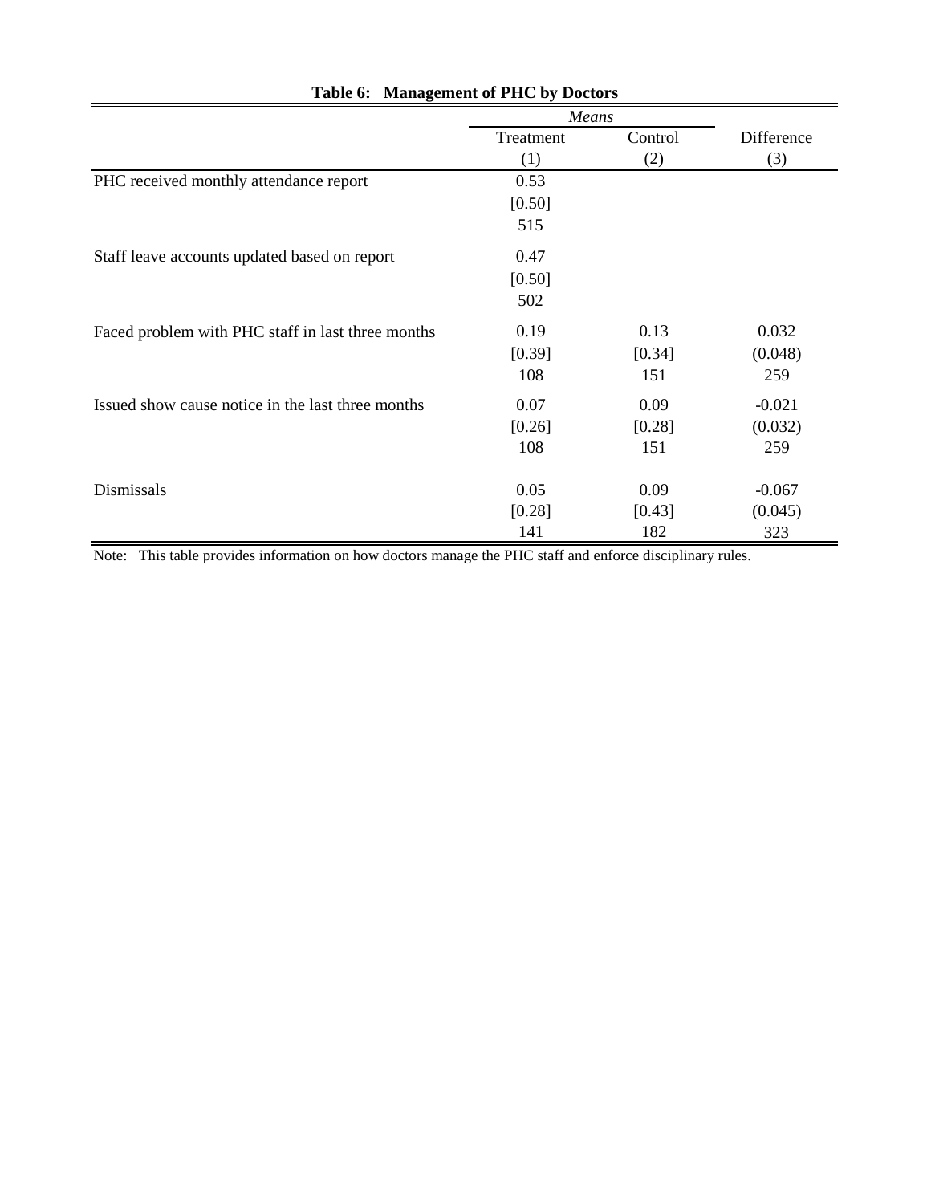**Table 6: Management of PHC by Doctors**

| | *Means* | | |
|---|---|---|---|
| | Treatment | Control | Difference |
| | (1) | (2) | (3) |
| PHC received monthly attendance report | 0.53 | | |
| | [0.50] | | |
| | 515 | | |
| Staff leave accounts updated based on report | 0.47 | | |
| | [0.50] | | |
| | 502 | | |
| Faced problem with PHC staff in last three months | 0.19 | 0.13 | 0.032 |
| | [0.39] | [0.34] | (0.048) |
| | 108 | 151 | 259 |
| Issued show cause notice in the last three months | 0.07 | 0.09 | -0.021 |
| | [0.26] | [0.28] | (0.032) |
| | 108 | 151 | 259 |
| Dismissals | 0.05 | 0.09 | -0.067 |
| | [0.28] | [0.43] | (0.045) |
| | 141 | 182 | 323 |

Note: This table provides information on how doctors manage the PHC staff and enforce disciplinary rules.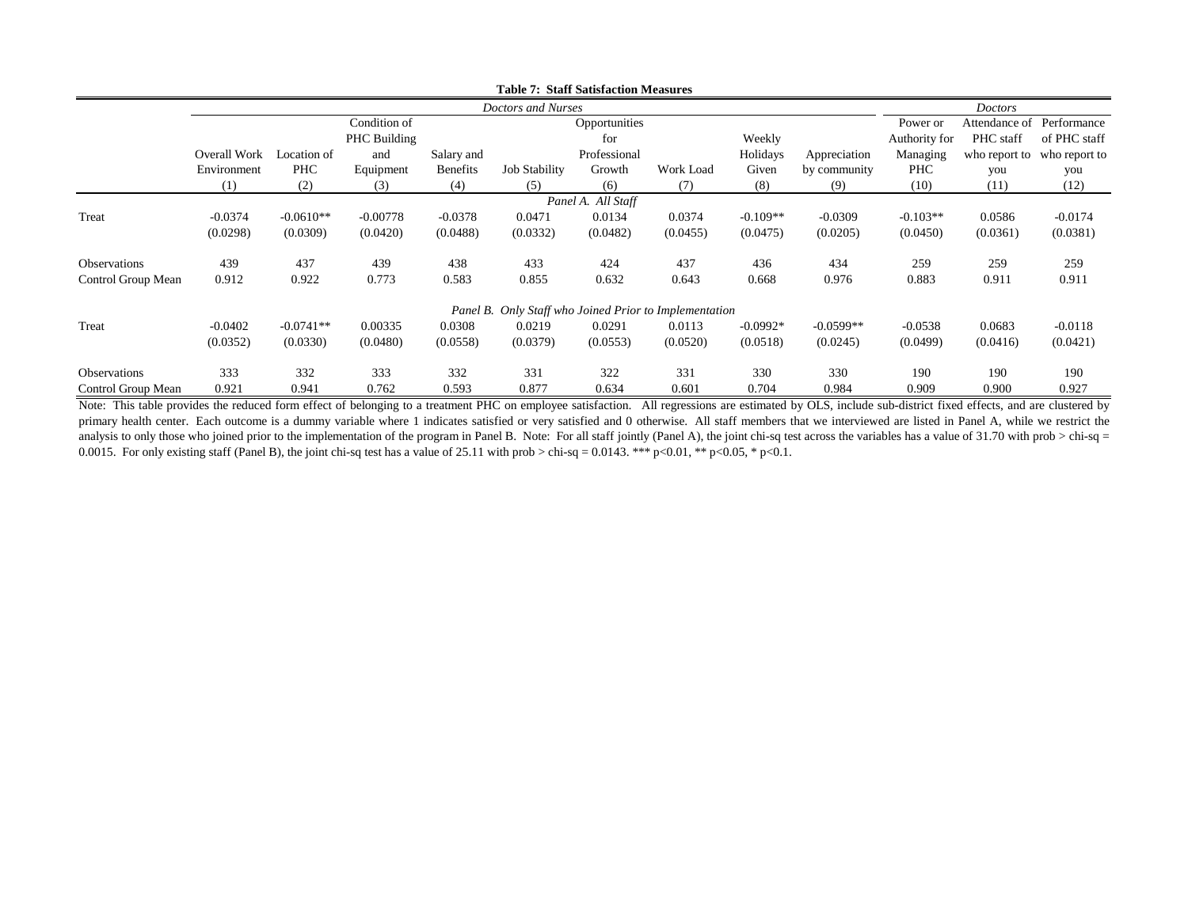**Table 7: Staff Satisfaction Measures**

| | *Doctors and Nurses* | | | | | | | | | *Doctors* | | |
|---|---|---|---|---|---|---|---|---|---|---|---|---|
| | Overall Work Environment | Location of PHC | Condition of PHC Building and Equipment | Salary and Benefits | Job Stability | Opportunities for Professional Growth | Work Load | Weekly Holidays Given | Appreciation by community | Power or Authority for Managing PHC | Attendance of PHC staff who report to you | Performance of PHC staff who report to you |
| | (1) | (2) | (3) | (4) | (5) | (6) | (7) | (8) | (9) | (10) | (11) | (12) |
| | *Panel A. All Staff* | | | | | | | | | | | |
| Treat | -0.0374 | -0.0610** | -0.00778 | -0.0378 | 0.0471 | 0.0134 | 0.0374 | -0.109** | -0.0309 | -0.103** | 0.0586 | -0.0174 |
| | (0.0298) | (0.0309) | (0.0420) | (0.0488) | (0.0332) | (0.0482) | (0.0455) | (0.0475) | (0.0205) | (0.0450) | (0.0361) | (0.0381) |
| Observations | 439 | 437 | 439 | 438 | 433 | 424 | 437 | 436 | 434 | 259 | 259 | 259 |
| Control Group Mean | 0.912 | 0.922 | 0.773 | 0.583 | 0.855 | 0.632 | 0.643 | 0.668 | 0.976 | 0.883 | 0.911 | 0.911 |
| | *Panel B. Only Staff who Joined Prior to Implementation* | | | | | | | | | | | |
| Treat | -0.0402 | -0.0741** | 0.00335 | 0.0308 | 0.0219 | 0.0291 | 0.0113 | -0.0992* | -0.0599** | -0.0538 | 0.0683 | -0.0118 |
| | (0.0352) | (0.0330) | (0.0480) | (0.0558) | (0.0379) | (0.0553) | (0.0520) | (0.0518) | (0.0245) | (0.0499) | (0.0416) | (0.0421) |
| Observations | 333 | 332 | 333 | 332 | 331 | 322 | 331 | 330 | 330 | 190 | 190 | 190 |
| Control Group Mean | 0.921 | 0.941 | 0.762 | 0.593 | 0.877 | 0.634 | 0.601 | 0.704 | 0.984 | 0.909 | 0.900 | 0.927 |

Note: This table provides the reduced form effect of belonging to a treatment PHC on employee satisfaction. All regressions are estimated by OLS, include sub-district fixed effects, and are clustered by primary health center. Each outcome is a dummy variable where 1 indicates satisfied or very satisfied and 0 otherwise. All staff members that we interviewed are listed in Panel A, while we restrict the analysis to only those who joined prior to the implementation of the program in Panel B. Note: For all staff jointly (Panel A), the joint chi-sq test across the variables has a value of 31.70 with prob > chi-sq = 0.0015. For only existing staff (Panel B), the joint chi-sq test has a value of 25.11 with prob > chi-sq = 0.0143. *** p<0.01, ** p<0.05, * p<0.1.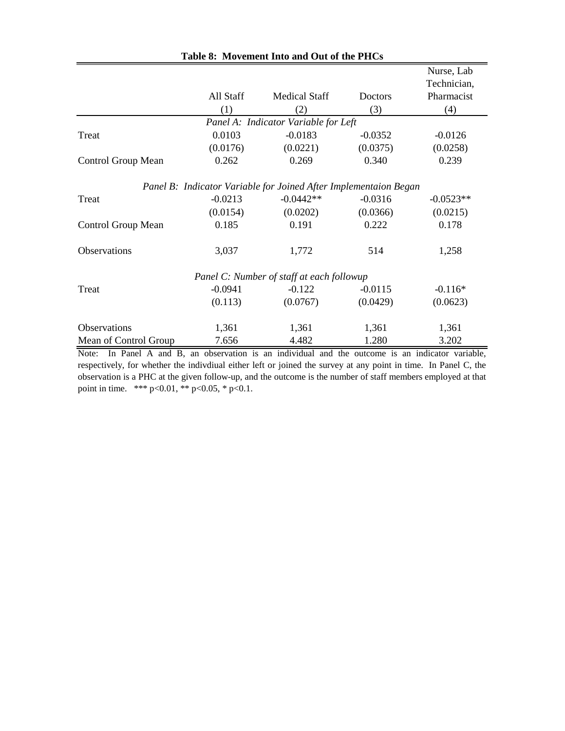**Table 8: Movement Into and Out of the PHCs**

| | All Staff | Medical Staff | Doctors | Nurse, Lab Technician, Pharmacist |
|---|---|---|---|---|
| | (1) | (2) | (3) | (4) |
| *Panel A: Indicator Variable for Left* | | | | |
| Treat | 0.0103 | -0.0183 | -0.0352 | -0.0126 |
| | (0.0176) | (0.0221) | (0.0375) | (0.0258) |
| Control Group Mean | 0.262 | 0.269 | 0.340 | 0.239 |
| *Panel B: Indicator Variable for Joined After Implementaion Began* | | | | |
| Treat | -0.0213 | -0.0442** | -0.0316 | -0.0523** |
| | (0.0154) | (0.0202) | (0.0366) | (0.0215) |
| Control Group Mean | 0.185 | 0.191 | 0.222 | 0.178 |
| Observations | 3,037 | 1,772 | 514 | 1,258 |
| *Panel C: Number of staff at each followup* | | | | |
| Treat | -0.0941 | -0.122 | -0.0115 | -0.116* |
| | (0.113) | (0.0767) | (0.0429) | (0.0623) |
| Observations | 1,361 | 1,361 | 1,361 | 1,361 |
| Mean of Control Group | 7.656 | 4.482 | 1.280 | 3.202 |

Note: In Panel A and B, an observation is an individual and the outcome is an indicator variable, respectively, for whether the indivdiual either left or joined the survey at any point in time. In Panel C, the observation is a PHC at the given follow-up, and the outcome is the number of staff members employed at that point in time. *** p<0.01, ** p<0.05, * p<0.1.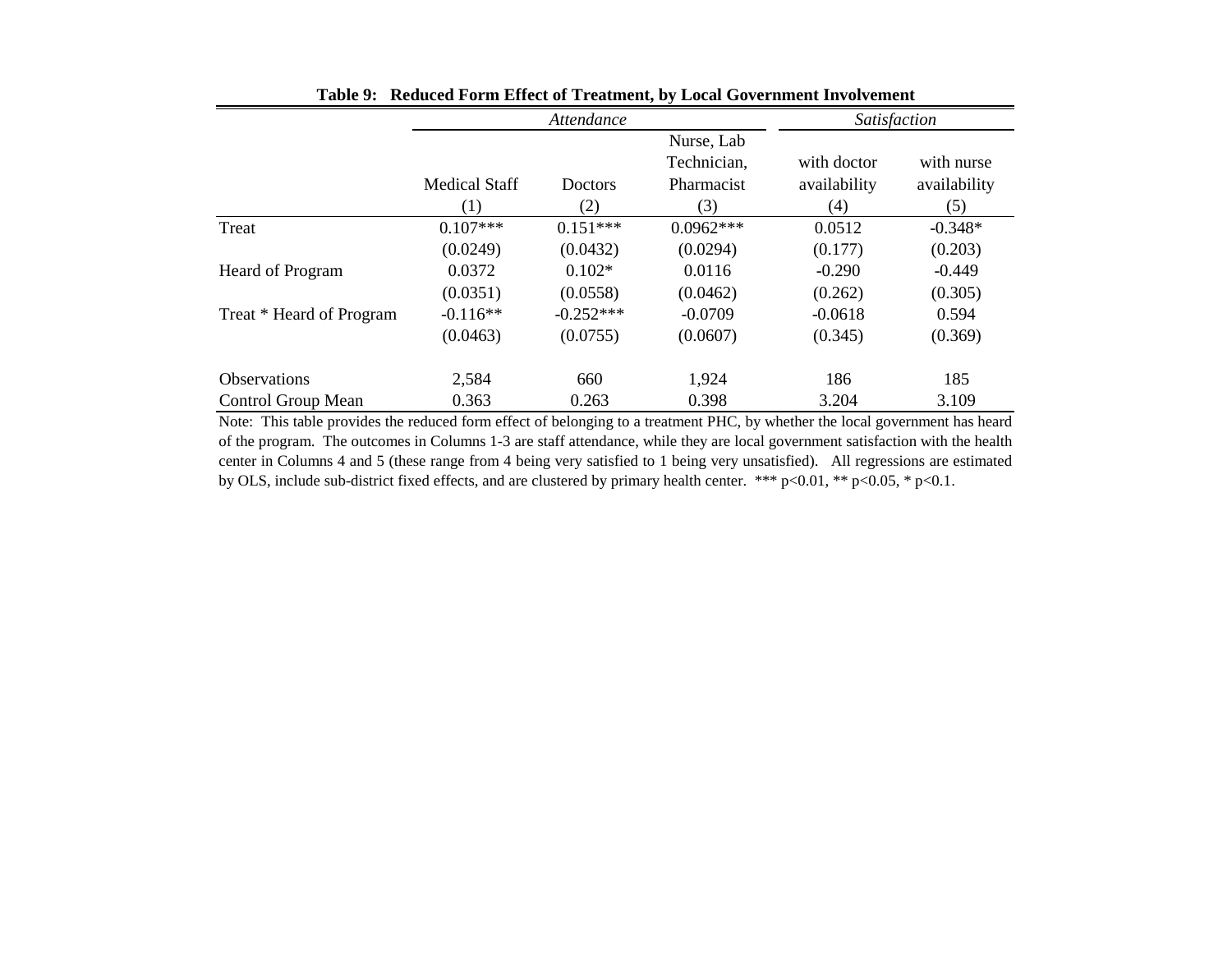**Table 9: Reduced Form Effect of Treatment, by Local Government Involvement**

| | *Attendance* | | | *Satisfaction* | |
|---|---|---|---|---|---|
| | Medical Staff | Doctors | Nurse, Lab Technician, Pharmacist | with doctor availability | with nurse availability |
| | (1) | (2) | (3) | (4) | (5) |
| Treat | 0.107*** | 0.151*** | 0.0962*** | 0.0512 | -0.348* |
| | (0.0249) | (0.0432) | (0.0294) | (0.177) | (0.203) |
| Heard of Program | 0.0372 | 0.102* | 0.0116 | -0.290 | -0.449 |
| | (0.0351) | (0.0558) | (0.0462) | (0.262) | (0.305) |
| Treat * Heard of Program | -0.116** | -0.252*** | -0.0709 | -0.0618 | 0.594 |
| | (0.0463) | (0.0755) | (0.0607) | (0.345) | (0.369) |
| Observations | 2,584 | 660 | 1,924 | 186 | 185 |
| Control Group Mean | 0.363 | 0.263 | 0.398 | 3.204 | 3.109 |

Note: This table provides the reduced form effect of belonging to a treatment PHC, by whether the local government has heard of the program. The outcomes in Columns 1-3 are staff attendance, while they are local government satisfaction with the health center in Columns 4 and 5 (these range from 4 being very satisfied to 1 being very unsatisfied). All regressions are estimated by OLS, include sub-district fixed effects, and are clustered by primary health center. *** p<0.01, ** p<0.05, * p<0.1.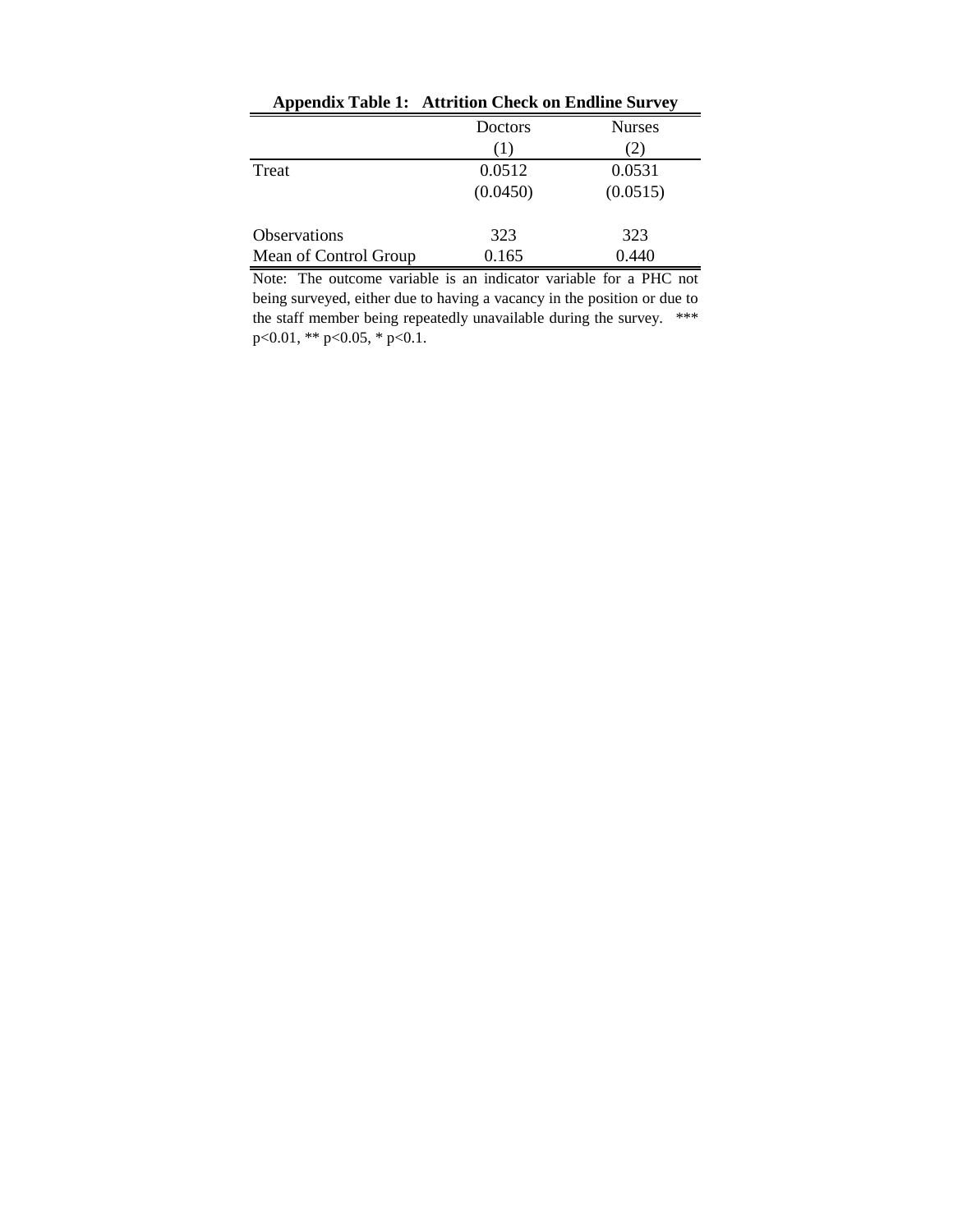**Appendix Table 1: Attrition Check on Endline Survey**

| | Doctors | Nurses |
|---|---|---|
| | (1) | (2) |
| Treat | 0.0512 | 0.0531 |
| | (0.0450) | (0.0515) |
| Observations | 323 | 323 |
| Mean of Control Group | 0.165 | 0.440 |

Note: The outcome variable is an indicator variable for a PHC not being surveyed, either due to having a vacancy in the position or due to the staff member being repeatedly unavailable during the survey. *** p<0.01, ** p<0.05, * p<0.1.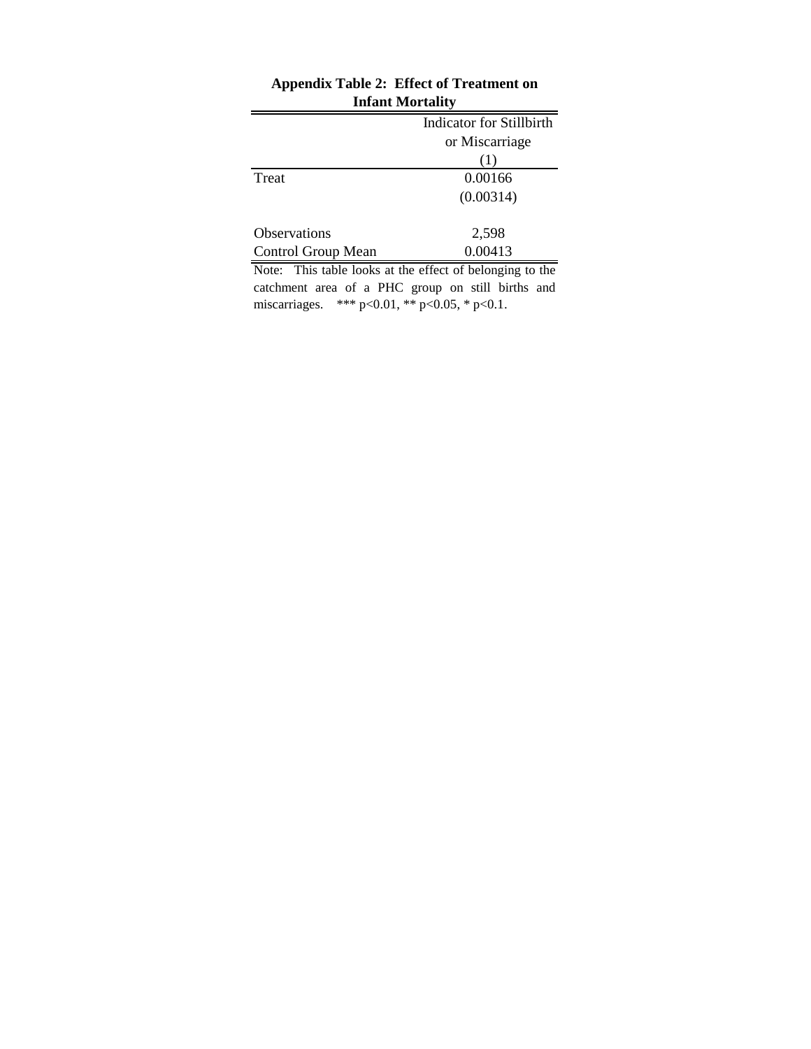**Appendix Table 2: Effect of Treatment on Infant Mortality**

| | Indicator for Stillbirth or Miscarriage |
|---|---|
| | (1) |
| Treat | 0.00166 |
| | (0.00314) |
| | |
| Observations | 2,598 |
| Control Group Mean | 0.00413 |

Note: This table looks at the effect of belonging to the catchment area of a PHC group on still births and miscarriages. *** p<0.01, ** p<0.05, * p<0.1.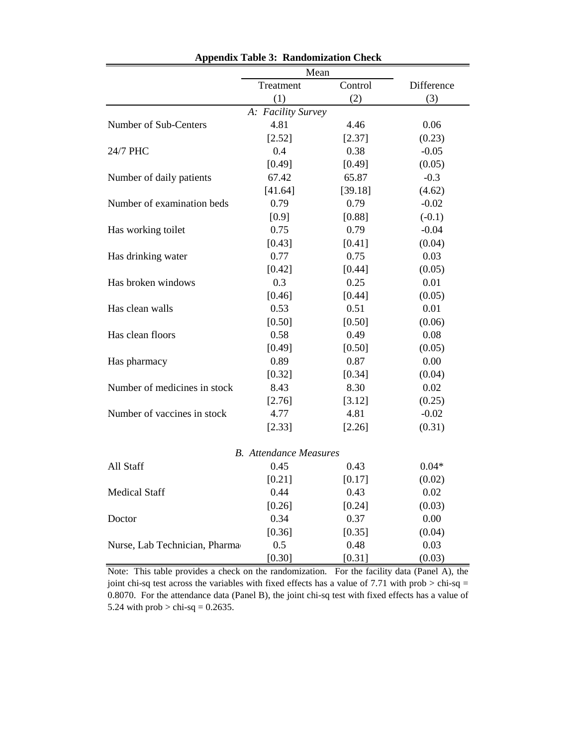**Appendix Table 3: Randomization Check**

| | Mean | | |
|---|---|---|---|
| | Treatment | Control | Difference |
| | (1) | (2) | (3) |
| *A: Facility Survey* | | | |
| Number of Sub-Centers | 4.81 | 4.46 | 0.06 |
| | [2.52] | [2.37] | (0.23) |
| 24/7 PHC | 0.4 | 0.38 | -0.05 |
| | [0.49] | [0.49] | (0.05) |
| Number of daily patients | 67.42 | 65.87 | -0.3 |
| | [41.64] | [39.18] | (4.62) |
| Number of examination beds | 0.79 | 0.79 | -0.02 |
| | [0.9] | [0.88] | (-0.1) |
| Has working toilet | 0.75 | 0.79 | -0.04 |
| | [0.43] | [0.41] | (0.04) |
| Has drinking water | 0.77 | 0.75 | 0.03 |
| | [0.42] | [0.44] | (0.05) |
| Has broken windows | 0.3 | 0.25 | 0.01 |
| | [0.46] | [0.44] | (0.05) |
| Has clean walls | 0.53 | 0.51 | 0.01 |
| | [0.50] | [0.50] | (0.06) |
| Has clean floors | 0.58 | 0.49 | 0.08 |
| | [0.49] | [0.50] | (0.05) |
| Has pharmacy | 0.89 | 0.87 | 0.00 |
| | [0.32] | [0.34] | (0.04) |
| Number of medicines in stock | 8.43 | 8.30 | 0.02 |
| | [2.76] | [3.12] | (0.25) |
| Number of vaccines in stock | 4.77 | 4.81 | -0.02 |
| | [2.33] | [2.26] | (0.31) |
| *B. Attendance Measures* | | | |
| All Staff | 0.45 | 0.43 | 0.04* |
| | [0.21] | [0.17] | (0.02) |
| Medical Staff | 0.44 | 0.43 | 0.02 |
| | [0.26] | [0.24] | (0.03) |
| Doctor | 0.34 | 0.37 | 0.00 |
| | [0.36] | [0.35] | (0.04) |
| Nurse, Lab Technician, Pharma | 0.5 | 0.48 | 0.03 |
| | [0.30] | [0.31] | (0.03) |

Note: This table provides a check on the randomization. For the facility data (Panel A), the joint chi-sq test across the variables with fixed effects has a value of 7.71 with prob > chi-sq = 0.8070. For the attendance data (Panel B), the joint chi-sq test with fixed effects has a value of 5.24 with prob > chi-sq = 0.2635.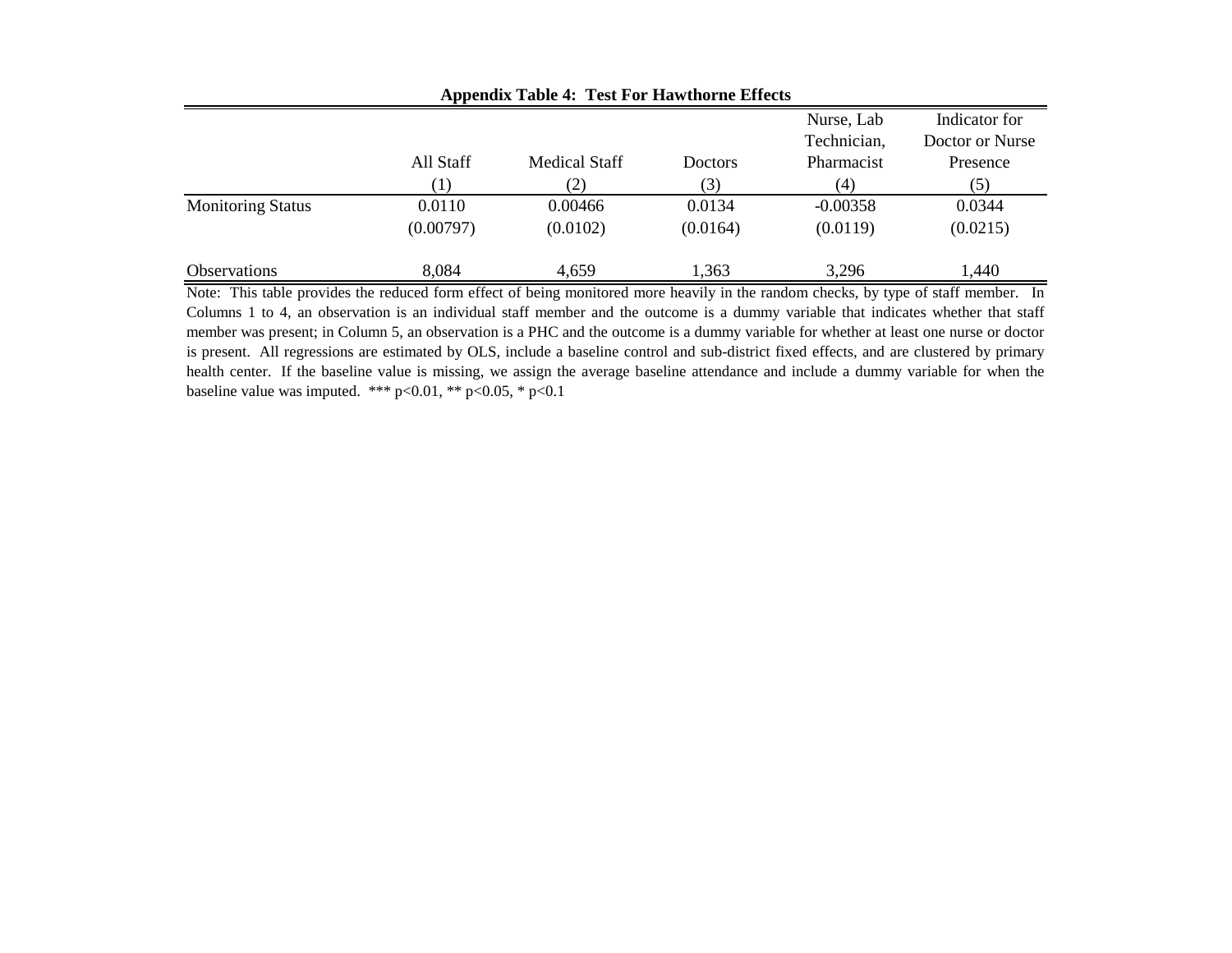**Appendix Table 4: Test For Hawthorne Effects**

| | All Staff | Medical Staff | Doctors | Nurse, Lab Technician, Pharmacist | Indicator for Doctor or Nurse Presence |
|---|---|---|---|---|---|
| | (1) | (2) | (3) | (4) | (5) |
| Monitoring Status | 0.0110 | 0.00466 | 0.0134 | -0.00358 | 0.0344 |
| | (0.00797) | (0.0102) | (0.0164) | (0.0119) | (0.0215) |
| Observations | 8,084 | 4,659 | 1,363 | 3,296 | 1,440 |

Note: This table provides the reduced form effect of being monitored more heavily in the random checks, by type of staff member. In Columns 1 to 4, an observation is an individual staff member and the outcome is a dummy variable that indicates whether that staff member was present; in Column 5, an observation is a PHC and the outcome is a dummy variable for whether at least one nurse or doctor is present. All regressions are estimated by OLS, include a baseline control and sub-district fixed effects, and are clustered by primary health center. If the baseline value is missing, we assign the average baseline attendance and include a dummy variable for when the baseline value was imputed. *** p<0.01, ** p<0.05, * p<0.1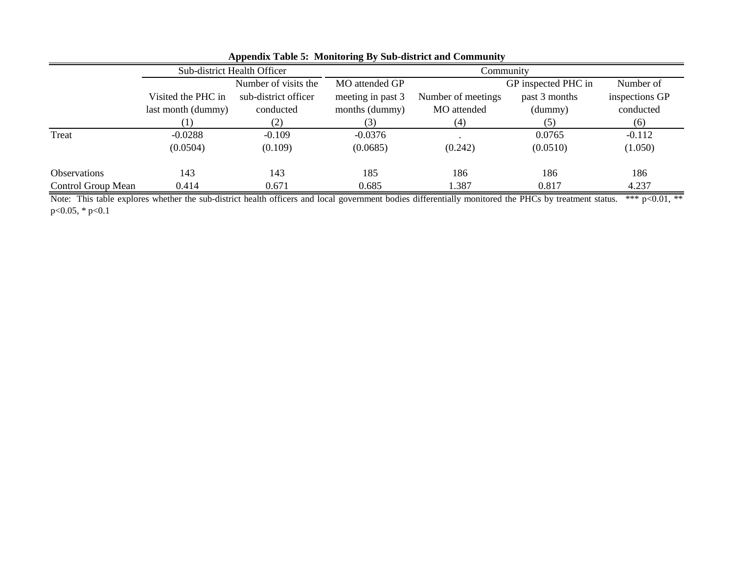**Appendix Table 5: Monitoring By Sub-district and Community**

| | Sub-district Health Officer | | Community | | | |
|---|---|---|---|---|---|---|
| | Visited the PHC in last month (dummy) | Number of visits the sub-district officer conducted | MO attended GP meeting in past 3 months (dummy) | Number of meetings MO attended | GP inspected PHC in past 3 months (dummy) | Number of inspections GP conducted |
| | (1) | (2) | (3) | (4) | (5) | (6) |
| Treat | -0.0288 | -0.109 | -0.0376 | . | 0.0765 | -0.112 |
| | (0.0504) | (0.109) | (0.0685) | (0.242) | (0.0510) | (1.050) |
| Observations | 143 | 143 | 185 | 186 | 186 | 186 |
| Control Group Mean | 0.414 | 0.671 | 0.685 | 1.387 | 0.817 | 4.237 |

Note: This table explores whether the sub-district health officers and local government bodies differentially monitored the PHCs by treatment status. *** p<0.01, ** p<0.05, * p<0.1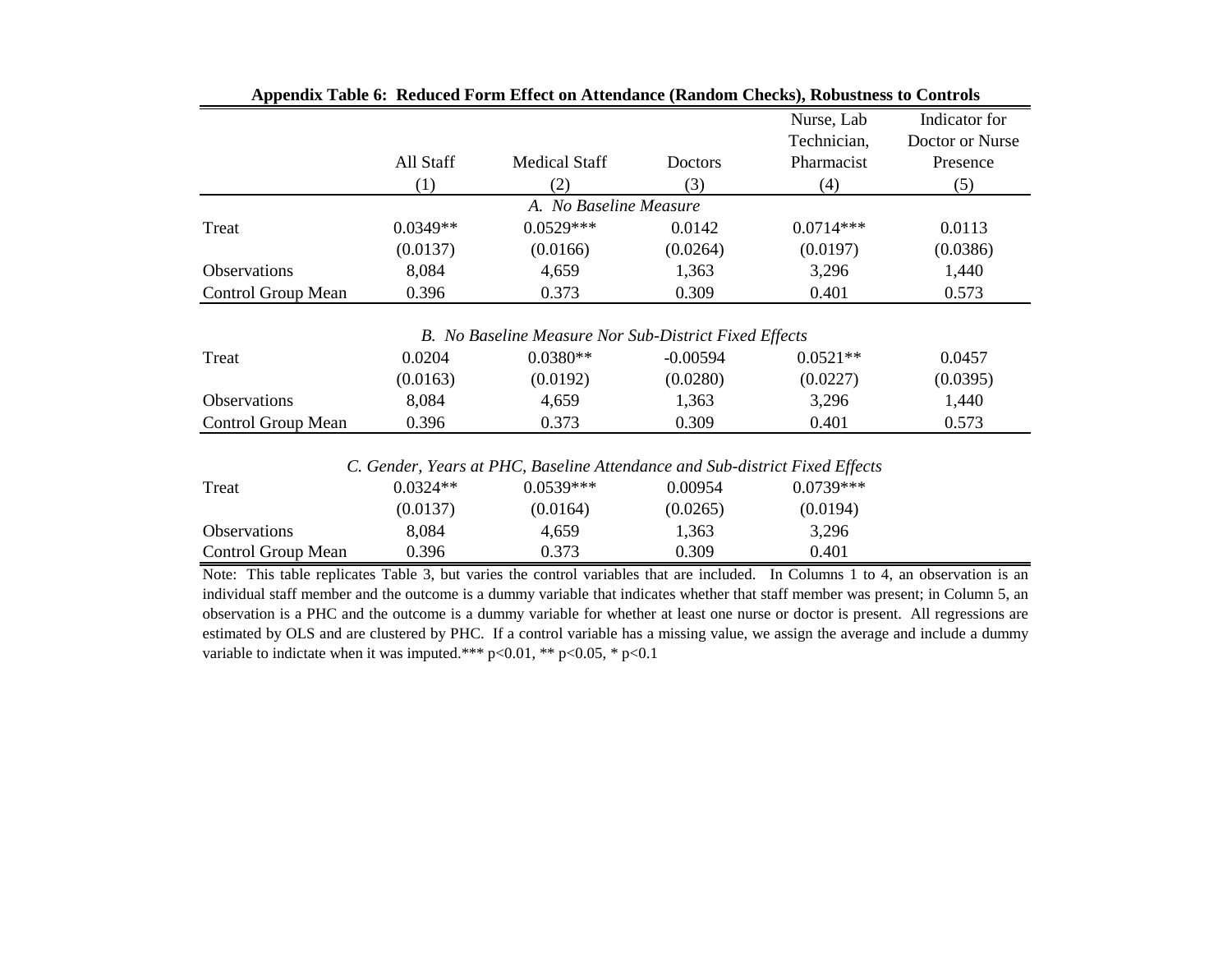**Appendix Table 6: Reduced Form Effect on Attendance (Random Checks), Robustness to Controls**

| | All Staff | Medical Staff | Doctors | Nurse, Lab Technician, Pharmacist | Indicator for Doctor or Nurse Presence |
|---|---|---|---|---|---|
| | (1) | (2) | (3) | (4) | (5) |
| *A. No Baseline Measure* | | | | | |
| Treat | 0.0349** | 0.0529*** | 0.0142 | 0.0714*** | 0.0113 |
| | (0.0137) | (0.0166) | (0.0264) | (0.0197) | (0.0386) |
| Observations | 8,084 | 4,659 | 1,363 | 3,296 | 1,440 |
| Control Group Mean | 0.396 | 0.373 | 0.309 | 0.401 | 0.573 |
| *B. No Baseline Measure Nor Sub-District Fixed Effects* | | | | | |
| Treat | 0.0204 | 0.0380** | -0.00594 | 0.0521** | 0.0457 |
| | (0.0163) | (0.0192) | (0.0280) | (0.0227) | (0.0395) |
| Observations | 8,084 | 4,659 | 1,363 | 3,296 | 1,440 |
| Control Group Mean | 0.396 | 0.373 | 0.309 | 0.401 | 0.573 |
| *C. Gender, Years at PHC, Baseline Attendance and Sub-district Fixed Effects* | | | | | |
| Treat | 0.0324** | 0.0539*** | 0.00954 | 0.0739*** | |
| | (0.0137) | (0.0164) | (0.0265) | (0.0194) | |
| Observations | 8,084 | 4,659 | 1,363 | 3,296 | |
| Control Group Mean | 0.396 | 0.373 | 0.309 | 0.401 | |

Note: This table replicates Table 3, but varies the control variables that are included. In Columns 1 to 4, an observation is an individual staff member and the outcome is a dummy variable that indicates whether that staff member was present; in Column 5, an observation is a PHC and the outcome is a dummy variable for whether at least one nurse or doctor is present. All regressions are estimated by OLS and are clustered by PHC. If a control variable has a missing value, we assign the average and include a dummy variable to indictate when it was imputed.*** p<0.01, ** p<0.05, * p<0.1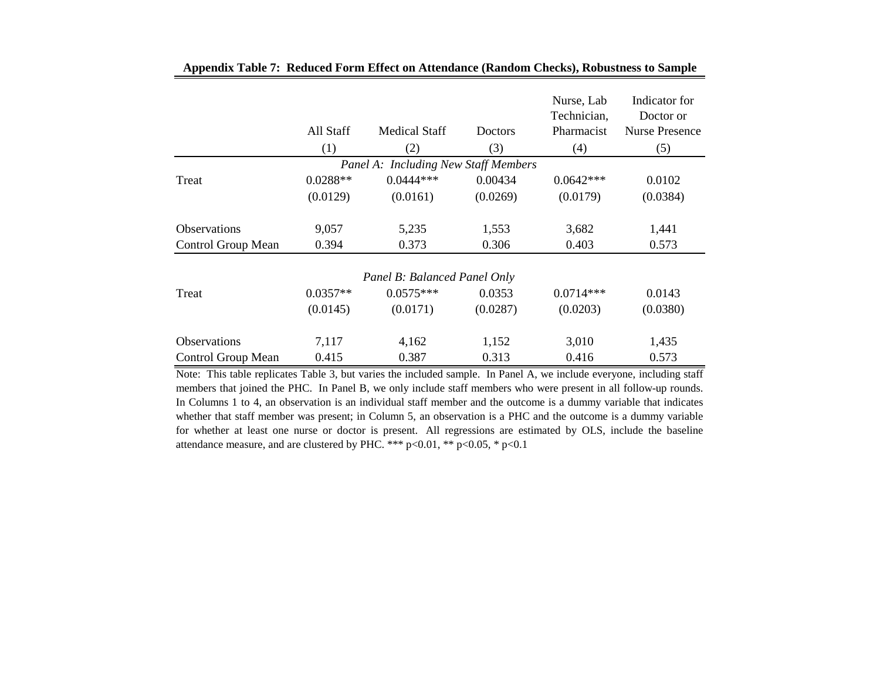**Appendix Table 7: Reduced Form Effect on Attendance (Random Checks), Robustness to Sample**

| | All Staff | Medical Staff | Doctors | Nurse, Lab Technician, Pharmacist | Indicator for Doctor or Nurse Presence |
|---|---|---|---|---|---|
| | (1) | (2) | (3) | (4) | (5) |
| *Panel A: Including New Staff Members* | | | | | |
| Treat | 0.0288** | 0.0444*** | 0.00434 | 0.0642*** | 0.0102 |
| | (0.0129) | (0.0161) | (0.0269) | (0.0179) | (0.0384) |
| Observations | 9,057 | 5,235 | 1,553 | 3,682 | 1,441 |
| Control Group Mean | 0.394 | 0.373 | 0.306 | 0.403 | 0.573 |
| *Panel B: Balanced Panel Only* | | | | | |
| Treat | 0.0357** | 0.0575*** | 0.0353 | 0.0714*** | 0.0143 |
| | (0.0145) | (0.0171) | (0.0287) | (0.0203) | (0.0380) |
| Observations | 7,117 | 4,162 | 1,152 | 3,010 | 1,435 |
| Control Group Mean | 0.415 | 0.387 | 0.313 | 0.416 | 0.573 |

Note: This table replicates Table 3, but varies the included sample. In Panel A, we include everyone, including staff members that joined the PHC. In Panel B, we only include staff members who were present in all follow-up rounds. In Columns 1 to 4, an observation is an individual staff member and the outcome is a dummy variable that indicates whether that staff member was present; in Column 5, an observation is a PHC and the outcome is a dummy variable for whether at least one nurse or doctor is present. All regressions are estimated by OLS, include the baseline attendance measure, and are clustered by PHC. *** $p<0.01$, ** $p<0.05$, * $p<0.1$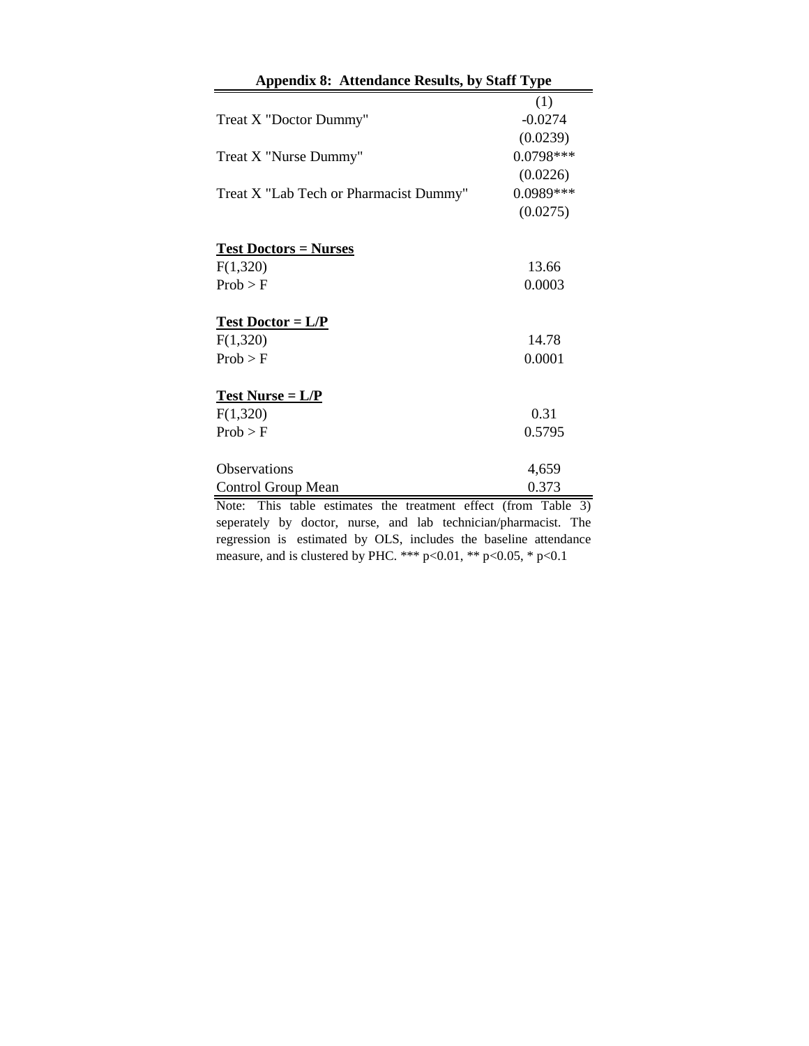**Appendix 8: Attendance Results, by Staff Type**

| | (1) |
|---|---|
| Treat X "Doctor Dummy" | -0.0274 |
| | (0.0239) |
| Treat X "Nurse Dummy" | 0.0798*** |
| | (0.0226) |
| Treat X "Lab Tech or Pharmacist Dummy" | 0.0989*** |
| | (0.0275) |
| | |
| **Test Doctors = Nurses** | |
| F(1,320) | 13.66 |
| Prob > F | 0.0003 |
| | |
| **Test Doctor = L/P** | |
| F(1,320) | 14.78 |
| Prob > F | 0.0001 |
| | |
| **Test Nurse = L/P** | |
| F(1,320) | 0.31 |
| Prob > F | 0.5795 |
| | |
| Observations | 4,659 |
| Control Group Mean | 0.373 |

Note: This table estimates the treatment effect (from Table 3) seperately by doctor, nurse, and lab technician/pharmacist. The regression is estimated by OLS, includes the baseline attendance measure, and is clustered by PHC. *** p<0.01, ** p<0.05, * p<0.1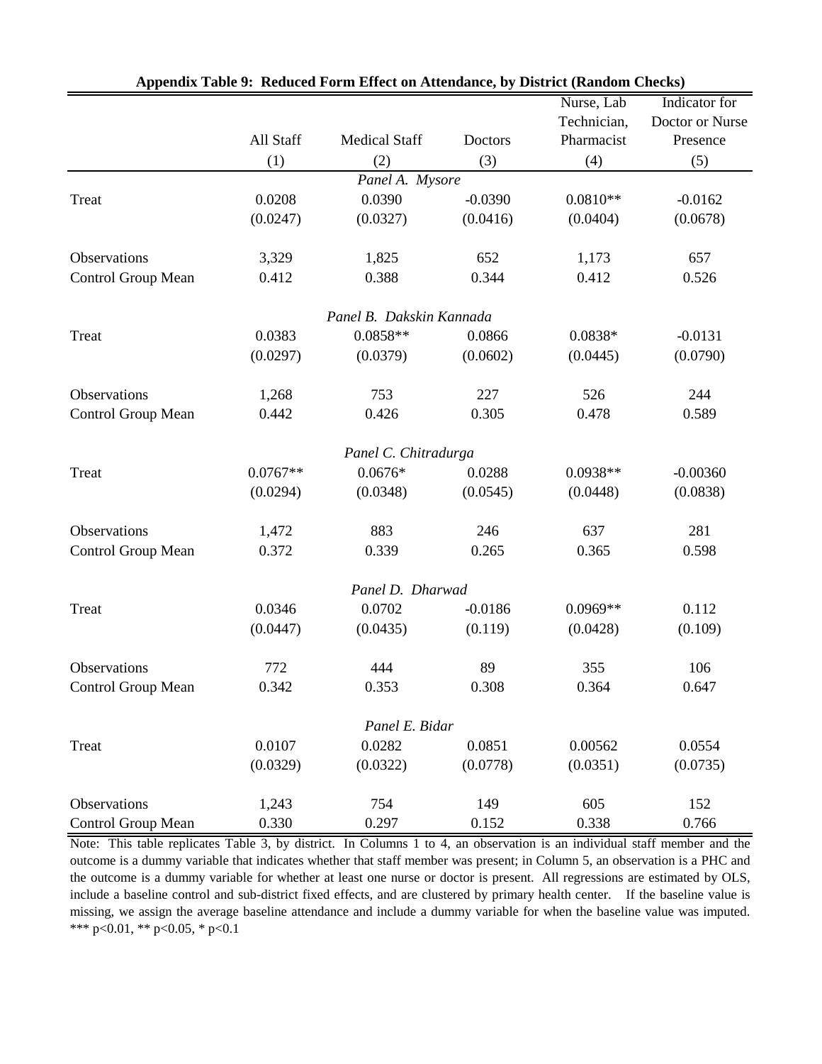**Appendix Table 9: Reduced Form Effect on Attendance, by District (Random Checks)**

| | All Staff | Medical Staff | Doctors | Nurse, Lab Technician, Pharmacist | Indicator for Doctor or Nurse Presence |
|---|---|---|---|---|---|
| | (1) | (2) | (3) | (4) | (5) |
| *Panel A. Mysore* | | | | | |
| Treat | 0.0208 | 0.0390 | -0.0390 | 0.0810** | -0.0162 |
| | (0.0247) | (0.0327) | (0.0416) | (0.0404) | (0.0678) |
| Observations | 3,329 | 1,825 | 652 | 1,173 | 657 |
| Control Group Mean | 0.412 | 0.388 | 0.344 | 0.412 | 0.526 |
| *Panel B. Dakskin Kannada* | | | | | |
| Treat | 0.0383 | 0.0858** | 0.0866 | 0.0838* | -0.0131 |
| | (0.0297) | (0.0379) | (0.0602) | (0.0445) | (0.0790) |
| Observations | 1,268 | 753 | 227 | 526 | 244 |
| Control Group Mean | 0.442 | 0.426 | 0.305 | 0.478 | 0.589 |
| *Panel C. Chitradurga* | | | | | |
| Treat | 0.0767** | 0.0676* | 0.0288 | 0.0938** | -0.00360 |
| | (0.0294) | (0.0348) | (0.0545) | (0.0448) | (0.0838) |
| Observations | 1,472 | 883 | 246 | 637 | 281 |
| Control Group Mean | 0.372 | 0.339 | 0.265 | 0.365 | 0.598 |
| *Panel D. Dharwad* | | | | | |
| Treat | 0.0346 | 0.0702 | -0.0186 | 0.0969** | 0.112 |
| | (0.0447) | (0.0435) | (0.119) | (0.0428) | (0.109) |
| Observations | 772 | 444 | 89 | 355 | 106 |
| Control Group Mean | 0.342 | 0.353 | 0.308 | 0.364 | 0.647 |
| *Panel E. Bidar* | | | | | |
| Treat | 0.0107 | 0.0282 | 0.0851 | 0.00562 | 0.0554 |
| | (0.0329) | (0.0322) | (0.0778) | (0.0351) | (0.0735) |
| Observations | 1,243 | 754 | 149 | 605 | 152 |
| Control Group Mean | 0.330 | 0.297 | 0.152 | 0.338 | 0.766 |

Note: This table replicates Table 3, by district. In Columns 1 to 4, an observation is an individual staff member and the outcome is a dummy variable that indicates whether that staff member was present; in Column 5, an observation is a PHC and the outcome is a dummy variable for whether at least one nurse or doctor is present. All regressions are estimated by OLS, include a baseline control and sub-district fixed effects, and are clustered by primary health center. If the baseline value is missing, we assign the average baseline attendance and include a dummy variable for when the baseline value was imputed. *** $p<0.01$, ** $p<0.05$, * $p<0.1$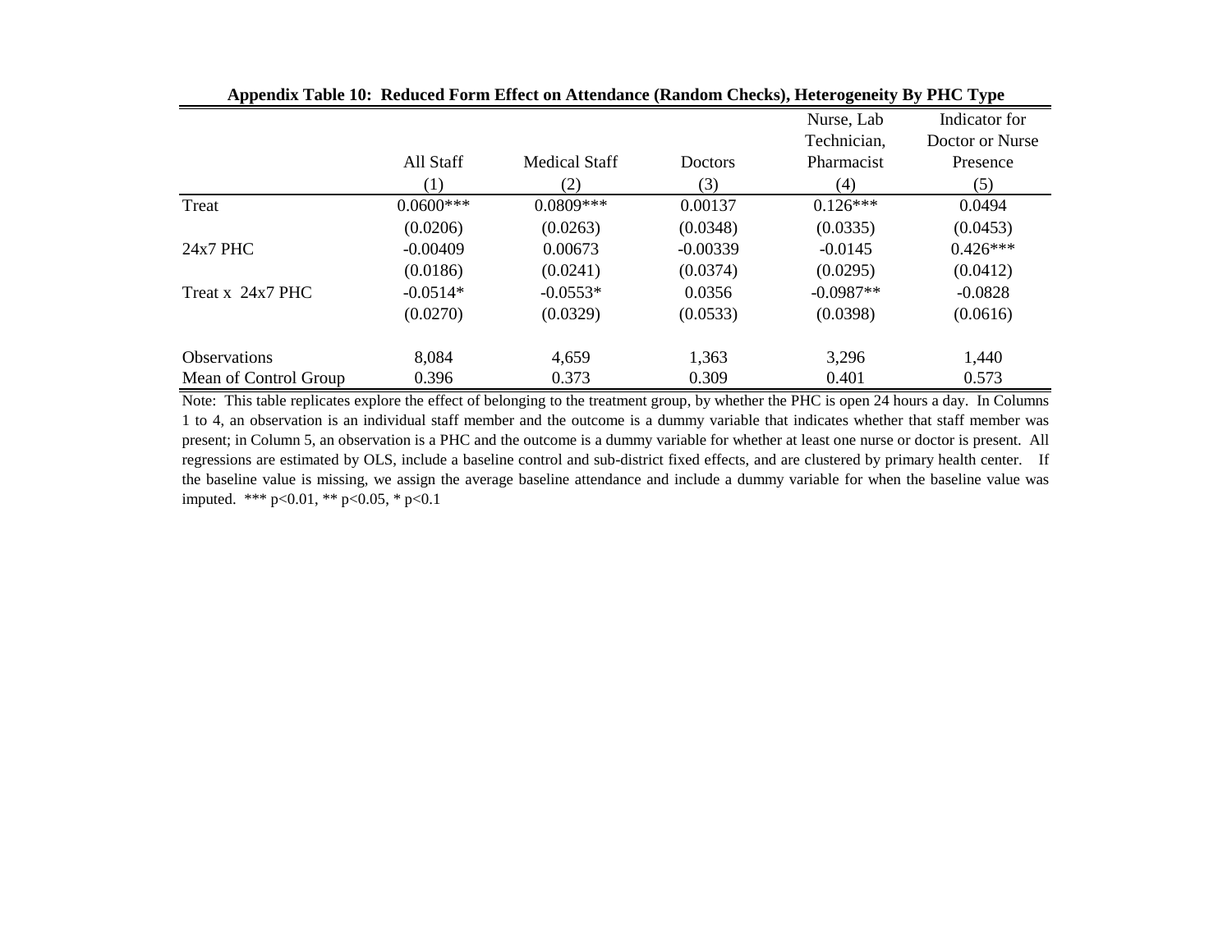**Appendix Table 10: Reduced Form Effect on Attendance (Random Checks), Heterogeneity By PHC Type**

| | All Staff | Medical Staff | Doctors | Nurse, Lab Technician, Pharmacist | Indicator for Doctor or Nurse Presence |
|---|---|---|---|---|---|
| | (1) | (2) | (3) | (4) | (5) |
| Treat | 0.0600*** | 0.0809*** | 0.00137 | 0.126*** | 0.0494 |
| | (0.0206) | (0.0263) | (0.0348) | (0.0335) | (0.0453) |
| 24x7 PHC | -0.00409 | 0.00673 | -0.00339 | -0.0145 | 0.426*** |
| | (0.0186) | (0.0241) | (0.0374) | (0.0295) | (0.0412) |
| Treat x 24x7 PHC | -0.0514* | -0.0553* | 0.0356 | -0.0987** | -0.0828 |
| | (0.0270) | (0.0329) | (0.0533) | (0.0398) | (0.0616) |
| Observations | 8,084 | 4,659 | 1,363 | 3,296 | 1,440 |
| Mean of Control Group | 0.396 | 0.373 | 0.309 | 0.401 | 0.573 |

Note: This table replicates explore the effect of belonging to the treatment group, by whether the PHC is open 24 hours a day. In Columns 1 to 4, an observation is an individual staff member and the outcome is a dummy variable that indicates whether that staff member was present; in Column 5, an observation is a PHC and the outcome is a dummy variable for whether at least one nurse or doctor is present. All regressions are estimated by OLS, include a baseline control and sub-district fixed effects, and are clustered by primary health center. If the baseline value is missing, we assign the average baseline attendance and include a dummy variable for when the baseline value was imputed. *** p<0.01, ** p<0.05, * p<0.1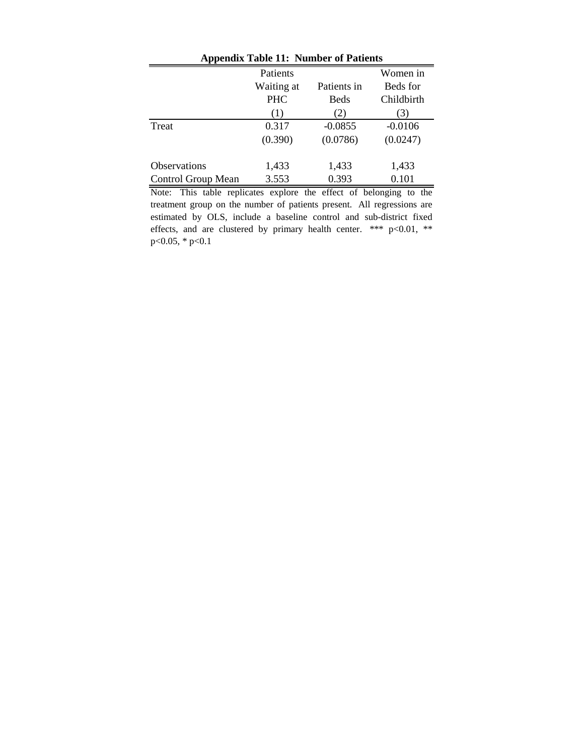**Appendix Table 11: Number of Patients**

| | Patients Waiting at PHC | Patients in Beds | Women in Beds for Childbirth |
|---|---|---|---|
| | (1) | (2) | (3) |
| Treat | 0.317 | -0.0855 | -0.0106 |
| | (0.390) | (0.0786) | (0.0247) |
| Observations | 1,433 | 1,433 | 1,433 |
| Control Group Mean | 3.553 | 0.393 | 0.101 |

Note: This table replicates explore the effect of belonging to the treatment group on the number of patients present. All regressions are estimated by OLS, include a baseline control and sub-district fixed effects, and are clustered by primary health center. *** p<0.01, ** p<0.05, * p<0.1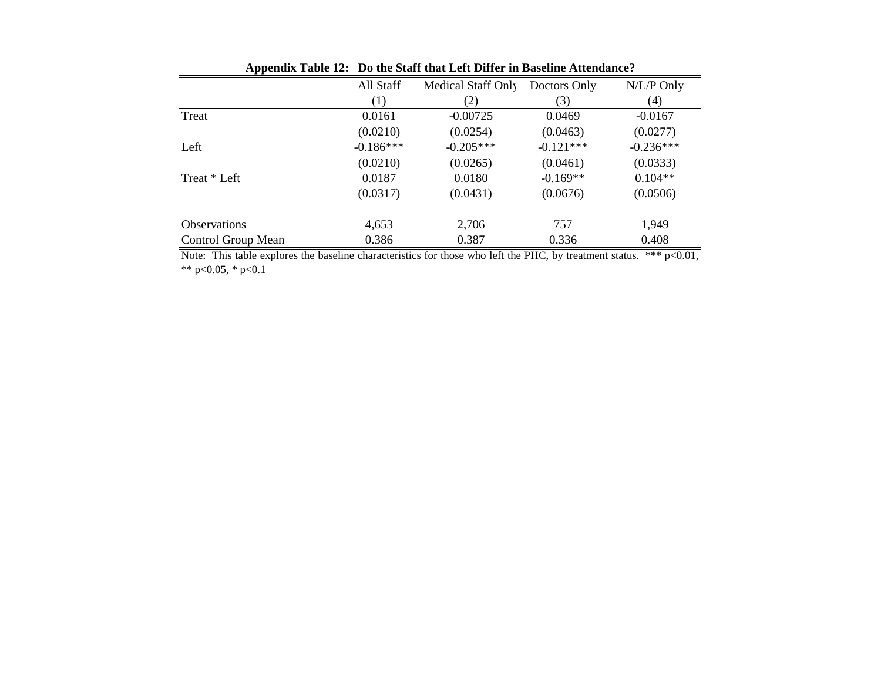**Appendix Table 12: Do the Staff that Left Differ in Baseline Attendance?**

| | All Staff | Medical Staff Only | Doctors Only | N/L/P Only |
|---|---|---|---|---|
| | (1) | (2) | (3) | (4) |
| Treat | 0.0161 | -0.00725 | 0.0469 | -0.0167 |
| | (0.0210) | (0.0254) | (0.0463) | (0.0277) |
| Left | -0.186*** | -0.205*** | -0.121*** | -0.236*** |
| | (0.0210) | (0.0265) | (0.0461) | (0.0333) |
| Treat * Left | 0.0187 | 0.0180 | -0.169** | 0.104** |
| | (0.0317) | (0.0431) | (0.0676) | (0.0506) |
| | | | | |
| Observations | 4,653 | 2,706 | 757 | 1,949 |
| Control Group Mean | 0.386 | 0.387 | 0.336 | 0.408 |

Note: This table explores the baseline characteristics for those who left the PHC, by treatment status. *** p<0.01, ** p<0.05, * p<0.1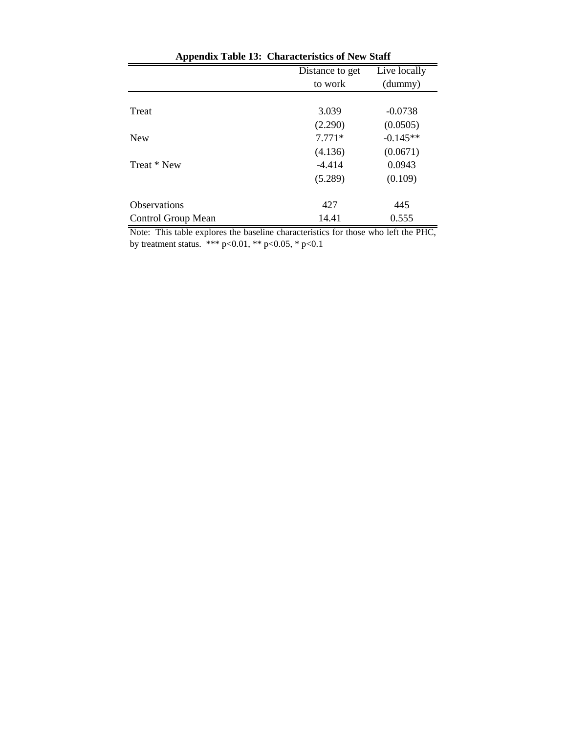**Appendix Table 13: Characteristics of New Staff**

| | Distance to get to work | Live locally (dummy) |
|---|---|---|
| Treat | 3.039 | -0.0738 |
| | (2.290) | (0.0505) |
| New | 7.771* | -0.145** |
| | (4.136) | (0.0671) |
| Treat * New | -4.414 | 0.0943 |
| | (5.289) | (0.109) |
| Observations | 427 | 445 |
| Control Group Mean | 14.41 | 0.555 |

Note: This table explores the baseline characteristics for those who left the PHC, by treatment status. *** $p<0.01$, ** $p<0.05$, * $p<0.1$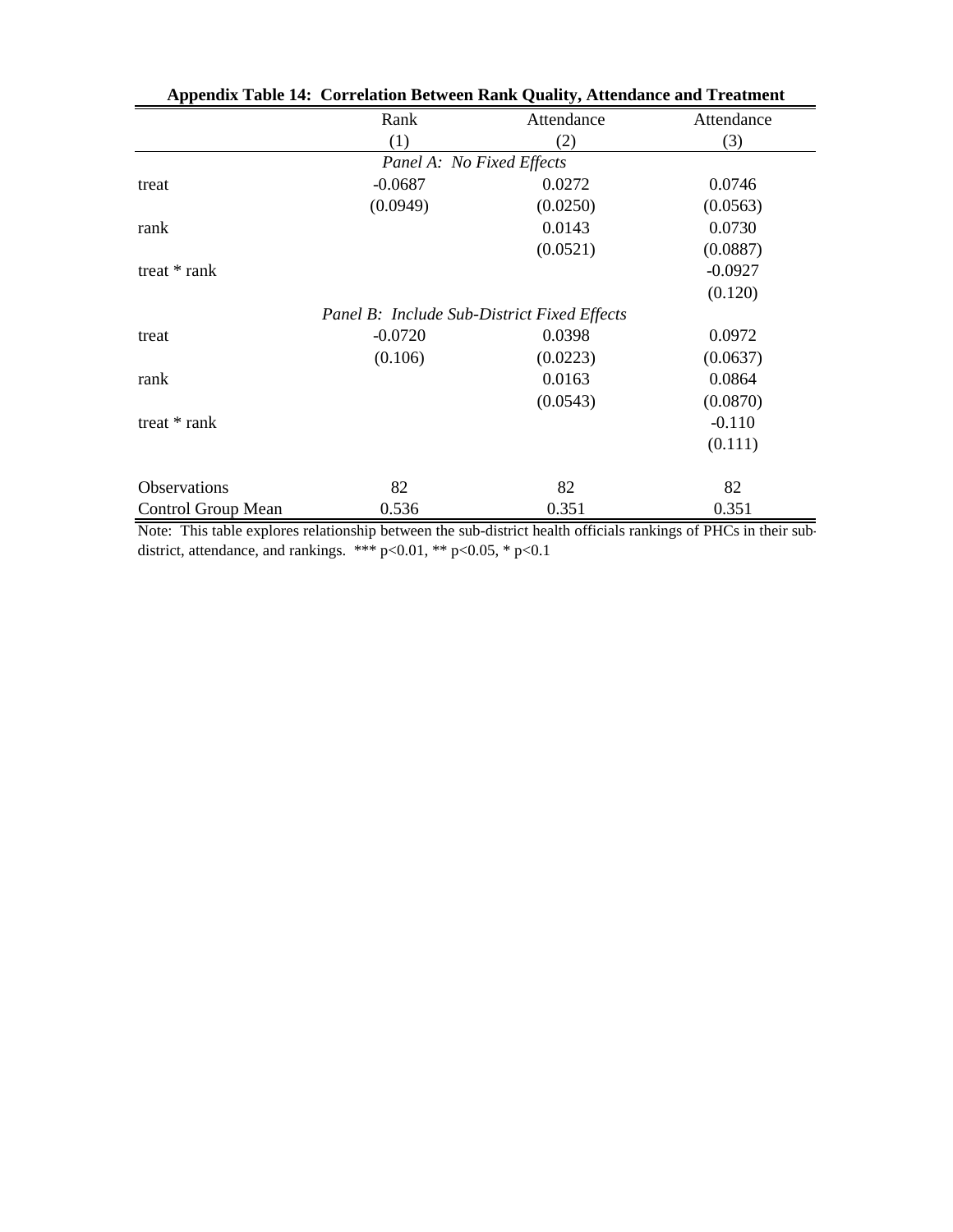**Appendix Table 14: Correlation Between Rank Quality, Attendance and Treatment**

| | Rank | Attendance | Attendance |
|---|---|---|---|
| | (1) | (2) | (3) |
| *Panel A: No Fixed Effects* | | | |
| treat | -0.0687 | 0.0272 | 0.0746 |
| | (0.0949) | (0.0250) | (0.0563) |
| rank | | 0.0143 | 0.0730 |
| | | (0.0521) | (0.0887) |
| treat * rank | | | -0.0927 |
| | | | (0.120) |
| *Panel B: Include Sub-District Fixed Effects* | | | |
| treat | -0.0720 | 0.0398 | 0.0972 |
| | (0.106) | (0.0223) | (0.0637) |
| rank | | 0.0163 | 0.0864 |
| | | (0.0543) | (0.0870) |
| treat * rank | | | -0.110 |
| | | | (0.111) |
| Observations | 82 | 82 | 82 |
| Control Group Mean | 0.536 | 0.351 | 0.351 |

Note: This table explores relationship between the sub-district health officials rankings of PHCs in their sub-district, attendance, and rankings. *** p<0.01, ** p<0.05, * p<0.1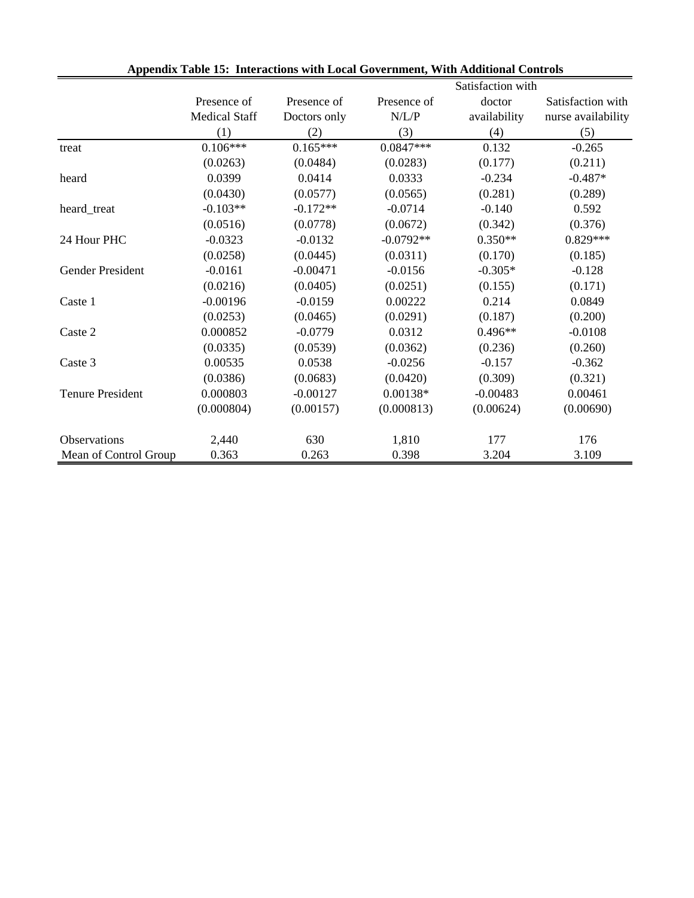**Appendix Table 15: Interactions with Local Government, With Additional Controls**

| | Presence of Medical Staff | Presence of Doctors only | Presence of N/L/P | Satisfaction with doctor availability | Satisfaction with nurse availability |
|---|---|---|---|---|---|
| | (1) | (2) | (3) | (4) | (5) |
| treat | 0.106*** | 0.165*** | 0.0847*** | 0.132 | -0.265 |
| | (0.0263) | (0.0484) | (0.0283) | (0.177) | (0.211) |
| heard | 0.0399 | 0.0414 | 0.0333 | -0.234 | -0.487* |
| | (0.0430) | (0.0577) | (0.0565) | (0.281) | (0.289) |
| heard_treat | -0.103** | -0.172** | -0.0714 | -0.140 | 0.592 |
| | (0.0516) | (0.0778) | (0.0672) | (0.342) | (0.376) |
| 24 Hour PHC | -0.0323 | -0.0132 | -0.0792** | 0.350** | 0.829*** |
| | (0.0258) | (0.0445) | (0.0311) | (0.170) | (0.185) |
| Gender President | -0.0161 | -0.00471 | -0.0156 | -0.305* | -0.128 |
| | (0.0216) | (0.0405) | (0.0251) | (0.155) | (0.171) |
| Caste 1 | -0.00196 | -0.0159 | 0.00222 | 0.214 | 0.0849 |
| | (0.0253) | (0.0465) | (0.0291) | (0.187) | (0.200) |
| Caste 2 | 0.000852 | -0.0779 | 0.0312 | 0.496** | -0.0108 |
| | (0.0335) | (0.0539) | (0.0362) | (0.236) | (0.260) |
| Caste 3 | 0.00535 | 0.0538 | -0.0256 | -0.157 | -0.362 |
| | (0.0386) | (0.0683) | (0.0420) | (0.309) | (0.321) |
| Tenure President | 0.000803 | -0.00127 | 0.00138* | -0.00483 | 0.00461 |
| | (0.000804) | (0.00157) | (0.000813) | (0.00624) | (0.00690) |
| Observations | 2,440 | 630 | 1,810 | 177 | 176 |
| Mean of Control Group | 0.363 | 0.263 | 0.398 | 3.204 | 3.109 |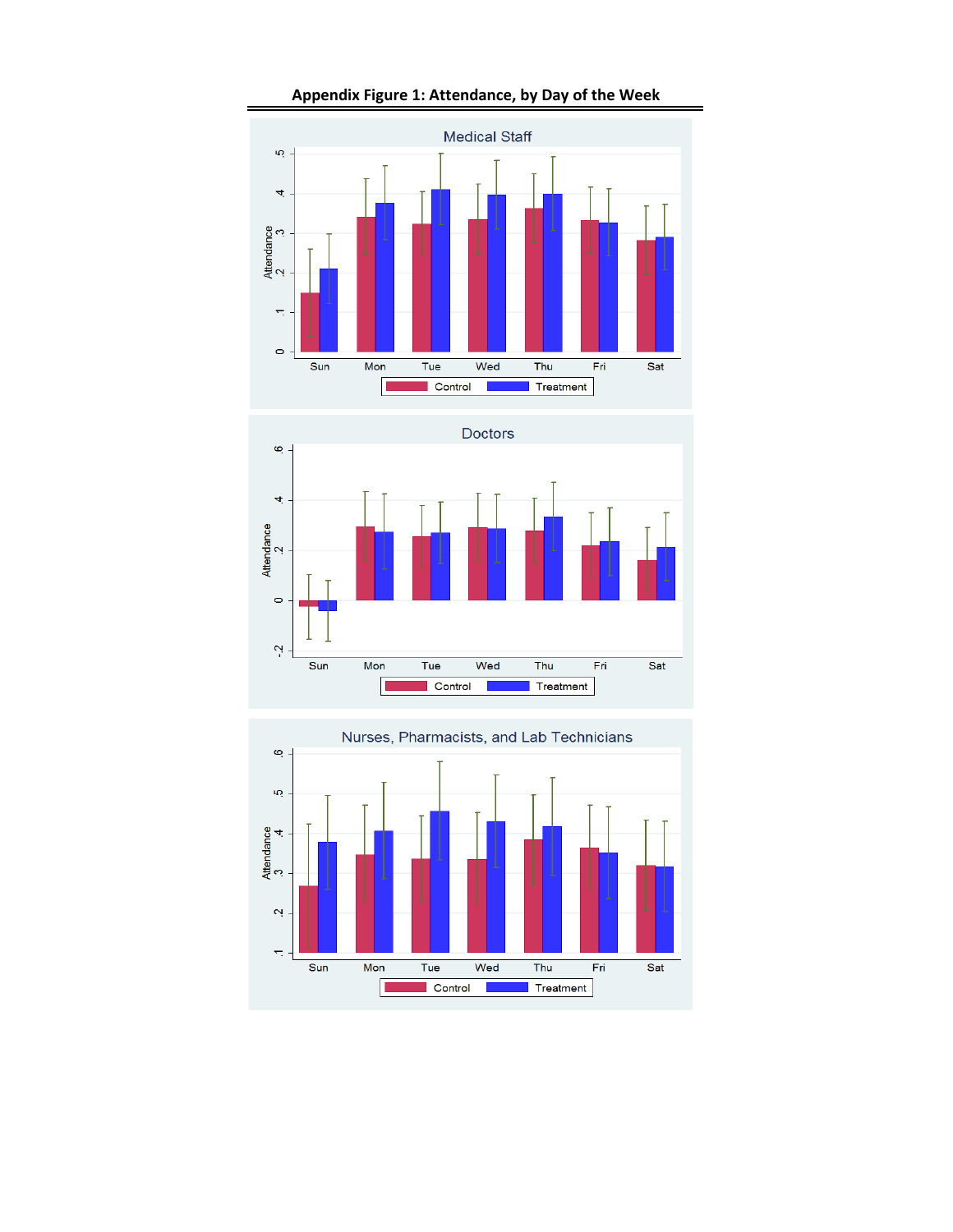**Appendix Figure 1: Attendance, by Day of the Week**

Medical Staff

Attendance

0
.1
.2
.3
.4
.5

Sun Mon Tue Wed Thu Fri Sat

Control Treatment

Doctors

Attendance

-.2
0
.2
.4
.6

Sun Mon Tue Wed Thu Fri Sat

Control Treatment

Nurses, Pharmacists, and Lab Technicians

Attendance

.1
.2
.3
.4
.5
.6

Sun Mon Tue Wed Thu Fri Sat

Control Treatment